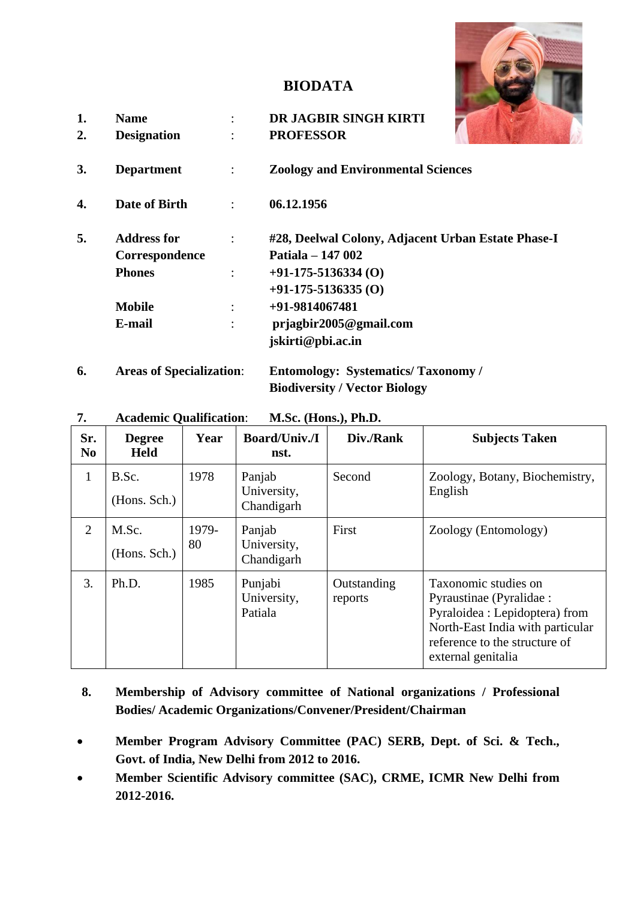# BIODATA

1. **Name** : **DR JAGBIR SINGH KIRTI**
2. **Designation** : **PROFESSOR**
3. **Department** : **Zoology and Environmental Sciences**
4. **Date of Birth** : **06.12.1956**
5. **Address for Correspondence** : **#28, Deelwal Colony, Adjacent Urban Estate Phase-I Patiala – 147 002**

   **Phones** : **+91-175-5136334 (O)**
   **+91-175-5136335 (O)**

   **Mobile** : **+91-9814067481**

   **E-mail** : **prjagbir2005@gmail.com**
   **jskirti@pbi.ac.in**

6. **Areas of Specialization**: **Entomology: Systematics/ Taxonomy / Biodiversity / Vector Biology**
7. **Academic Qualification**: **M.Sc. (Hons.), Ph.D.**

| Sr. No | Degree Held | Year | Board/Univ./Inst. | Div./Rank | Subjects Taken |
|---|---|---|---|---|---|
| 1 | B.Sc. (Hons. Sch.) | 1978 | Panjab University, Chandigarh | Second | Zoology, Botany, Biochemistry, English |
| 2 | M.Sc. (Hons. Sch.) | 1979-80 | Panjab University, Chandigarh | First | Zoology (Entomology) |
| 3. | Ph.D. | 1985 | Punjabi University, Patiala | Outstanding reports | Taxonomic studies on Pyraustinae (Pyralidae : Pyraloidea : Lepidoptera) from North-East India with particular reference to the structure of external genitalia |

8. **Membership of Advisory committee of National organizations / Professional Bodies/ Academic Organizations/Convener/President/Chairman**

- **Member Program Advisory Committee (PAC) SERB, Dept. of Sci. & Tech., Govt. of India, New Delhi from 2012 to 2016.**
- **Member Scientific Advisory committee (SAC), CRME, ICMR New Delhi from 2012-2016.**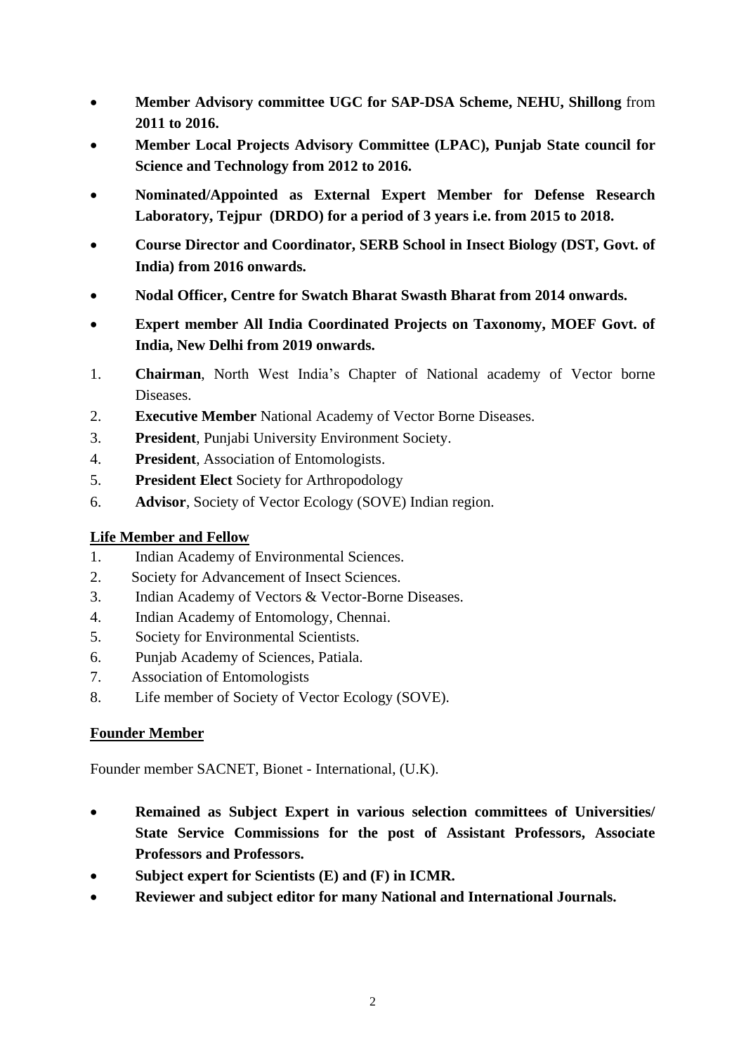- **Member Advisory committee UGC for SAP-DSA Scheme, NEHU, Shillong** from **2011 to 2016.**
- **Member Local Projects Advisory Committee (LPAC), Punjab State council for Science and Technology from 2012 to 2016.**
- **Nominated/Appointed as External Expert Member for Defense Research Laboratory, Tejpur (DRDO) for a period of 3 years i.e. from 2015 to 2018.**
- **Course Director and Coordinator, SERB School in Insect Biology (DST, Govt. of India) from 2016 onwards.**
- **Nodal Officer, Centre for Swatch Bharat Swasth Bharat from 2014 onwards.**
- **Expert member All India Coordinated Projects on Taxonomy, MOEF Govt. of India, New Delhi from 2019 onwards.**

1. **Chairman**, North West India's Chapter of National academy of Vector borne Diseases.
2. **Executive Member** National Academy of Vector Borne Diseases.
3. **President**, Punjabi University Environment Society.
4. **President**, Association of Entomologists.
5. **President Elect** Society for Arthropodology
6. **Advisor**, Society of Vector Ecology (SOVE) Indian region.

## Life Member and Fellow

1. Indian Academy of Environmental Sciences.
2. Society for Advancement of Insect Sciences.
3. Indian Academy of Vectors & Vector-Borne Diseases.
4. Indian Academy of Entomology, Chennai.
5. Society for Environmental Scientists.
6. Punjab Academy of Sciences, Patiala.
7. Association of Entomologists
8. Life member of Society of Vector Ecology (SOVE).

## Founder Member

Founder member SACNET, Bionet - International, (U.K).

- **Remained as Subject Expert in various selection committees of Universities/ State Service Commissions for the post of Assistant Professors, Associate Professors and Professors.**
- **Subject expert for Scientists (E) and (F) in ICMR.**
- **Reviewer and subject editor for many National and International Journals.**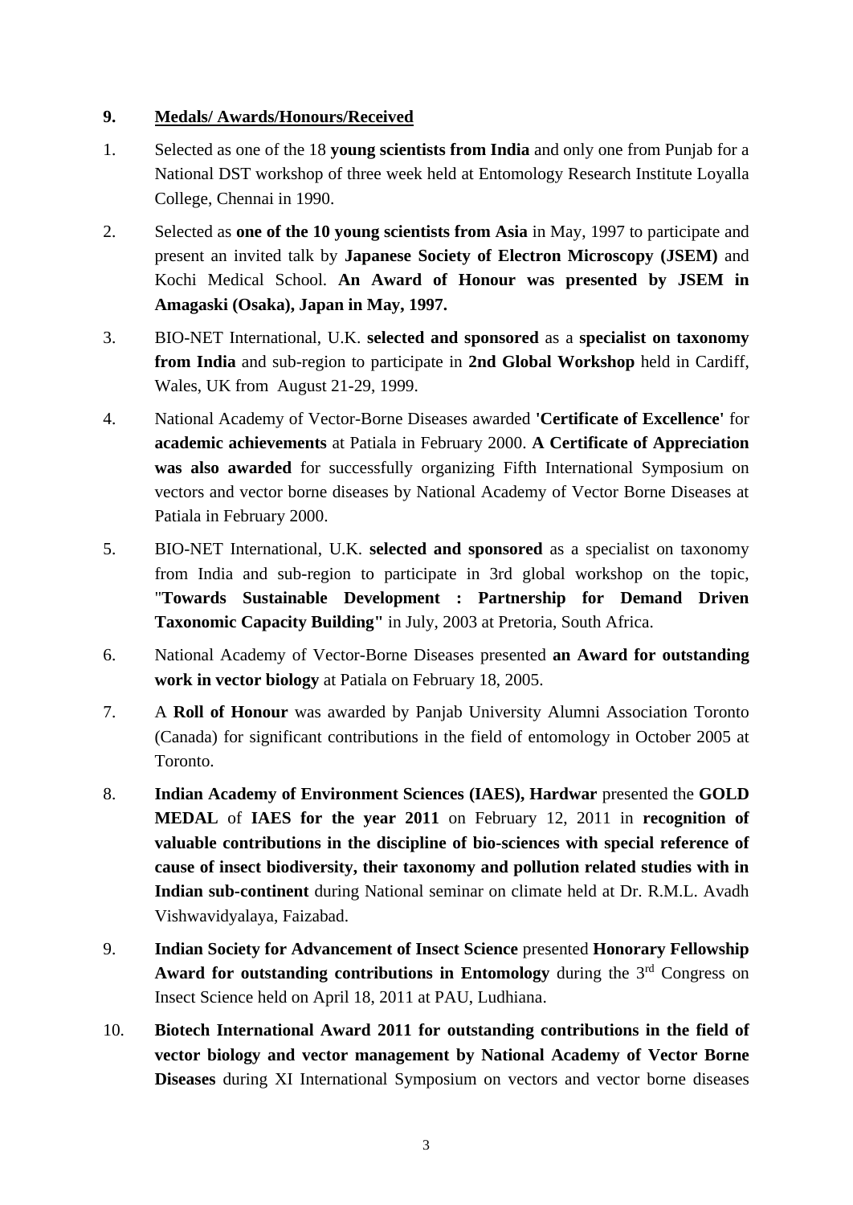**9. Medals/ Awards/Honours/Received**

1. Selected as one of the 18 **young scientists from India** and only one from Punjab for a National DST workshop of three week held at Entomology Research Institute Loyalla College, Chennai in 1990.

2. Selected as **one of the 10 young scientists from Asia** in May, 1997 to participate and present an invited talk by **Japanese Society of Electron Microscopy (JSEM)** and Kochi Medical School. **An Award of Honour was presented by JSEM in Amagaski (Osaka), Japan in May, 1997.**

3. BIO-NET International, U.K. **selected and sponsored** as a **specialist on taxonomy from India** and sub-region to participate in **2nd Global Workshop** held in Cardiff, Wales, UK from August 21-29, 1999.

4. National Academy of Vector-Borne Diseases awarded **'Certificate of Excellence'** for **academic achievements** at Patiala in February 2000. **A Certificate of Appreciation was also awarded** for successfully organizing Fifth International Symposium on vectors and vector borne diseases by National Academy of Vector Borne Diseases at Patiala in February 2000.

5. BIO-NET International, U.K. **selected and sponsored** as a specialist on taxonomy from India and sub-region to participate in 3rd global workshop on the topic, "**Towards Sustainable Development : Partnership for Demand Driven Taxonomic Capacity Building"** in July, 2003 at Pretoria, South Africa.

6. National Academy of Vector-Borne Diseases presented **an Award for outstanding work in vector biology** at Patiala on February 18, 2005.

7. A **Roll of Honour** was awarded by Panjab University Alumni Association Toronto (Canada) for significant contributions in the field of entomology in October 2005 at Toronto.

8. **Indian Academy of Environment Sciences (IAES), Hardwar** presented the **GOLD MEDAL** of **IAES for the year 2011** on February 12, 2011 in **recognition of valuable contributions in the discipline of bio-sciences with special reference of cause of insect biodiversity, their taxonomy and pollution related studies with in Indian sub-continent** during National seminar on climate held at Dr. R.M.L. Avadh Vishwavidyalaya, Faizabad.

9. **Indian Society for Advancement of Insect Science** presented **Honorary Fellowship Award for outstanding contributions in Entomology** during the 3rd Congress on Insect Science held on April 18, 2011 at PAU, Ludhiana.

10. **Biotech International Award 2011 for outstanding contributions in the field of vector biology and vector management by National Academy of Vector Borne Diseases** during XI International Symposium on vectors and vector borne diseases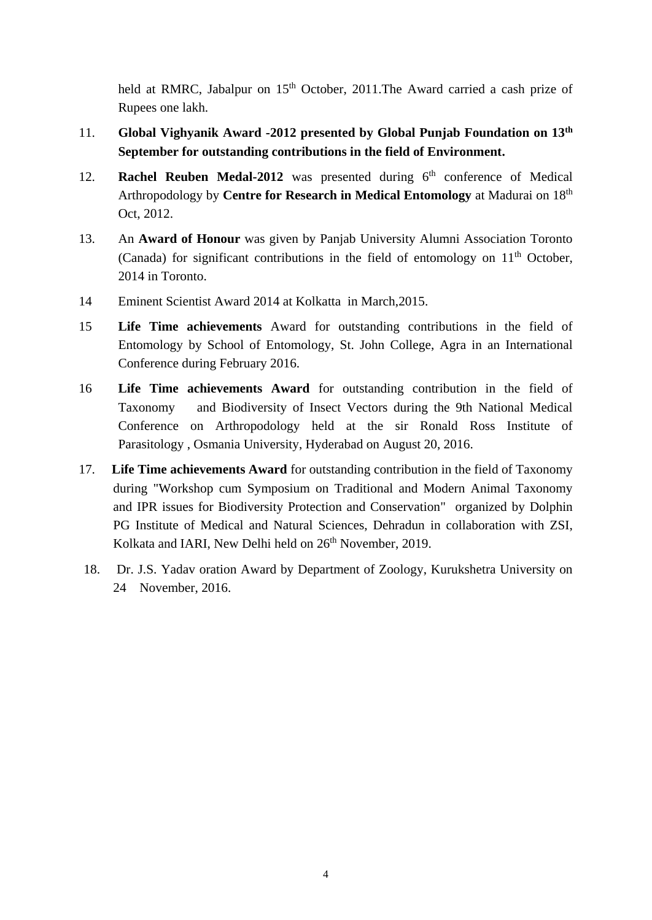held at RMRC, Jabalpur on 15th October, 2011.The Award carried a cash prize of Rupees one lakh.

11. **Global Vighyanik Award -2012 presented by Global Punjab Foundation on 13th September for outstanding contributions in the field of Environment.**

12. **Rachel Reuben Medal-2012** was presented during 6th conference of Medical Arthropodology by **Centre for Research in Medical Entomology** at Madurai on 18th Oct, 2012.

13. An **Award of Honour** was given by Panjab University Alumni Association Toronto (Canada) for significant contributions in the field of entomology on 11th October, 2014 in Toronto.

14 Eminent Scientist Award 2014 at Kolkatta in March,2015.

15 **Life Time achievements** Award for outstanding contributions in the field of Entomology by School of Entomology, St. John College, Agra in an International Conference during February 2016.

16 **Life Time achievements Award** for outstanding contribution in the field of Taxonomy and Biodiversity of Insect Vectors during the 9th National Medical Conference on Arthropodology held at the sir Ronald Ross Institute of Parasitology , Osmania University, Hyderabad on August 20, 2016.

17. **Life Time achievements Award** for outstanding contribution in the field of Taxonomy during "Workshop cum Symposium on Traditional and Modern Animal Taxonomy and IPR issues for Biodiversity Protection and Conservation" organized by Dolphin PG Institute of Medical and Natural Sciences, Dehradun in collaboration with ZSI, Kolkata and IARI, New Delhi held on 26th November, 2019.

18. Dr. J.S. Yadav oration Award by Department of Zoology, Kurukshetra University on 24 November, 2016.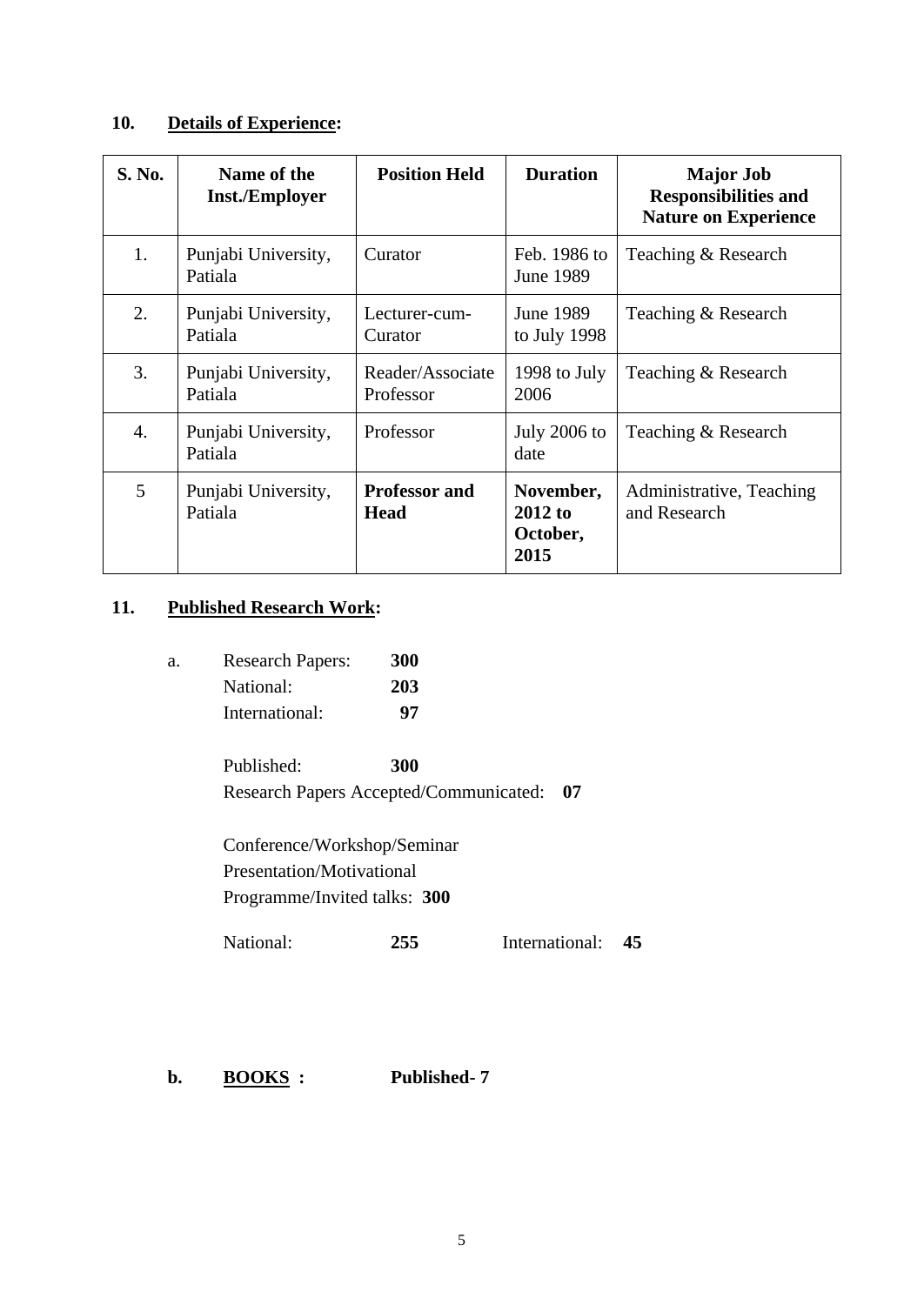**10. <u>Details of Experience</u>:**

| S. No. | Name of the Inst./Employer | Position Held | Duration | Major Job Responsibilities and Nature on Experience |
|---|---|---|---|---|
| 1. | Punjabi University, Patiala | Curator | Feb. 1986 to June 1989 | Teaching & Research |
| 2. | Punjabi University, Patiala | Lecturer-cum-Curator | June 1989 to July 1998 | Teaching & Research |
| 3. | Punjabi University, Patiala | Reader/Associate Professor | 1998 to July 2006 | Teaching & Research |
| 4. | Punjabi University, Patiala | Professor | July 2006 to date | Teaching & Research |
| 5 | Punjabi University, Patiala | **Professor and Head** | **November, 2012 to October, 2015** | Administrative, Teaching and Research |

**11. <u>Published Research Work</u>:**

a. Research Papers: **300**
National: **203**
International: **97**

Published: **300**
Research Papers Accepted/Communicated: **07**

Conference/Workshop/Seminar
Presentation/Motivational
Programme/Invited talks: **300**

National: **255** International: **45**

**b. <u>BOOKS</u> : Published- 7**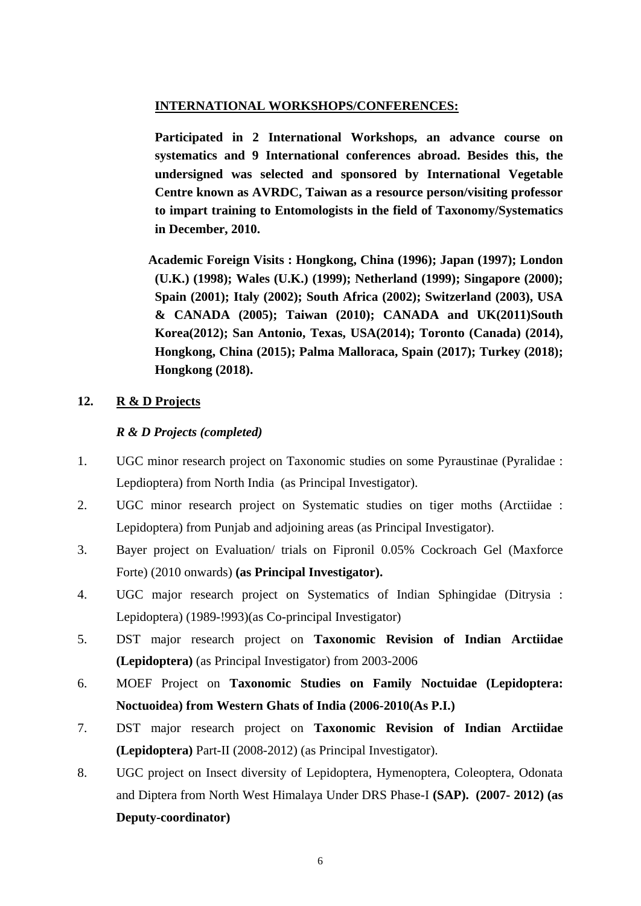**INTERNATIONAL WORKSHOPS/CONFERENCES:**

**Participated in 2 International Workshops, an advance course on systematics and 9 International conferences abroad. Besides this, the undersigned was selected and sponsored by International Vegetable Centre known as AVRDC, Taiwan as a resource person/visiting professor to impart training to Entomologists in the field of Taxonomy/Systematics in December, 2010.**

**Academic Foreign Visits : Hongkong, China (1996); Japan (1997); London (U.K.) (1998); Wales (U.K.) (1999); Netherland (1999); Singapore (2000); Spain (2001); Italy (2002); South Africa (2002); Switzerland (2003), USA & CANADA (2005); Taiwan (2010); CANADA and UK(2011)South Korea(2012); San Antonio, Texas, USA(2014); Toronto (Canada) (2014), Hongkong, China (2015); Palma Malloraca, Spain (2017); Turkey (2018); Hongkong (2018).**

## 12. R & D Projects

***R & D Projects (completed)***

1. UGC minor research project on Taxonomic studies on some Pyraustinae (Pyralidae : Lepdioptera) from North India (as Principal Investigator).
2. UGC minor research project on Systematic studies on tiger moths (Arctiidae : Lepidoptera) from Punjab and adjoining areas (as Principal Investigator).
3. Bayer project on Evaluation/ trials on Fipronil 0.05% Cockroach Gel (Maxforce Forte) (2010 onwards) **(as Principal Investigator).**
4. UGC major research project on Systematics of Indian Sphingidae (Ditrysia : Lepidoptera) (1989-!993)(as Co-principal Investigator)
5. DST major research project on **Taxonomic Revision of Indian Arctiidae (Lepidoptera)** (as Principal Investigator) from 2003-2006
6. MOEF Project on **Taxonomic Studies on Family Noctuidae (Lepidoptera: Noctuoidea) from Western Ghats of India (2006-2010(As P.I.)**
7. DST major research project on **Taxonomic Revision of Indian Arctiidae (Lepidoptera)** Part-II (2008-2012) (as Principal Investigator).
8. UGC project on Insect diversity of Lepidoptera, Hymenoptera, Coleoptera, Odonata and Diptera from North West Himalaya Under DRS Phase-I **(SAP). (2007- 2012) (as Deputy-coordinator)**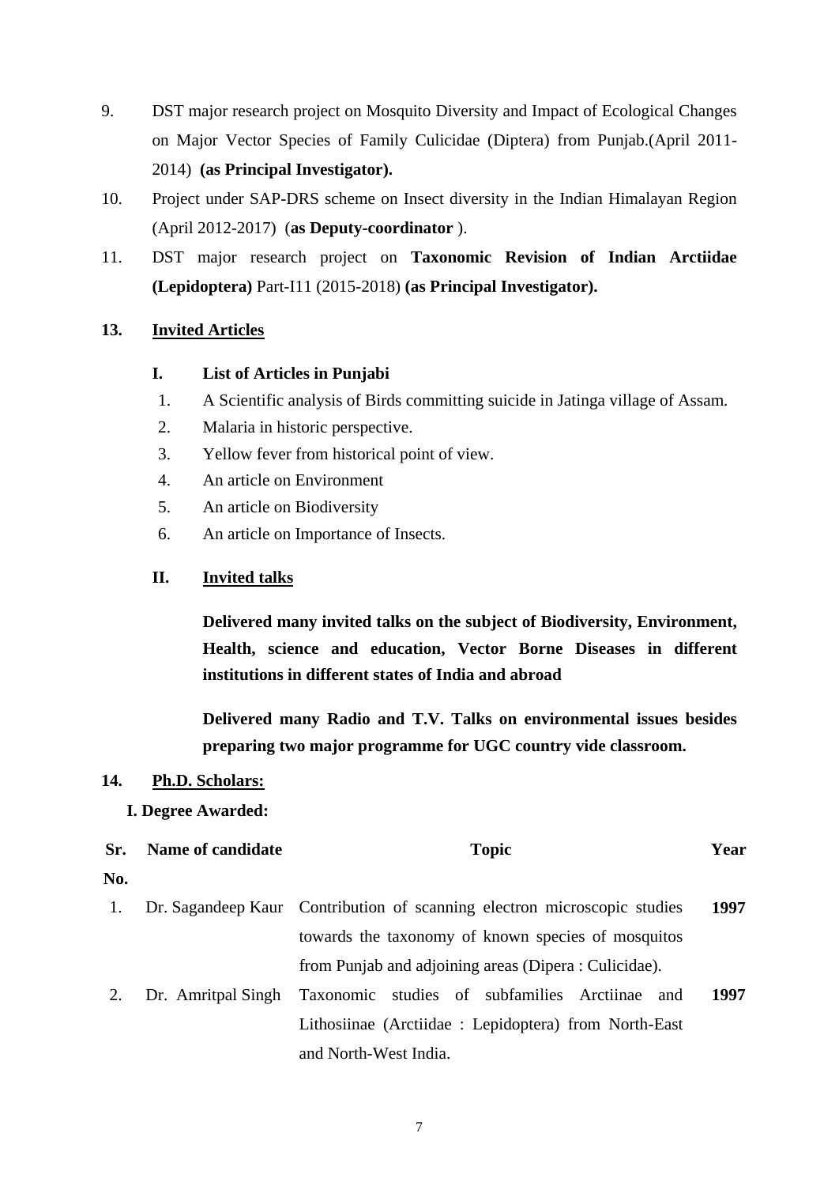9. DST major research project on Mosquito Diversity and Impact of Ecological Changes on Major Vector Species of Family Culicidae (Diptera) from Punjab.(April 2011-2014) **(as Principal Investigator).**
10. Project under SAP-DRS scheme on Insect diversity in the Indian Himalayan Region (April 2012-2017) (**as Deputy-coordinator** ).
11. DST major research project on **Taxonomic Revision of Indian Arctiidae (Lepidoptera)** Part-I11 (2015-2018) **(as Principal Investigator).**

## 13. Invited Articles

### I. List of Articles in Punjabi

1. A Scientific analysis of Birds committing suicide in Jatinga village of Assam.
2. Malaria in historic perspective.
3. Yellow fever from historical point of view.
4. An article on Environment
5. An article on Biodiversity
6. An article on Importance of Insects.

### II. Invited talks

**Delivered many invited talks on the subject of Biodiversity, Environment, Health, science and education, Vector Borne Diseases in different institutions in different states of India and abroad**

**Delivered many Radio and T.V. Talks on environmental issues besides preparing two major programme for UGC country vide classroom.**

## 14. Ph.D. Scholars:

**I. Degree Awarded:**

| Sr. No. | Name of candidate | Topic | Year |
|---|---|---|---|
| 1. | Dr. Sagandeep Kaur | Contribution of scanning electron microscopic studies towards the taxonomy of known species of mosquitos from Punjab and adjoining areas (Dipera : Culicidae). | **1997** |
| 2. | Dr. Amritpal Singh | Taxonomic studies of subfamilies Arctiinae and Lithosiinae (Arctiidae : Lepidoptera) from North-East and North-West India. | **1997** |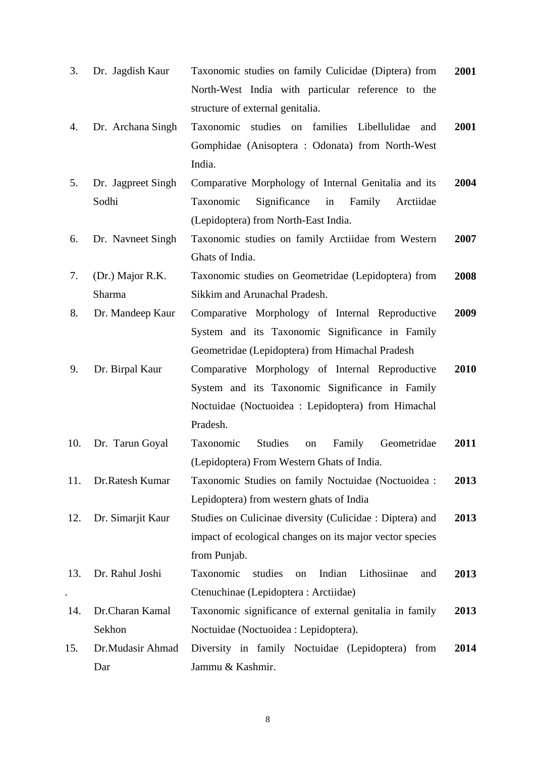| | | | |
|---|---|---|---|
| 3. | Dr. Jagdish Kaur | Taxonomic studies on family Culicidae (Diptera) from North-West India with particular reference to the structure of external genitalia. | **2001** |
| 4. | Dr. Archana Singh | Taxonomic studies on families Libellulidae and Gomphidae (Anisoptera : Odonata) from North-West India. | **2001** |
| 5. | Dr. Jagpreet Singh Sodhi | Comparative Morphology of Internal Genitalia and its Taxonomic Significance in Family Arctiidae (Lepidoptera) from North-East India. | **2004** |
| 6. | Dr. Navneet Singh | Taxonomic studies on family Arctiidae from Western Ghats of India. | **2007** |
| 7. | (Dr.) Major R.K. Sharma | Taxonomic studies on Geometridae (Lepidoptera) from Sikkim and Arunachal Pradesh. | **2008** |
| 8. | Dr. Mandeep Kaur | Comparative Morphology of Internal Reproductive System and its Taxonomic Significance in Family Geometridae (Lepidoptera) from Himachal Pradesh | **2009** |
| 9. | Dr. Birpal Kaur | Comparative Morphology of Internal Reproductive System and its Taxonomic Significance in Family Noctuidae (Noctuoidea : Lepidoptera) from Himachal Pradesh. | **2010** |
| 10. | Dr. Tarun Goyal | Taxonomic Studies on Family Geometridae (Lepidoptera) From Western Ghats of India. | **2011** |
| 11. | Dr.Ratesh Kumar | Taxonomic Studies on family Noctuidae (Noctuoidea : Lepidoptera) from western ghats of India | **2013** |
| 12. | Dr. Simarjit Kaur | Studies on Culicinae diversity (Culicidae : Diptera) and impact of ecological changes on its major vector species from Punjab. | **2013** |
| 13. | Dr. Rahul Joshi | Taxonomic studies on Indian Lithosiinae and Ctenuchinae (Lepidoptera : Arctiidae) | **2013** |
| 14. | Dr.Charan Kamal Sekhon | Taxonomic significance of external genitalia in family Noctuidae (Noctuoidea : Lepidoptera). | **2013** |
| 15. | Dr.Mudasir Ahmad Dar | Diversity in family Noctuidae (Lepidoptera) from Jammu & Kashmir. | **2014** |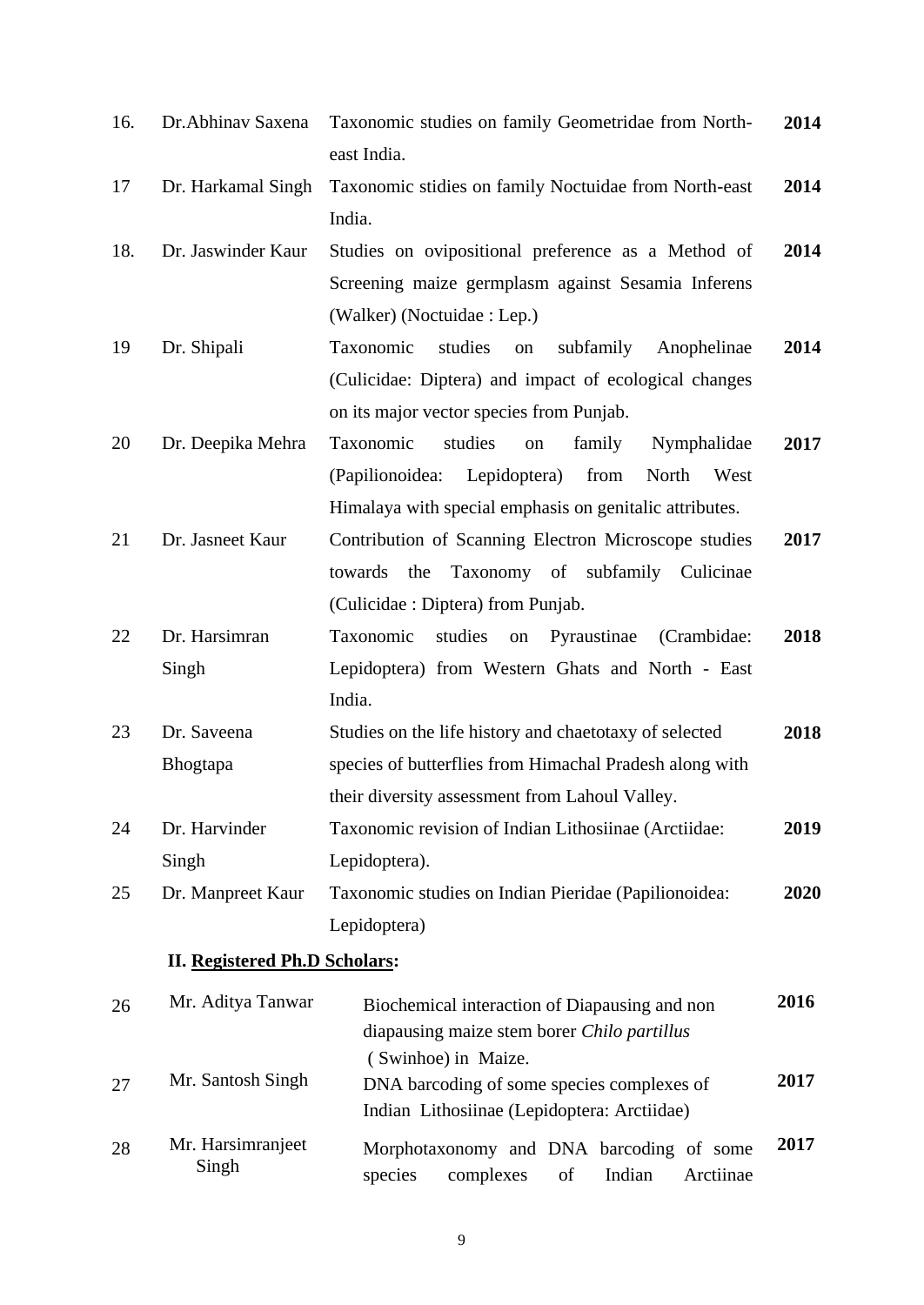| | | | |
|---|---|---|---|
| 16. | Dr.Abhinav Saxena | Taxonomic studies on family Geometridae from North-east India. | **2014** |
| 17 | Dr. Harkamal Singh | Taxonomic stidies on family Noctuidae from North-east India. | **2014** |
| 18. | Dr. Jaswinder Kaur | Studies on ovipositional preference as a Method of Screening maize germplasm against Sesamia Inferens (Walker) (Noctuidae : Lep.) | **2014** |
| 19 | Dr. Shipali | Taxonomic studies on subfamily Anophelinae (Culicidae: Diptera) and impact of ecological changes on its major vector species from Punjab. | **2014** |
| 20 | Dr. Deepika Mehra | Taxonomic studies on family Nymphalidae (Papilionoidea: Lepidoptera) from North West Himalaya with special emphasis on genitalic attributes. | **2017** |
| 21 | Dr. Jasneet Kaur | Contribution of Scanning Electron Microscope studies towards the Taxonomy of subfamily Culicinae (Culicidae : Diptera) from Punjab. | **2017** |
| 22 | Dr. Harsimran Singh | Taxonomic studies on Pyraustinae (Crambidae: Lepidoptera) from Western Ghats and North - East India. | **2018** |
| 23 | Dr. Saveena Bhogtapa | Studies on the life history and chaetotaxy of selected species of butterflies from Himachal Pradesh along with their diversity assessment from Lahoul Valley. | **2018** |
| 24 | Dr. Harvinder Singh | Taxonomic revision of Indian Lithosiinae (Arctiidae: Lepidoptera). | **2019** |
| 25 | Dr. Manpreet Kaur | Taxonomic studies on Indian Pieridae (Papilionoidea: Lepidoptera) | **2020** |

**II. Registered Ph.D Scholars:**

| | | | |
|---|---|---|---|
| 26 | Mr. Aditya Tanwar | Biochemical interaction of Diapausing and non diapausing maize stem borer *Chilo partillus* ( Swinhoe) in Maize. | **2016** |
| 27 | Mr. Santosh Singh | DNA barcoding of some species complexes of Indian Lithosiinae (Lepidoptera: Arctiidae) | **2017** |
| 28 | Mr. Harsimranjeet Singh | Morphotaxonomy and DNA barcoding of some species complexes of Indian Arctiinae | **2017** |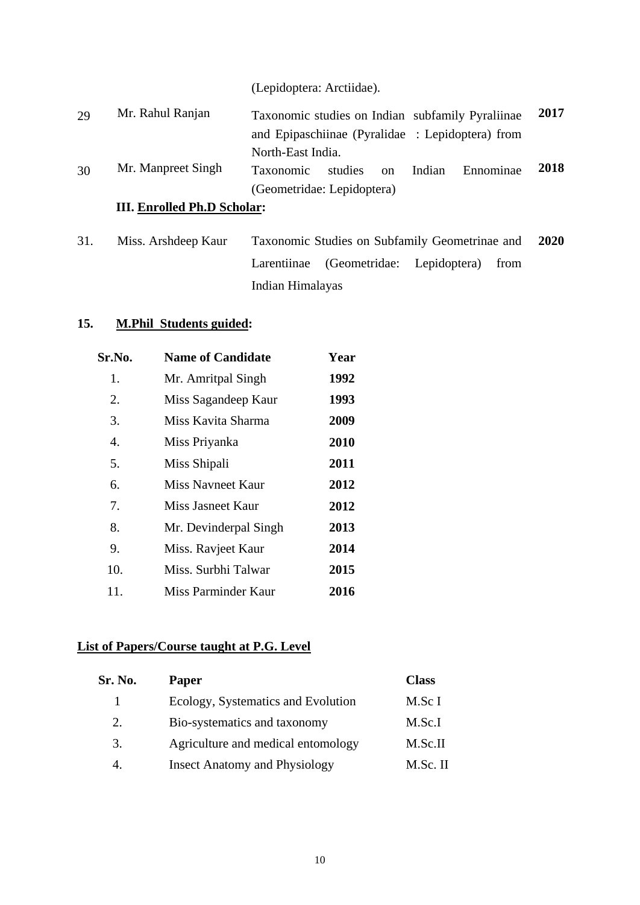| | | (Lepidoptera: Arctiidae). | |
|---|---|---|---|
| 29 | Mr. Rahul Ranjan | Taxonomic studies on Indian subfamily Pyraliinae and Epipaschiinae (Pyralidae : Lepidoptera) from North-East India. | **2017** |
| 30 | Mr. Manpreet Singh | Taxonomic studies on Indian Ennominae (Geometridae: Lepidoptera) | **2018** |

**III. Enrolled Ph.D Scholar:**

| | | | |
|---|---|---|---|
| 31. | Miss. Arshdeep Kaur | Taxonomic Studies on Subfamily Geometrinae and Larentiinae (Geometridae: Lepidoptera) from Indian Himalayas | **2020** |

**15. M.Phil Students guided:**

| Sr.No. | Name of Candidate | Year |
|---|---|---|
| 1. | Mr. Amritpal Singh | **1992** |
| 2. | Miss Sagandeep Kaur | **1993** |
| 3. | Miss Kavita Sharma | **2009** |
| 4. | Miss Priyanka | **2010** |
| 5. | Miss Shipali | **2011** |
| 6. | Miss Navneet Kaur | **2012** |
| 7. | Miss Jasneet Kaur | **2012** |
| 8. | Mr. Devinderpal Singh | **2013** |
| 9. | Miss. Ravjeet Kaur | **2014** |
| 10. | Miss. Surbhi Talwar | **2015** |
| 11. | Miss Parminder Kaur | **2016** |

**List of Papers/Course taught at P.G. Level**

| Sr. No. | Paper | Class |
|---|---|---|
| 1 | Ecology, Systematics and Evolution | M.Sc I |
| 2. | Bio-systematics and taxonomy | M.Sc.I |
| 3. | Agriculture and medical entomology | M.Sc.II |
| 4. | Insect Anatomy and Physiology | M.Sc. II |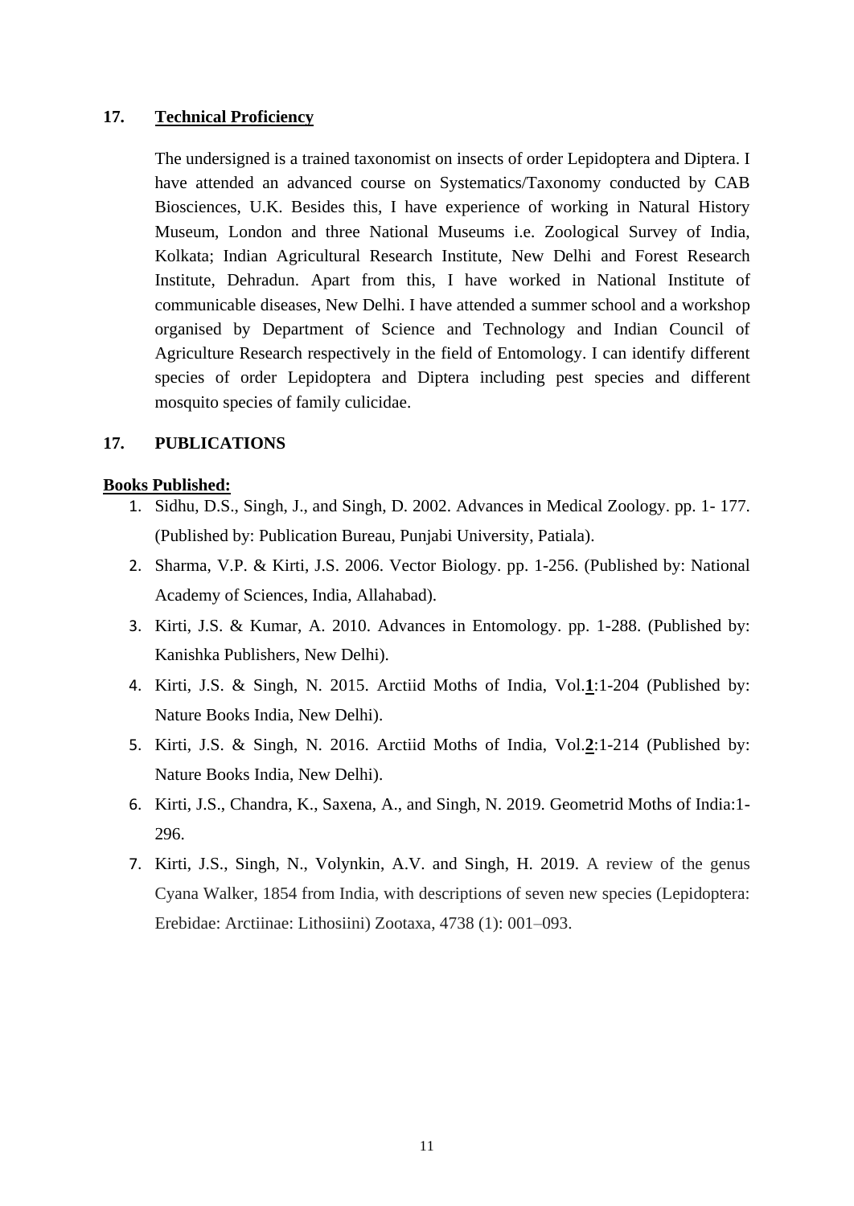## 17. Technical Proficiency

The undersigned is a trained taxonomist on insects of order Lepidoptera and Diptera. I have attended an advanced course on Systematics/Taxonomy conducted by CAB Biosciences, U.K. Besides this, I have experience of working in Natural History Museum, London and three National Museums i.e. Zoological Survey of India, Kolkata; Indian Agricultural Research Institute, New Delhi and Forest Research Institute, Dehradun. Apart from this, I have worked in National Institute of communicable diseases, New Delhi. I have attended a summer school and a workshop organised by Department of Science and Technology and Indian Council of Agriculture Research respectively in the field of Entomology. I can identify different species of order Lepidoptera and Diptera including pest species and different mosquito species of family culicidae.

## 17. PUBLICATIONS

**Books Published:**

1. Sidhu, D.S., Singh, J., and Singh, D. 2002. Advances in Medical Zoology. pp. 1- 177. (Published by: Publication Bureau, Punjabi University, Patiala).
2. Sharma, V.P. & Kirti, J.S. 2006. Vector Biology. pp. 1-256. (Published by: National Academy of Sciences, India, Allahabad).
3. Kirti, J.S. & Kumar, A. 2010. Advances in Entomology. pp. 1-288. (Published by: Kanishka Publishers, New Delhi).
4. Kirti, J.S. & Singh, N. 2015. Arctiid Moths of India, Vol.**1**:1-204 (Published by: Nature Books India, New Delhi).
5. Kirti, J.S. & Singh, N. 2016. Arctiid Moths of India, Vol.**2**:1-214 (Published by: Nature Books India, New Delhi).
6. Kirti, J.S., Chandra, K., Saxena, A., and Singh, N. 2019. Geometrid Moths of India:1-296.
7. Kirti, J.S., Singh, N., Volynkin, A.V. and Singh, H. 2019. A review of the genus Cyana Walker, 1854 from India, with descriptions of seven new species (Lepidoptera: Erebidae: Arctiinae: Lithosiini) Zootaxa, 4738 (1): 001–093.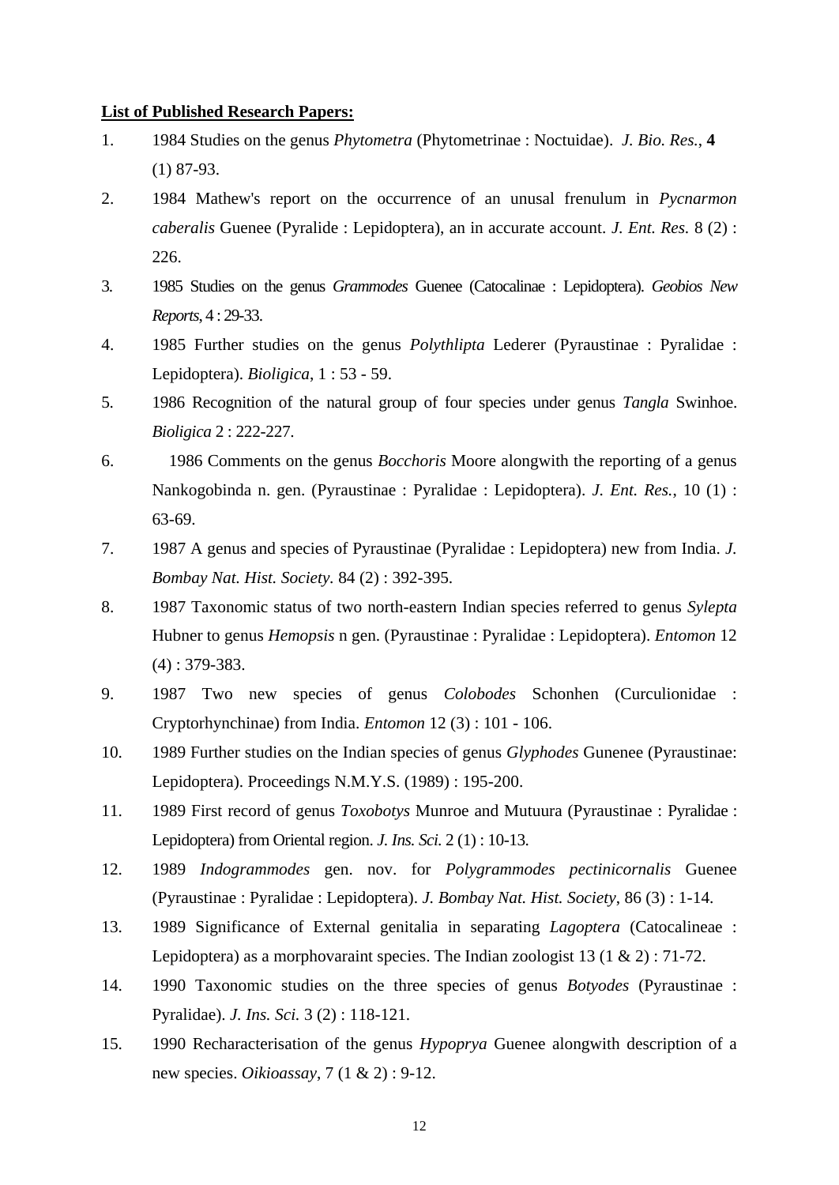**List of Published Research Papers:**

1. 1984 Studies on the genus *Phytometra* (Phytometrinae : Noctuidae). *J. Bio. Res.*, **4** (1) 87-93.
2. 1984 Mathew's report on the occurrence of an unusal frenulum in *Pycnarmon caberalis* Guenee (Pyralide : Lepidoptera), an in accurate account. *J. Ent. Res.* 8 (2) : 226.
3. 1985 Studies on the genus *Grammodes* Guenee (Catocalinae : Lepidoptera). *Geobios New Reports*, 4 : 29-33.
4. 1985 Further studies on the genus *Polythlipta* Lederer (Pyraustinae : Pyralidae : Lepidoptera). *Bioligica*, 1 : 53 - 59.
5. 1986 Recognition of the natural group of four species under genus *Tangla* Swinhoe. *Bioligica* 2 : 222-227.
6. 1986 Comments on the genus *Bocchoris* Moore alongwith the reporting of a genus Nankogobinda n. gen. (Pyraustinae : Pyralidae : Lepidoptera). *J. Ent. Res.*, 10 (1) : 63-69.
7. 1987 A genus and species of Pyraustinae (Pyralidae : Lepidoptera) new from India. *J. Bombay Nat. Hist. Society*. 84 (2) : 392-395.
8. 1987 Taxonomic status of two north-eastern Indian species referred to genus *Sylepta* Hubner to genus *Hemopsis* n gen. (Pyraustinae : Pyralidae : Lepidoptera). *Entomon* 12 (4) : 379-383.
9. 1987 Two new species of genus *Colobodes* Schonhen (Curculionidae : Cryptorhynchinae) from India. *Entomon* 12 (3) : 101 - 106.
10. 1989 Further studies on the Indian species of genus *Glyphodes* Gunenee (Pyraustinae: Lepidoptera). Proceedings N.M.Y.S. (1989) : 195-200.
11. 1989 First record of genus *Toxobotys* Munroe and Mutuura (Pyraustinae : Pyralidae : Lepidoptera) from Oriental region. *J. Ins. Sci.* 2 (1) : 10-13.
12. 1989 *Indogrammodes* gen. nov. for *Polygrammodes pectinicornalis* Guenee (Pyraustinae : Pyralidae : Lepidoptera). *J. Bombay Nat. Hist. Society*, 86 (3) : 1-14.
13. 1989 Significance of External genitalia in separating *Lagoptera* (Catocalineae : Lepidoptera) as a morphovaraint species. The Indian zoologist 13 (1 & 2) : 71-72.
14. 1990 Taxonomic studies on the three species of genus *Botyodes* (Pyraustinae : Pyralidae). *J. Ins. Sci.* 3 (2) : 118-121.
15. 1990 Recharacterisation of the genus *Hypoprya* Guenee alongwith description of a new species. *Oikioassay*, 7 (1 & 2) : 9-12.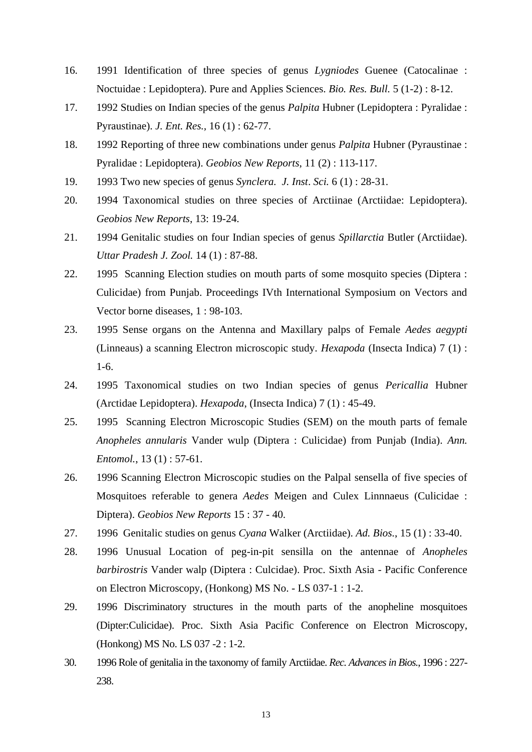16. 1991 Identification of three species of genus *Lygniodes* Guenee (Catocalinae : Noctuidae : Lepidoptera). Pure and Applies Sciences. *Bio. Res. Bull.* 5 (1-2) : 8-12.
17. 1992 Studies on Indian species of the genus *Palpita* Hubner (Lepidoptera : Pyralidae : Pyraustinae). *J. Ent. Res.*, 16 (1) : 62-77.
18. 1992 Reporting of three new combinations under genus *Palpita* Hubner (Pyraustinae : Pyralidae : Lepidoptera). *Geobios New Reports*, 11 (2) : 113-117.
19. 1993 Two new species of genus *Synclera. J. Inst. Sci.* 6 (1) : 28-31.
20. 1994 Taxonomical studies on three species of Arctiinae (Arctiidae: Lepidoptera). *Geobios New Reports*, 13: 19-24.
21. 1994 Genitalic studies on four Indian species of genus *Spillarctia* Butler (Arctiidae). *Uttar Pradesh J. Zool.* 14 (1) : 87-88.
22. 1995 Scanning Election studies on mouth parts of some mosquito species (Diptera : Culicidae) from Punjab. Proceedings IVth International Symposium on Vectors and Vector borne diseases, 1 : 98-103.
23. 1995 Sense organs on the Antenna and Maxillary palps of Female *Aedes aegypti* (Linneaus) a scanning Electron microscopic study. *Hexapoda* (Insecta Indica) 7 (1) : 1-6.
24. 1995 Taxonomical studies on two Indian species of genus *Pericallia* Hubner (Arctidae Lepidoptera). *Hexapoda*, (Insecta Indica) 7 (1) : 45-49.
25. 1995 Scanning Electron Microscopic Studies (SEM) on the mouth parts of female *Anopheles annularis* Vander wulp (Diptera : Culicidae) from Punjab (India). *Ann. Entomol.*, 13 (1) : 57-61.
26. 1996 Scanning Electron Microscopic studies on the Palpal sensella of five species of Mosquitoes referable to genera *Aedes* Meigen and Culex Linnnaeus (Culicidae : Diptera). *Geobios New Reports* 15 : 37 - 40.
27. 1996 Genitalic studies on genus *Cyana* Walker (Arctiidae). *Ad. Bios.*, 15 (1) : 33-40.
28. 1996 Unusual Location of peg-in-pit sensilla on the antennae of *Anopheles barbirostris* Vander walp (Diptera : Culcidae). Proc. Sixth Asia - Pacific Conference on Electron Microscopy, (Honkong) MS No. - LS 037-1 : 1-2.
29. 1996 Discriminatory structures in the mouth parts of the anopheline mosquitoes (Dipter:Culicidae). Proc. Sixth Asia Pacific Conference on Electron Microscopy, (Honkong) MS No. LS 037 -2 : 1-2.
30. 1996 Role of genitalia in the taxonomy of family Arctiidae. *Rec. Advances in Bios.*, 1996 : 227-238.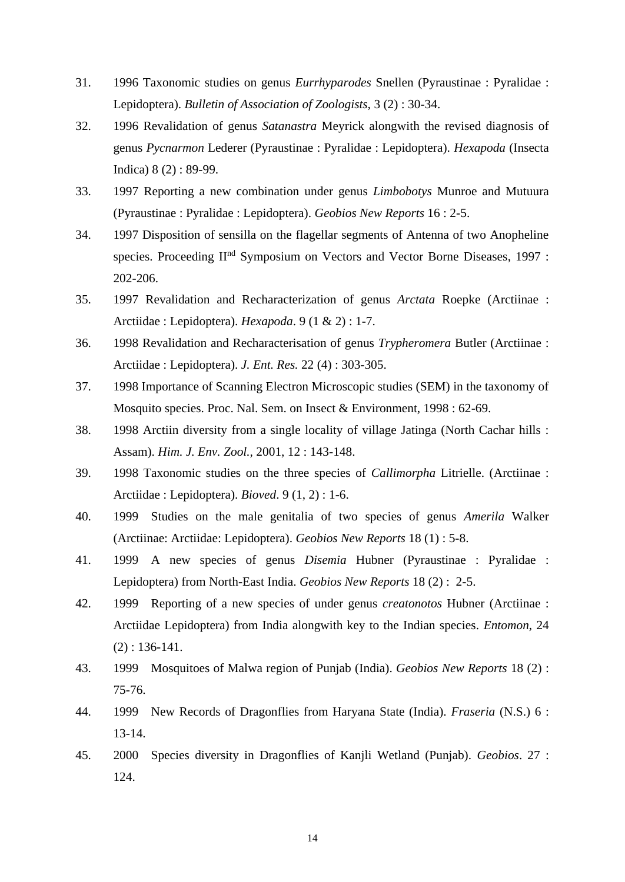31. 1996 Taxonomic studies on genus *Eurrhyparodes* Snellen (Pyraustinae : Pyralidae : Lepidoptera). *Bulletin of Association of Zoologists*, 3 (2) : 30-34.
32. 1996 Revalidation of genus *Satanastra* Meyrick alongwith the revised diagnosis of genus *Pycnarmon* Lederer (Pyraustinae : Pyralidae : Lepidoptera). *Hexapoda* (Insecta Indica) 8 (2) : 89-99.
33. 1997 Reporting a new combination under genus *Limbobotys* Munroe and Mutuura (Pyraustinae : Pyralidae : Lepidoptera). *Geobios New Reports* 16 : 2-5.
34. 1997 Disposition of sensilla on the flagellar segments of Antenna of two Anopheline species. Proceeding II[nd] Symposium on Vectors and Vector Borne Diseases, 1997 : 202-206.
35. 1997 Revalidation and Recharacterization of genus *Arctata* Roepke (Arctiinae : Arctiidae : Lepidoptera). *Hexapoda*. 9 (1 & 2) : 1-7.
36. 1998 Revalidation and Recharacterisation of genus *Trypheromera* Butler (Arctiinae : Arctiidae : Lepidoptera). *J. Ent. Res.* 22 (4) : 303-305.
37. 1998 Importance of Scanning Electron Microscopic studies (SEM) in the taxonomy of Mosquito species. Proc. Nal. Sem. on Insect & Environment, 1998 : 62-69.
38. 1998 Arctiin diversity from a single locality of village Jatinga (North Cachar hills : Assam). *Him. J. Env. Zool.,* 2001, 12 : 143-148.
39. 1998 Taxonomic studies on the three species of *Callimorpha* Litrielle. (Arctiinae : Arctiidae : Lepidoptera). *Bioved*. 9 (1, 2) : 1-6.
40. 1999 Studies on the male genitalia of two species of genus *Amerila* Walker (Arctiinae: Arctiidae: Lepidoptera). *Geobios New Reports* 18 (1) : 5-8.
41. 1999 A new species of genus *Disemia* Hubner (Pyraustinae : Pyralidae : Lepidoptera) from North-East India. *Geobios New Reports* 18 (2) : 2-5.
42. 1999 Reporting of a new species of under genus *creatonotos* Hubner (Arctiinae : Arctiidae Lepidoptera) from India alongwith key to the Indian species. *Entomon*, 24 (2) : 136-141.
43. 1999 Mosquitoes of Malwa region of Punjab (India). *Geobios New Reports* 18 (2) : 75-76.
44. 1999 New Records of Dragonflies from Haryana State (India). *Fraseria* (N.S.) 6 : 13-14.
45. 2000 Species diversity in Dragonflies of Kanjli Wetland (Punjab). *Geobios*. 27 : 124.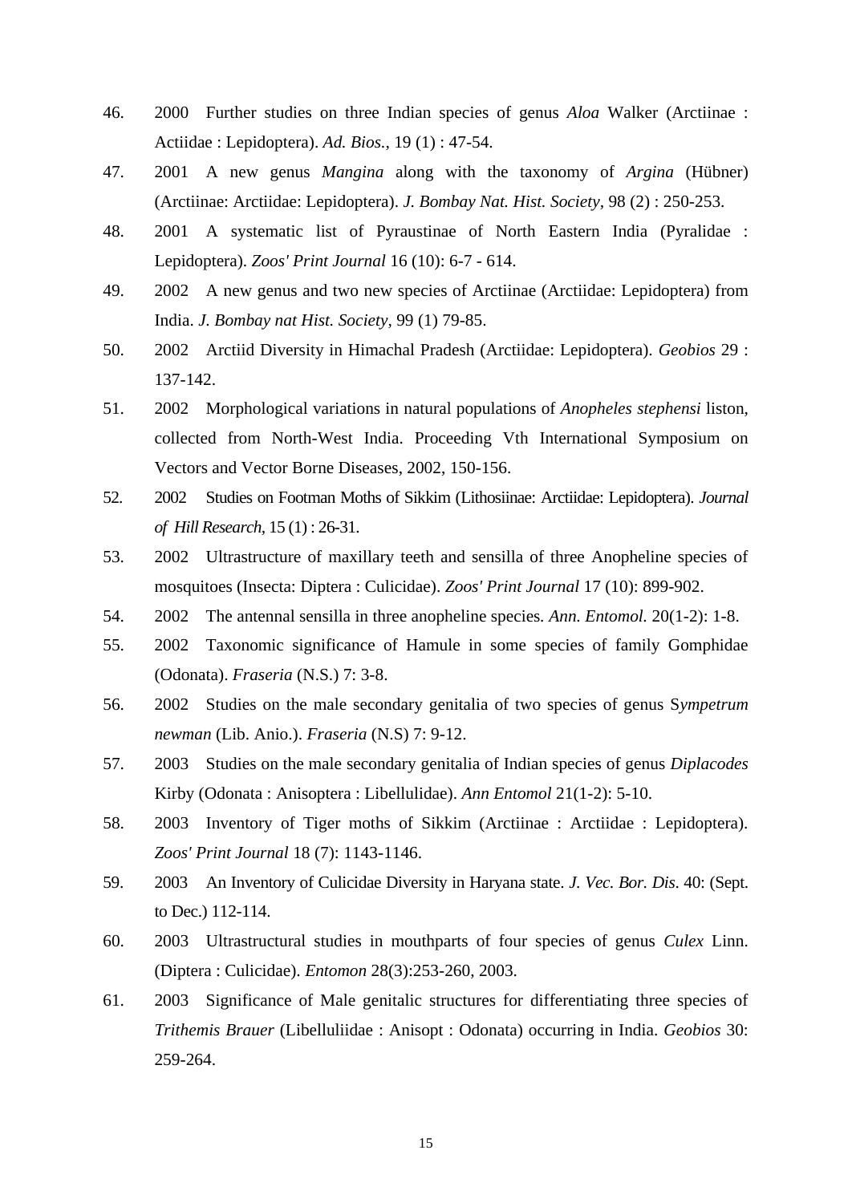46. 2000 Further studies on three Indian species of genus *Aloa* Walker (Arctiinae : Actiidae : Lepidoptera). *Ad. Bios.*, 19 (1) : 47-54.

47. 2001 A new genus *Mangina* along with the taxonomy of *Argina* (Hübner) (Arctiinae: Arctiidae: Lepidoptera). *J. Bombay Nat. Hist. Society*, 98 (2) : 250-253.

48. 2001 A systematic list of Pyraustinae of North Eastern India (Pyralidae : Lepidoptera). *Zoos' Print Journal* 16 (10): 6-7 - 614.

49. 2002 A new genus and two new species of Arctiinae (Arctiidae: Lepidoptera) from India. *J. Bombay nat Hist. Society,* 99 (1) 79-85.

50. 2002 Arctiid Diversity in Himachal Pradesh (Arctiidae: Lepidoptera). *Geobios* 29 : 137-142.

51. 2002 Morphological variations in natural populations of *Anopheles stephensi* liston, collected from North-West India. Proceeding Vth International Symposium on Vectors and Vector Borne Diseases, 2002, 150-156.

52. 2002 Studies on Footman Moths of Sikkim (Lithosiinae: Arctiidae: Lepidoptera). *Journal of Hill Research,* 15 (1) : 26-31.

53. 2002 Ultrastructure of maxillary teeth and sensilla of three Anopheline species of mosquitoes (Insecta: Diptera : Culicidae). *Zoos' Print Journal* 17 (10): 899-902.

54. 2002 The antennal sensilla in three anopheline species. *Ann. Entomol.* 20(1-2): 1-8.

55. 2002 Taxonomic significance of Hamule in some species of family Gomphidae (Odonata). *Fraseria* (N.S.) 7: 3-8.

56. 2002 Studies on the male secondary genitalia of two species of genus S*ympetrum newman* (Lib. Anio.). *Fraseria* (N.S) 7: 9-12.

57. 2003 Studies on the male secondary genitalia of Indian species of genus *Diplacodes* Kirby (Odonata : Anisoptera : Libellulidae). *Ann Entomol* 21(1-2): 5-10.

58. 2003 Inventory of Tiger moths of Sikkim (Arctiinae : Arctiidae : Lepidoptera). *Zoos' Print Journal* 18 (7): 1143-1146.

59. 2003 An Inventory of Culicidae Diversity in Haryana state. *J. Vec. Bor. Dis.* 40: (Sept. to Dec.) 112-114.

60. 2003 Ultrastructural studies in mouthparts of four species of genus *Culex* Linn. (Diptera : Culicidae). *Entomon* 28(3):253-260, 2003.

61. 2003 Significance of Male genitalic structures for differentiating three species of *Trithemis Brauer* (Libelluliidae : Anisopt : Odonata) occurring in India. *Geobios* 30: 259-264.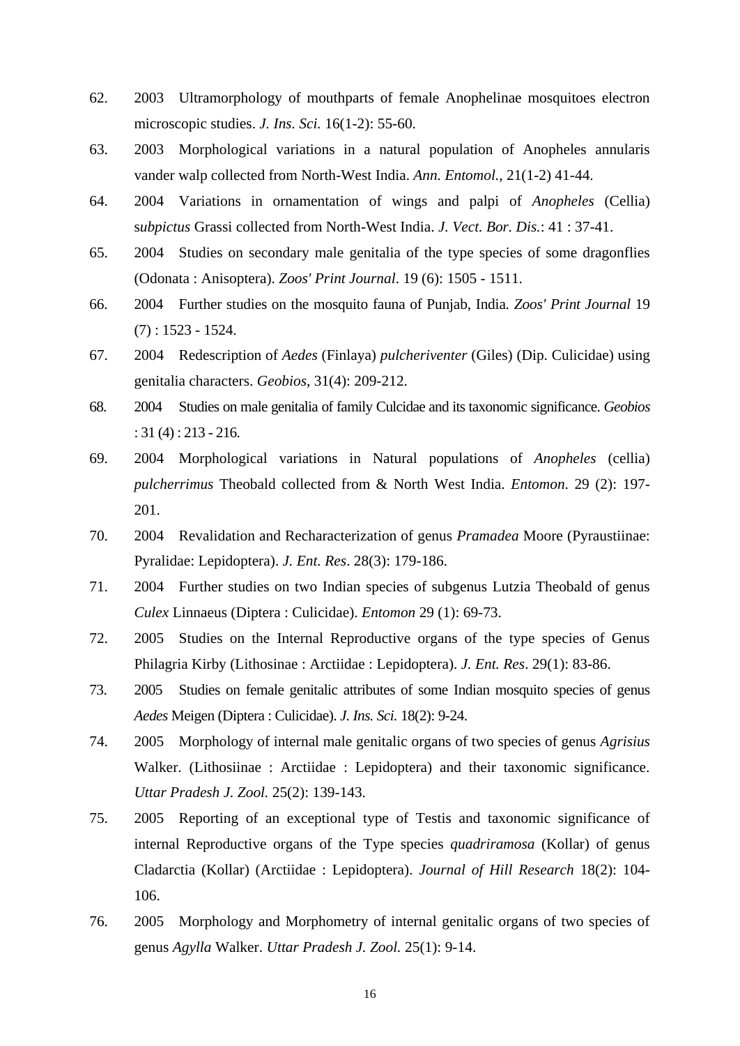62. 2003 Ultramorphology of mouthparts of female Anophelinae mosquitoes electron microscopic studies. *J. Ins. Sci.* 16(1-2): 55-60.

63. 2003 Morphological variations in a natural population of Anopheles annularis vander walp collected from North-West India. *Ann. Entomol.,* 21(1-2) 41-44.

64. 2004 Variations in ornamentation of wings and palpi of *Anopheles* (Cellia) s*ubpictus* Grassi collected from North-West India. *J. Vect. Bor. Dis.*: 41 : 37-41.

65. 2004 Studies on secondary male genitalia of the type species of some dragonflies (Odonata : Anisoptera). *Zoos' Print Journal*. 19 (6): 1505 - 1511.

66. 2004 Further studies on the mosquito fauna of Punjab, India. *Zoos' Print Journal* 19 (7) : 1523 - 1524.

67. 2004 Redescription of *Aedes* (Finlaya) *pulcheriventer* (Giles) (Dip. Culicidae) using genitalia characters. *Geobios*, 31(4): 209-212.

68. 2004 Studies on male genitalia of family Culcidae and its taxonomic significance. *Geobios* : 31 (4) : 213 - 216.

69. 2004 Morphological variations in Natural populations of *Anopheles* (cellia) *pulcherrimus* Theobald collected from & North West India. *Entomon*. 29 (2): 197-201.

70. 2004 Revalidation and Recharacterization of genus *Pramadea* Moore (Pyraustiinae: Pyralidae: Lepidoptera). *J. Ent. Res*. 28(3): 179-186.

71. 2004 Further studies on two Indian species of subgenus Lutzia Theobald of genus *Culex* Linnaeus (Diptera : Culicidae). *Entomon* 29 (1): 69-73.

72. 2005 Studies on the Internal Reproductive organs of the type species of Genus Philagria Kirby (Lithosinae : Arctiidae : Lepidoptera). *J. Ent. Res*. 29(1): 83-86.

73. 2005 Studies on female genitalic attributes of some Indian mosquito species of genus *Aedes* Meigen (Diptera : Culicidae). *J. Ins. Sci.* 18(2): 9-24.

74. 2005 Morphology of internal male genitalic organs of two species of genus *Agrisius* Walker. (Lithosiinae : Arctiidae : Lepidoptera) and their taxonomic significance. *Uttar Pradesh J. Zool.* 25(2): 139-143.

75. 2005 Reporting of an exceptional type of Testis and taxonomic significance of internal Reproductive organs of the Type species *quadriramosa* (Kollar) of genus Cladarctia (Kollar) (Arctiidae : Lepidoptera). *Journal of Hill Research* 18(2): 104-106.

76. 2005 Morphology and Morphometry of internal genitalic organs of two species of genus *Agylla* Walker. *Uttar Pradesh J. Zool.* 25(1): 9-14.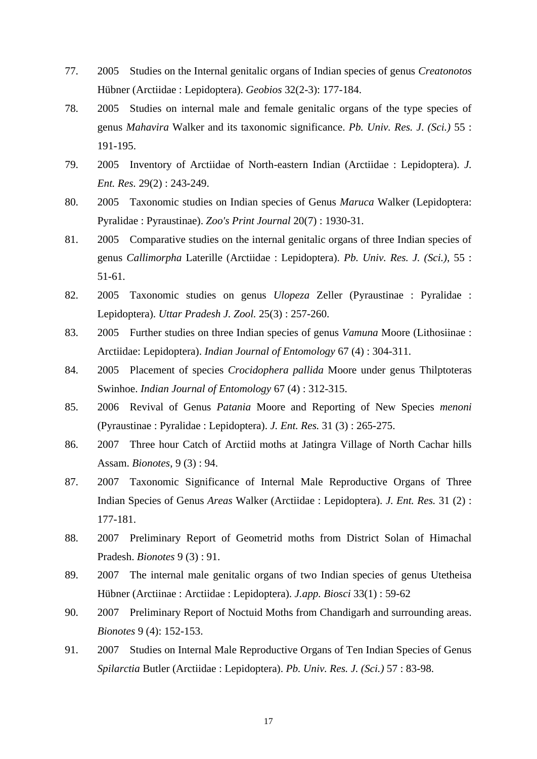77. 2005 Studies on the Internal genitalic organs of Indian species of genus *Creatonotos* Hübner (Arctiidae : Lepidoptera). *Geobios* 32(2-3): 177-184.

78. 2005 Studies on internal male and female genitalic organs of the type species of genus *Mahavira* Walker and its taxonomic significance. *Pb. Univ. Res. J. (Sci.)* 55 : 191-195.

79. 2005 Inventory of Arctiidae of North-eastern Indian (Arctiidae : Lepidoptera). *J. Ent. Res.* 29(2) : 243-249.

80. 2005 Taxonomic studies on Indian species of Genus *Maruca* Walker (Lepidoptera: Pyralidae : Pyraustinae). *Zoo's Print Journal* 20(7) : 1930-31.

81. 2005 Comparative studies on the internal genitalic organs of three Indian species of genus *Callimorpha* Laterille (Arctiidae : Lepidoptera). *Pb. Univ. Res. J. (Sci.),* 55 : 51-61.

82. 2005 Taxonomic studies on genus *Ulopeza* Zeller (Pyraustinae : Pyralidae : Lepidoptera). *Uttar Pradesh J. Zool.* 25(3) : 257-260.

83. 2005 Further studies on three Indian species of genus *Vamuna* Moore (Lithosiinae : Arctiidae: Lepidoptera). *Indian Journal of Entomology* 67 (4) : 304-311.

84. 2005 Placement of species *Crocidophera pallida* Moore under genus Thilptoteras Swinhoe. *Indian Journal of Entomology* 67 (4) : 312-315.

85. 2006 Revival of Genus *Patania* Moore and Reporting of New Species *menoni* (Pyraustinae : Pyralidae : Lepidoptera). *J. Ent. Res.* 31 (3) : 265-275.

86. 2007 Three hour Catch of Arctiid moths at Jatingra Village of North Cachar hills Assam. *Bionotes*, 9 (3) : 94.

87. 2007 Taxonomic Significance of Internal Male Reproductive Organs of Three Indian Species of Genus *Areas* Walker (Arctiidae : Lepidoptera). *J. Ent. Res.* 31 (2) : 177-181.

88. 2007 Preliminary Report of Geometrid moths from District Solan of Himachal Pradesh. *Bionotes* 9 (3) : 91.

89. 2007 The internal male genitalic organs of two Indian species of genus Utetheisa Hübner (Arctiinae : Arctiidae : Lepidoptera). *J.app. Biosci* 33(1) : 59-62

90. 2007 Preliminary Report of Noctuid Moths from Chandigarh and surrounding areas. *Bionotes* 9 (4): 152-153.

91. 2007 Studies on Internal Male Reproductive Organs of Ten Indian Species of Genus *Spilarctia* Butler (Arctiidae : Lepidoptera). *Pb. Univ. Res. J. (Sci.)* 57 : 83-98.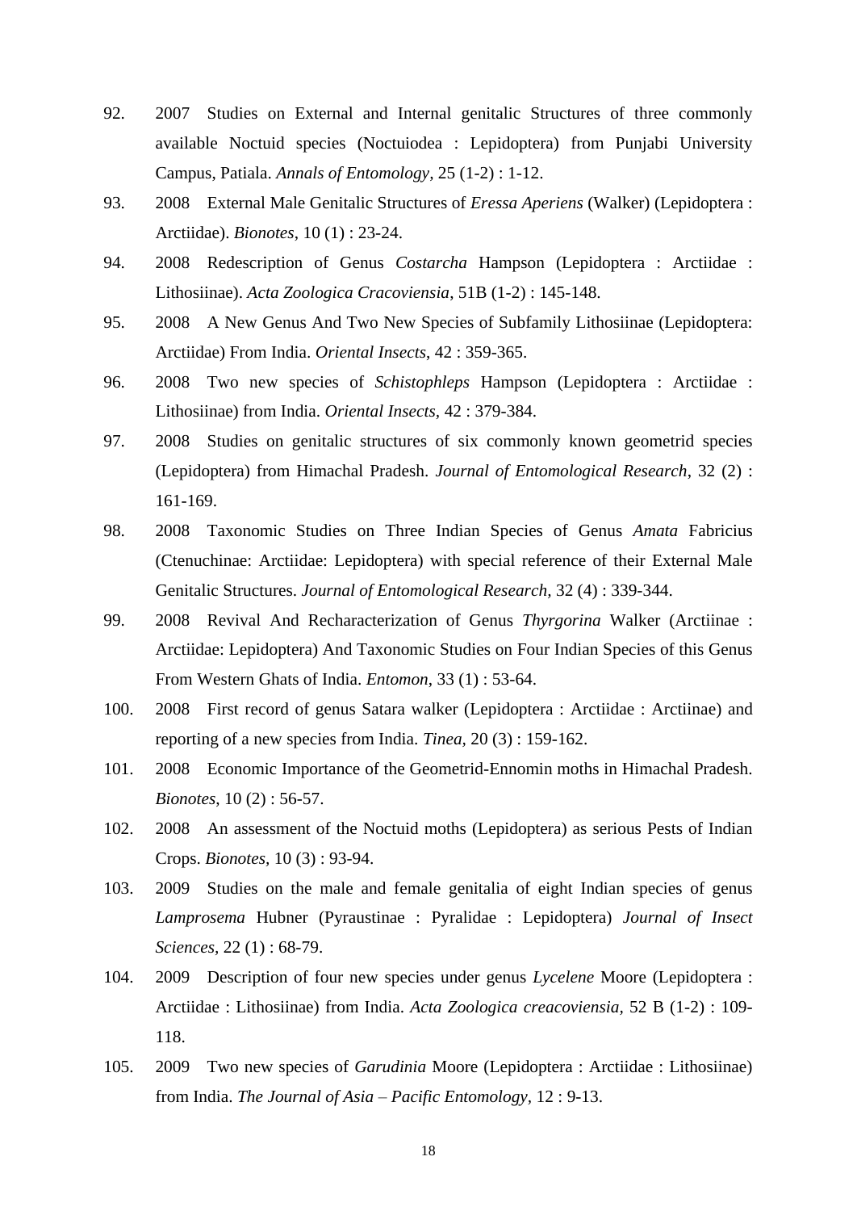92. 2007 Studies on External and Internal genitalic Structures of three commonly available Noctuid species (Noctuiodea : Lepidoptera) from Punjabi University Campus, Patiala. *Annals of Entomology*, 25 (1-2) : 1-12.

93. 2008 External Male Genitalic Structures of *Eressa Aperiens* (Walker) (Lepidoptera : Arctiidae). *Bionotes*, 10 (1) : 23-24.

94. 2008 Redescription of Genus *Costarcha* Hampson (Lepidoptera : Arctiidae : Lithosiinae). *Acta Zoologica Cracoviensia*, 51B (1-2) : 145-148.

95. 2008 A New Genus And Two New Species of Subfamily Lithosiinae (Lepidoptera: Arctiidae) From India. *Oriental Insects*, 42 : 359-365.

96. 2008 Two new species of *Schistophleps* Hampson (Lepidoptera : Arctiidae : Lithosiinae) from India. *Oriental Insects*, 42 : 379-384.

97. 2008 Studies on genitalic structures of six commonly known geometrid species (Lepidoptera) from Himachal Pradesh. *Journal of Entomological Research*, 32 (2) : 161-169.

98. 2008 Taxonomic Studies on Three Indian Species of Genus *Amata* Fabricius (Ctenuchinae: Arctiidae: Lepidoptera) with special reference of their External Male Genitalic Structures. *Journal of Entomological Research*, 32 (4) : 339-344.

99. 2008 Revival And Recharacterization of Genus *Thyrgorina* Walker (Arctiinae : Arctiidae: Lepidoptera) And Taxonomic Studies on Four Indian Species of this Genus From Western Ghats of India. *Entomon*, 33 (1) : 53-64.

100. 2008 First record of genus Satara walker (Lepidoptera : Arctiidae : Arctiinae) and reporting of a new species from India. *Tinea*, 20 (3) : 159-162.

101. 2008 Economic Importance of the Geometrid-Ennomin moths in Himachal Pradesh. *Bionotes*, 10 (2) : 56-57.

102. 2008 An assessment of the Noctuid moths (Lepidoptera) as serious Pests of Indian Crops. *Bionotes*, 10 (3) : 93-94.

103. 2009 Studies on the male and female genitalia of eight Indian species of genus *Lamprosema* Hubner (Pyraustinae : Pyralidae : Lepidoptera) *Journal of Insect Sciences*, 22 (1) : 68-79.

104. 2009 Description of four new species under genus *Lycelene* Moore (Lepidoptera : Arctiidae : Lithosiinae) from India. *Acta Zoologica creacoviensia*, 52 B (1-2) : 109-118.

105. 2009 Two new species of *Garudinia* Moore (Lepidoptera : Arctiidae : Lithosiinae) from India. *The Journal of Asia – Pacific Entomology*, 12 : 9-13.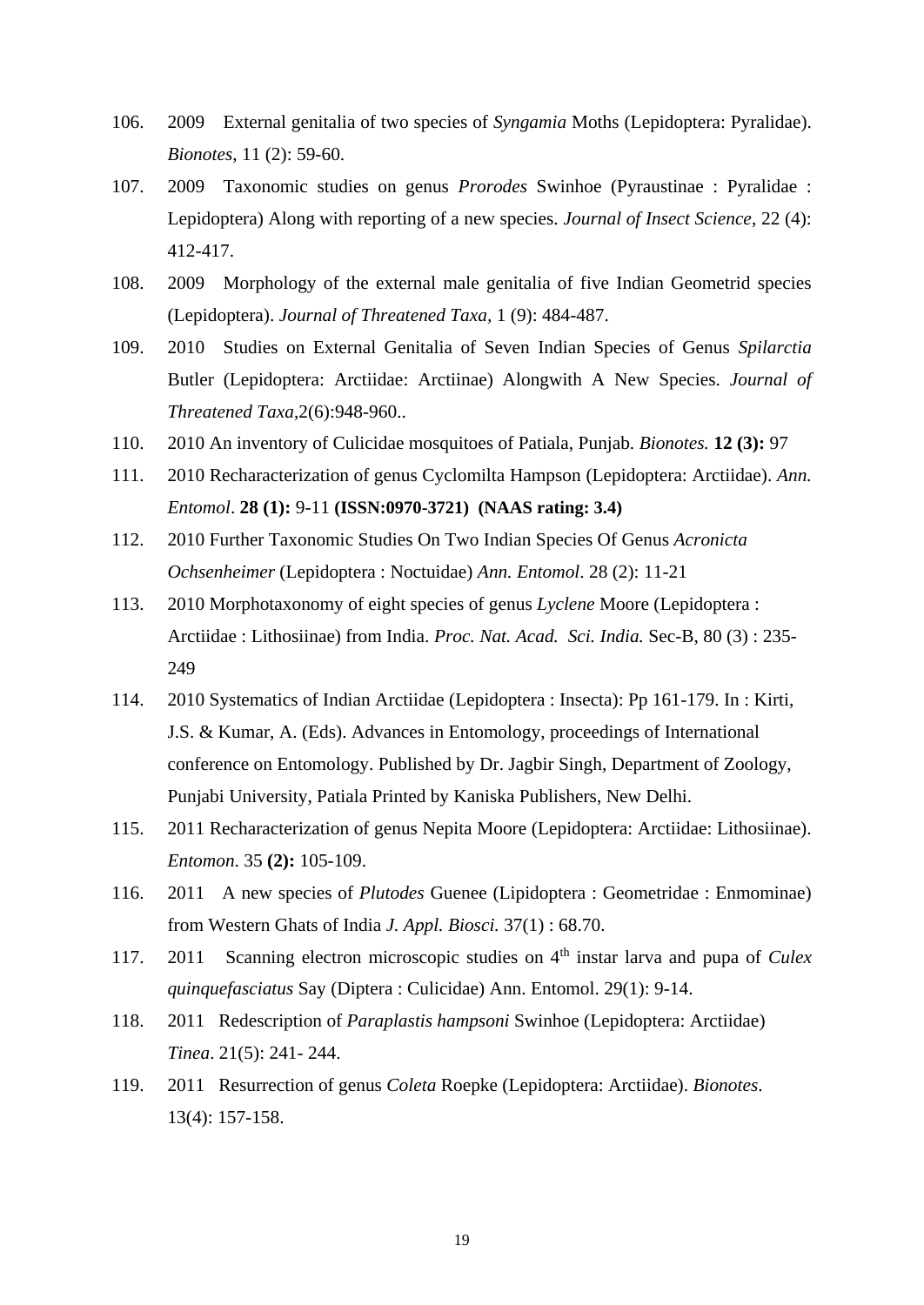106. 2009 External genitalia of two species of *Syngamia* Moths (Lepidoptera: Pyralidae). *Bionotes*, 11 (2): 59-60.

107. 2009 Taxonomic studies on genus *Prorodes* Swinhoe (Pyraustinae : Pyralidae : Lepidoptera) Along with reporting of a new species. *Journal of Insect Science*, 22 (4): 412-417.

108. 2009 Morphology of the external male genitalia of five Indian Geometrid species (Lepidoptera). *Journal of Threatened Taxa,* 1 (9): 484-487.

109. 2010 Studies on External Genitalia of Seven Indian Species of Genus *Spilarctia* Butler (Lepidoptera: Arctiidae: Arctiinae) Alongwith A New Species. *Journal of Threatened Taxa*,2(6):948-960..

110. 2010 An inventory of Culicidae mosquitoes of Patiala, Punjab. *Bionotes.* **12 (3):** 97

111. 2010 Recharacterization of genus Cyclomilta Hampson (Lepidoptera: Arctiidae). *Ann. Entomol*. **28 (1):** 9-11 **(ISSN:0970-3721) (NAAS rating: 3.4)**

112. 2010 Further Taxonomic Studies On Two Indian Species Of Genus *Acronicta Ochsenheimer* (Lepidoptera : Noctuidae) *Ann. Entomol*. 28 (2): 11-21

113. 2010 Morphotaxonomy of eight species of genus *Lyclene* Moore (Lepidoptera : Arctiidae : Lithosiinae) from India. *Proc. Nat. Acad. Sci. India.* Sec-B, 80 (3) : 235-249

114. 2010 Systematics of Indian Arctiidae (Lepidoptera : Insecta): Pp 161-179. In : Kirti, J.S. & Kumar, A. (Eds). Advances in Entomology, proceedings of International conference on Entomology. Published by Dr. Jagbir Singh, Department of Zoology, Punjabi University, Patiala Printed by Kaniska Publishers, New Delhi.

115. 2011 Recharacterization of genus Nepita Moore (Lepidoptera: Arctiidae: Lithosiinae). *Entomon.* 35 **(2):** 105-109.

116. 2011 A new species of *Plutodes* Guenee (Lipidoptera : Geometridae : Enmominae) from Western Ghats of India *J. Appl. Biosci.* 37(1) : 68.70.

117. 2011 Scanning electron microscopic studies on 4$^{th}$ instar larva and pupa of *Culex quinquefasciatus* Say (Diptera : Culicidae) Ann. Entomol. 29(1): 9-14.

118. 2011 Redescription of *Paraplastis hampsoni* Swinhoe (Lepidoptera: Arctiidae) *Tinea*. 21(5): 241- 244.

119. 2011 Resurrection of genus *Coleta* Roepke (Lepidoptera: Arctiidae). *Bionotes*. 13(4): 157-158.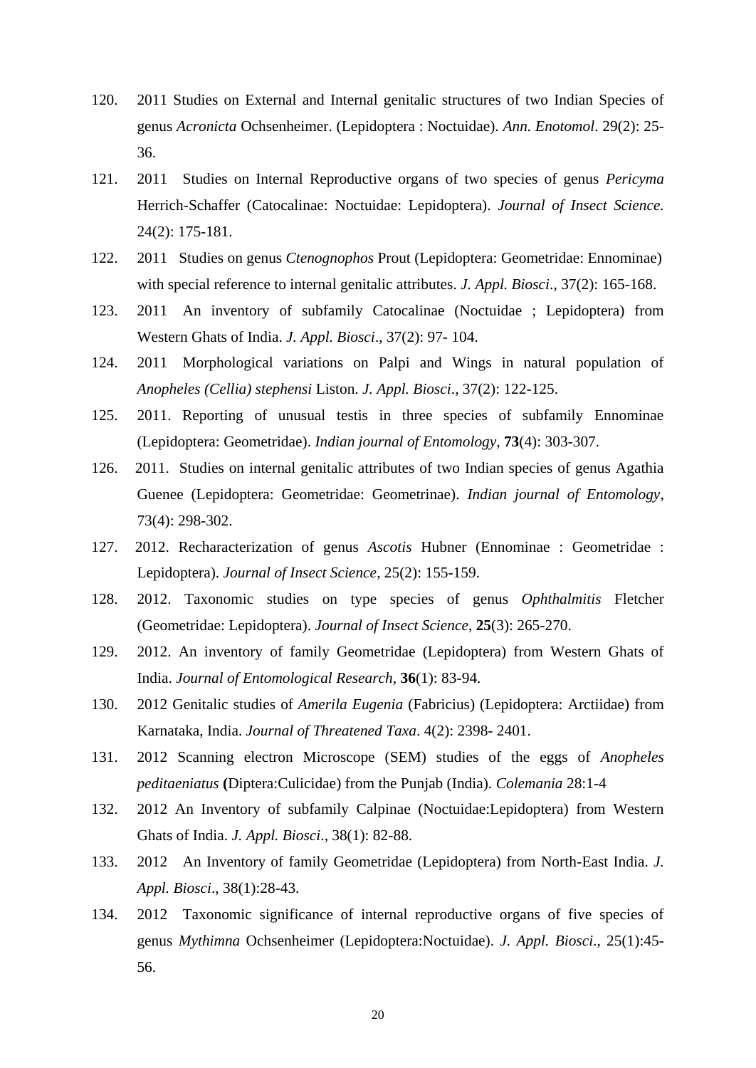120. 2011 Studies on External and Internal genitalic structures of two Indian Species of genus *Acronicta* Ochsenheimer. (Lepidoptera : Noctuidae). *Ann. Enotomol*. 29(2): 25-36.

121. 2011 Studies on Internal Reproductive organs of two species of genus *Pericyma* Herrich-Schaffer (Catocalinae: Noctuidae: Lepidoptera). *Journal of Insect Science.* 24(2): 175-181.

122. 2011 Studies on genus *Ctenognophos* Prout (Lepidoptera: Geometridae: Ennominae) with special reference to internal genitalic attributes. *J. Appl. Biosci*., 37(2): 165-168.

123. 2011 An inventory of subfamily Catocalinae (Noctuidae ; Lepidoptera) from Western Ghats of India. *J. Appl. Biosci*., 37(2): 97- 104.

124. 2011 Morphological variations on Palpi and Wings in natural population of *Anopheles (Cellia) stephensi* Liston. *J. Appl. Biosci*., 37(2): 122-125.

125. 2011. Reporting of unusual testis in three species of subfamily Ennominae (Lepidoptera: Geometridae). *Indian journal of Entomology*, **73**(4): 303-307.

126. 2011. Studies on internal genitalic attributes of two Indian species of genus Agathia Guenee (Lepidoptera: Geometridae: Geometrinae). *Indian journal of Entomology*, 73(4): 298-302.

127. 2012. Recharacterization of genus *Ascotis* Hubner (Ennominae : Geometridae : Lepidoptera). *Journal of Insect Science*, 25(2): 155-159.

128. 2012. Taxonomic studies on type species of genus *Ophthalmitis* Fletcher (Geometridae: Lepidoptera). *Journal of Insect Science*, **25**(3): 265-270.

129. 2012. An inventory of family Geometridae (Lepidoptera) from Western Ghats of India. *Journal of Entomological Research*, **36**(1): 83-94.

130. 2012 Genitalic studies of *Amerila Eugenia* (Fabricius) (Lepidoptera: Arctiidae) from Karnataka, India. *Journal of Threatened Taxa*. 4(2): 2398- 2401.

131. 2012 Scanning electron Microscope (SEM) studies of the eggs of *Anopheles peditaeniatus* **(**Diptera:Culicidae) from the Punjab (India). *Colemania* 28:1-4

132. 2012 An Inventory of subfamily Calpinae (Noctuidae:Lepidoptera) from Western Ghats of India. *J. Appl. Biosci*., 38(1): 82-88.

133. 2012 An Inventory of family Geometridae (Lepidoptera) from North-East India. *J. Appl. Biosci*., 38(1):28-43.

134. 2012 Taxonomic significance of internal reproductive organs of five species of genus *Mythimna* Ochsenheimer (Lepidoptera:Noctuidae). *J. Appl. Biosci*., 25(1):45-56.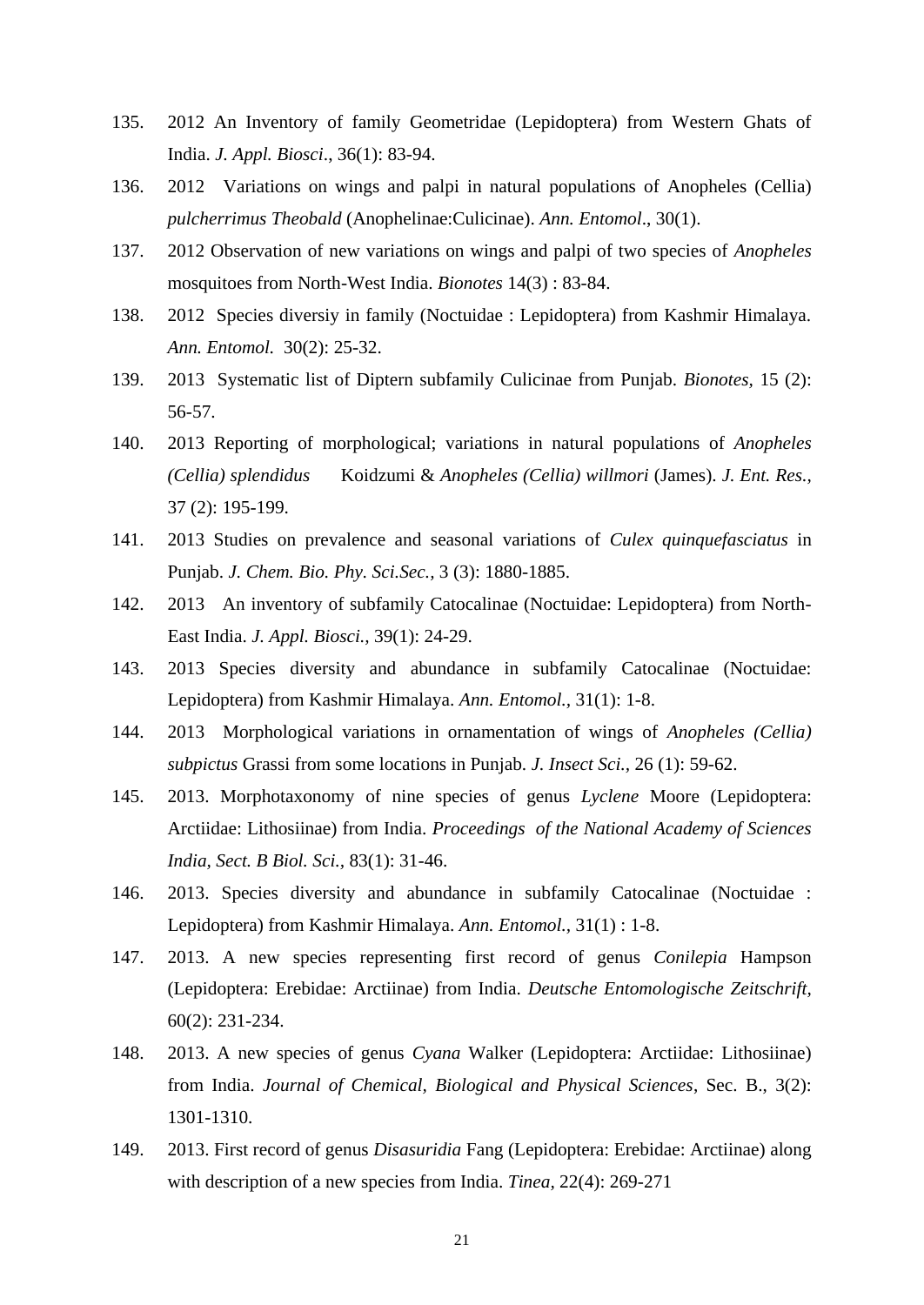135. 2012 An Inventory of family Geometridae (Lepidoptera) from Western Ghats of India. *J. Appl. Biosci*., 36(1): 83-94.

136. 2012 Variations on wings and palpi in natural populations of Anopheles (Cellia) *pulcherrimus Theobald* (Anophelinae:Culicinae). *Ann. Entomol*., 30(1).

137. 2012 Observation of new variations on wings and palpi of two species of *Anopheles* mosquitoes from North-West India. *Bionotes* 14(3) : 83-84.

138. 2012 Species diversiy in family (Noctuidae : Lepidoptera) from Kashmir Himalaya. *Ann. Entomol.* 30(2): 25-32.

139. 2013 Systematic list of Diptern subfamily Culicinae from Punjab. *Bionotes*, 15 (2): 56-57.

140. 2013 Reporting of morphological; variations in natural populations of *Anopheles (Cellia) splendidus* Koidzumi & *Anopheles (Cellia) willmori* (James). *J. Ent. Res.*, 37 (2): 195-199.

141. 2013 Studies on prevalence and seasonal variations of *Culex quinquefasciatus* in Punjab. *J. Chem. Bio. Phy. Sci.Sec.,* 3 (3): 1880-1885.

142. 2013 An inventory of subfamily Catocalinae (Noctuidae: Lepidoptera) from North-East India. *J. Appl. Biosci.*, 39(1): 24-29.

143. 2013 Species diversity and abundance in subfamily Catocalinae (Noctuidae: Lepidoptera) from Kashmir Himalaya. *Ann. Entomol.*, 31(1): 1-8.

144. 2013 Morphological variations in ornamentation of wings of *Anopheles (Cellia) subpictus* Grassi from some locations in Punjab. *J. Insect Sci.*, 26 (1): 59-62.

145. 2013. Morphotaxonomy of nine species of genus *Lyclene* Moore (Lepidoptera: Arctiidae: Lithosiinae) from India. *Proceedings of the National Academy of Sciences India, Sect. B Biol. Sci.*, 83(1): 31-46.

146. 2013. Species diversity and abundance in subfamily Catocalinae (Noctuidae : Lepidoptera) from Kashmir Himalaya. *Ann. Entomol.*, 31(1) : 1-8.

147. 2013. A new species representing first record of genus *Conilepia* Hampson (Lepidoptera: Erebidae: Arctiinae) from India. *Deutsche Entomologische Zeitschrift*, 60(2): 231-234.

148. 2013. A new species of genus *Cyana* Walker (Lepidoptera: Arctiidae: Lithosiinae) from India. *Journal of Chemical, Biological and Physical Sciences*, Sec. B., 3(2): 1301-1310.

149. 2013. First record of genus *Disasuridia* Fang (Lepidoptera: Erebidae: Arctiinae) along with description of a new species from India. *Tinea*, 22(4): 269-271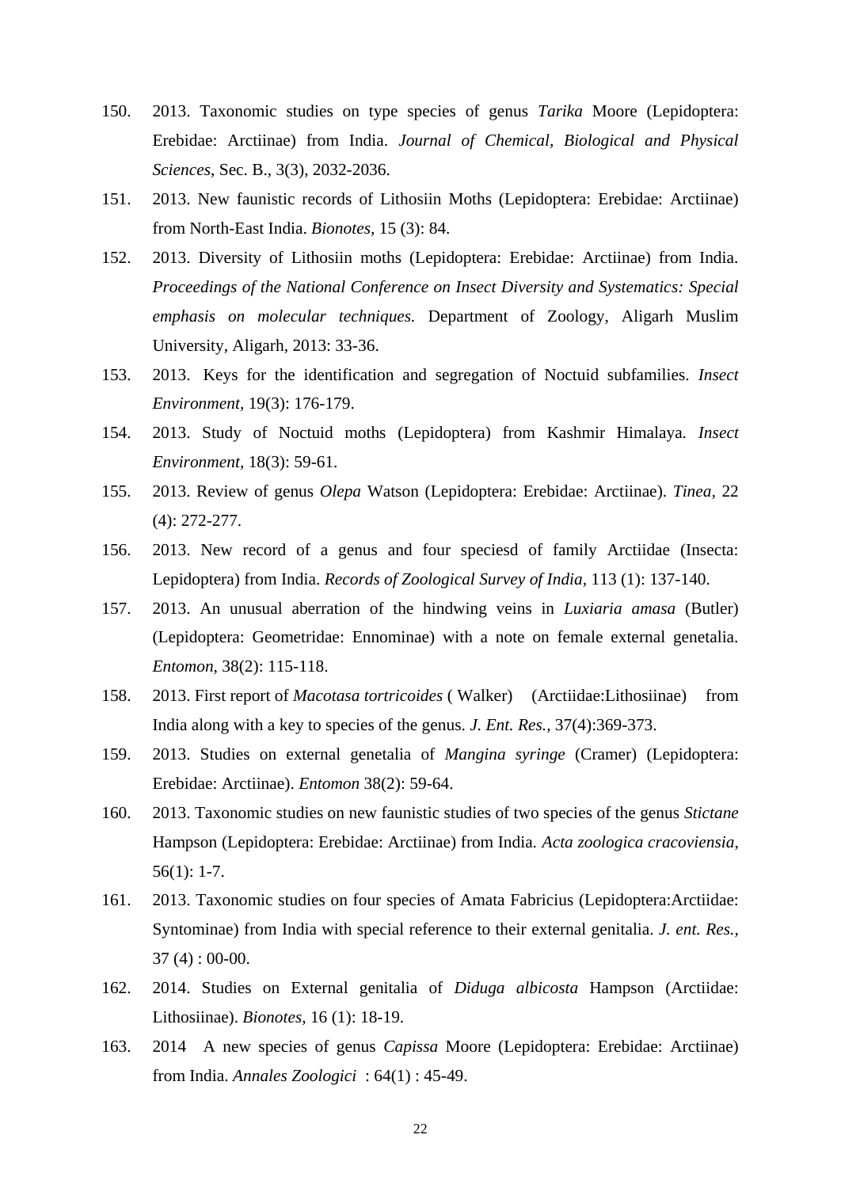150. 2013. Taxonomic studies on type species of genus *Tarika* Moore (Lepidoptera: Erebidae: Arctiinae) from India. *Journal of Chemical, Biological and Physical Sciences*, Sec. B., 3(3), 2032-2036.

151. 2013. New faunistic records of Lithosiin Moths (Lepidoptera: Erebidae: Arctiinae) from North-East India. *Bionotes*, 15 (3): 84.

152. 2013. Diversity of Lithosiin moths (Lepidoptera: Erebidae: Arctiinae) from India. *Proceedings of the National Conference on Insect Diversity and Systematics: Special emphasis on molecular techniques.* Department of Zoology, Aligarh Muslim University, Aligarh, 2013: 33-36.

153. 2013. Keys for the identification and segregation of Noctuid subfamilies. *Insect Environment*, 19(3): 176-179.

154. 2013. Study of Noctuid moths (Lepidoptera) from Kashmir Himalaya. *Insect Environment*, 18(3): 59-61.

155. 2013. Review of genus *Olepa* Watson (Lepidoptera: Erebidae: Arctiinae). *Tinea*, 22 (4): 272-277.

156. 2013. New record of a genus and four speciesd of family Arctiidae (Insecta: Lepidoptera) from India. *Records of Zoological Survey of India*, 113 (1): 137-140.

157. 2013. An unusual aberration of the hindwing veins in *Luxiaria amasa* (Butler) (Lepidoptera: Geometridae: Ennominae) with a note on female external genetalia. *Entomon*, 38(2): 115-118.

158. 2013. First report of *Macotasa tortricoides* ( Walker) (Arctiidae:Lithosiinae) from India along with a key to species of the genus. *J. Ent. Res.*, 37(4):369-373.

159. 2013. Studies on external genetalia of *Mangina syringe* (Cramer) (Lepidoptera: Erebidae: Arctiinae). *Entomon* 38(2): 59-64.

160. 2013. Taxonomic studies on new faunistic studies of two species of the genus *Stictane* Hampson (Lepidoptera: Erebidae: Arctiinae) from India. *Acta zoologica cracoviensia*, 56(1): 1-7.

161. 2013. Taxonomic studies on four species of Amata Fabricius (Lepidoptera:Arctiidae: Syntominae) from India with special reference to their external genitalia. *J. ent. Res.*, 37 (4) : 00-00.

162. 2014. Studies on External genitalia of *Diduga albicosta* Hampson (Arctiidae: Lithosiinae). *Bionotes*, 16 (1): 18-19.

163. 2014 A new species of genus *Capissa* Moore (Lepidoptera: Erebidae: Arctiinae) from India. *Annales Zoologici* : 64(1) : 45-49.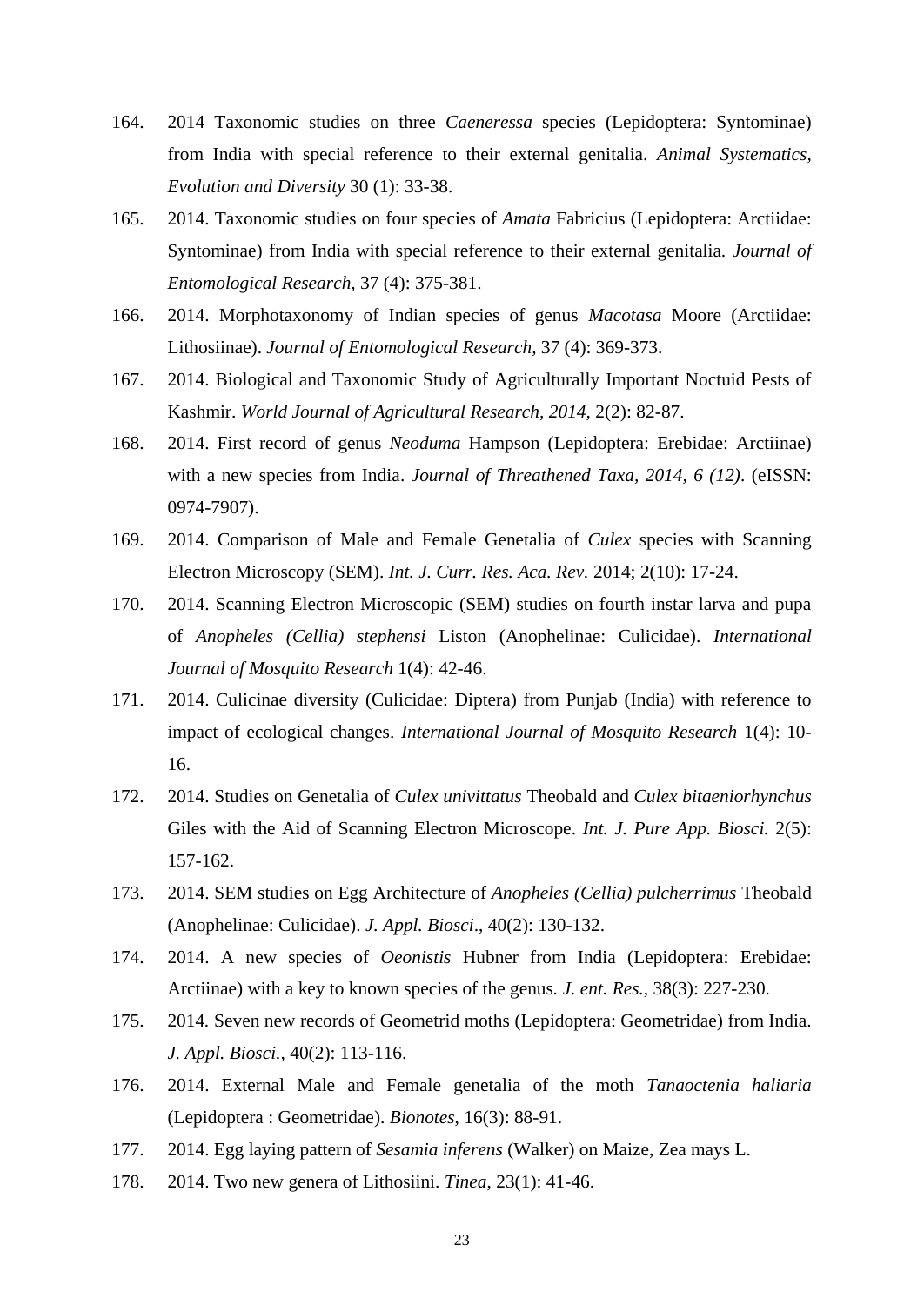164. 2014 Taxonomic studies on three *Caeneressa* species (Lepidoptera: Syntominae) from India with special reference to their external genitalia. *Animal Systematics, Evolution and Diversity* 30 (1): 33-38.
165. 2014. Taxonomic studies on four species of *Amata* Fabricius (Lepidoptera: Arctiidae: Syntominae) from India with special reference to their external genitalia. *Journal of Entomological Research*, 37 (4): 375-381.
166. 2014. Morphotaxonomy of Indian species of genus *Macotasa* Moore (Arctiidae: Lithosiinae). *Journal of Entomological Research*, 37 (4): 369-373.
167. 2014. Biological and Taxonomic Study of Agriculturally Important Noctuid Pests of Kashmir. *World Journal of Agricultural Research, 2014*, 2(2): 82-87.
168. 2014. First record of genus *Neoduma* Hampson (Lepidoptera: Erebidae: Arctiinae) with a new species from India. *Journal of Threathened Taxa, 2014, 6 (12)*. (eISSN: 0974-7907).
169. 2014. Comparison of Male and Female Genetalia of *Culex* species with Scanning Electron Microscopy (SEM). *Int. J. Curr. Res. Aca. Rev.* 2014; 2(10): 17-24.
170. 2014. Scanning Electron Microscopic (SEM) studies on fourth instar larva and pupa of *Anopheles (Cellia) stephensi* Liston (Anophelinae: Culicidae). *International Journal of Mosquito Research* 1(4): 42-46.
171. 2014. Culicinae diversity (Culicidae: Diptera) from Punjab (India) with reference to impact of ecological changes. *International Journal of Mosquito Research* 1(4): 10-16.
172. 2014. Studies on Genetalia of *Culex univittatus* Theobald and *Culex bitaeniorhynchus* Giles with the Aid of Scanning Electron Microscope. *Int. J. Pure App. Biosci.* 2(5): 157-162.
173. 2014. SEM studies on Egg Architecture of *Anopheles (Cellia) pulcherrimus* Theobald (Anophelinae: Culicidae). *J. Appl. Biosci*., 40(2): 130-132.
174. 2014. A new species of *Oeonistis* Hubner from India (Lepidoptera: Erebidae: Arctiinae) with a key to known species of the genus. *J. ent. Res.*, 38(3): 227-230.
175. 2014. Seven new records of Geometrid moths (Lepidoptera: Geometridae) from India. *J. Appl. Biosci.*, 40(2): 113-116.
176. 2014. External Male and Female genetalia of the moth *Tanaoctenia haliaria* (Lepidoptera : Geometridae). *Bionotes*, 16(3): 88-91.
177. 2014. Egg laying pattern of *Sesamia inferens* (Walker) on Maize, Zea mays L.
178. 2014. Two new genera of Lithosiini. *Tinea*, 23(1): 41-46.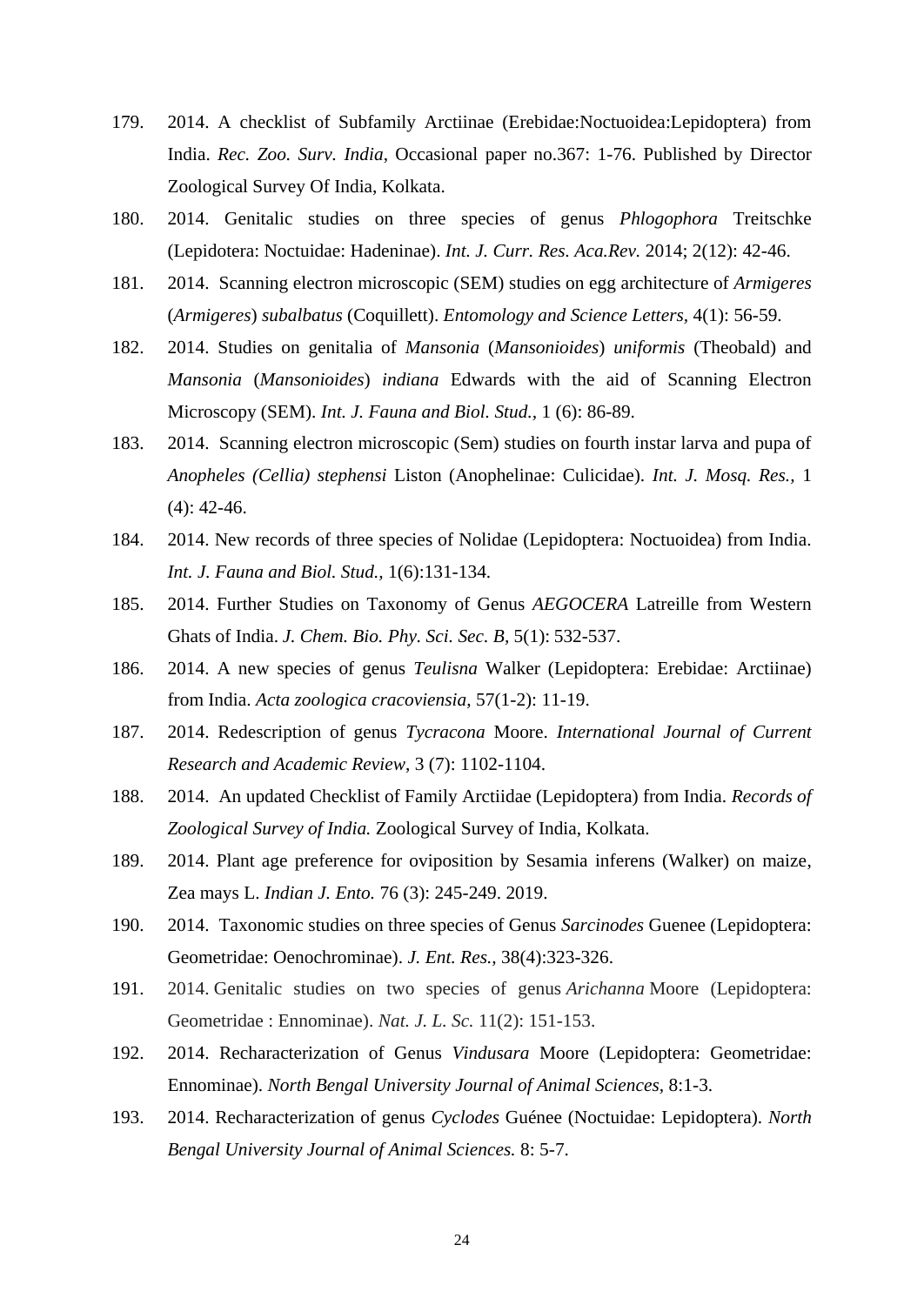179. 2014. A checklist of Subfamily Arctiinae (Erebidae:Noctuoidea:Lepidoptera) from India. *Rec. Zoo. Surv. India*, Occasional paper no.367: 1-76. Published by Director Zoological Survey Of India, Kolkata.

180. 2014. Genitalic studies on three species of genus *Phlogophora* Treitschke (Lepidotera: Noctuidae: Hadeninae). *Int. J. Curr. Res. Aca.Rev.* 2014; 2(12): 42-46.

181. 2014. Scanning electron microscopic (SEM) studies on egg architecture of *Armigeres* (*Armigeres*) *subalbatus* (Coquillett). *Entomology and Science Letters*, 4(1): 56-59.

182. 2014. Studies on genitalia of *Mansonia* (*Mansonioides*) *uniformis* (Theobald) and *Mansonia* (*Mansonioides*) *indiana* Edwards with the aid of Scanning Electron Microscopy (SEM). *Int. J. Fauna and Biol. Stud.*, 1 (6): 86-89.

183. 2014. Scanning electron microscopic (Sem) studies on fourth instar larva and pupa of *Anopheles (Cellia) stephensi* Liston (Anophelinae: Culicidae). *Int. J. Mosq. Res.*, 1 (4): 42-46.

184. 2014. New records of three species of Nolidae (Lepidoptera: Noctuoidea) from India. *Int. J. Fauna and Biol. Stud.*, 1(6):131-134.

185. 2014. Further Studies on Taxonomy of Genus *AEGOCERA* Latreille from Western Ghats of India. *J. Chem. Bio. Phy. Sci. Sec. B*, 5(1): 532-537.

186. 2014. A new species of genus *Teulisna* Walker (Lepidoptera: Erebidae: Arctiinae) from India. *Acta zoologica cracoviensia*, 57(1-2): 11-19.

187. 2014. Redescription of genus *Tycracona* Moore. *International Journal of Current Research and Academic Review*, 3 (7): 1102-1104.

188. 2014. An updated Checklist of Family Arctiidae (Lepidoptera) from India. *Records of Zoological Survey of India.* Zoological Survey of India, Kolkata.

189. 2014. Plant age preference for oviposition by Sesamia inferens (Walker) on maize, Zea mays L. *Indian J. Ento.* 76 (3): 245-249. 2019.

190. 2014. Taxonomic studies on three species of Genus *Sarcinodes* Guenee (Lepidoptera: Geometridae: Oenochrominae). *J. Ent. Res.*, 38(4):323-326.

191. 2014. Genitalic studies on two species of genus *Arichanna* Moore (Lepidoptera: Geometridae : Ennominae). *Nat. J. L. Sc.* 11(2): 151-153.

192. 2014. Recharacterization of Genus *Vindusara* Moore (Lepidoptera: Geometridae: Ennominae). *North Bengal University Journal of Animal Sciences*, 8:1-3.

193. 2014. Recharacterization of genus *Cyclodes* Guénee (Noctuidae: Lepidoptera). *North Bengal University Journal of Animal Sciences.* 8: 5-7.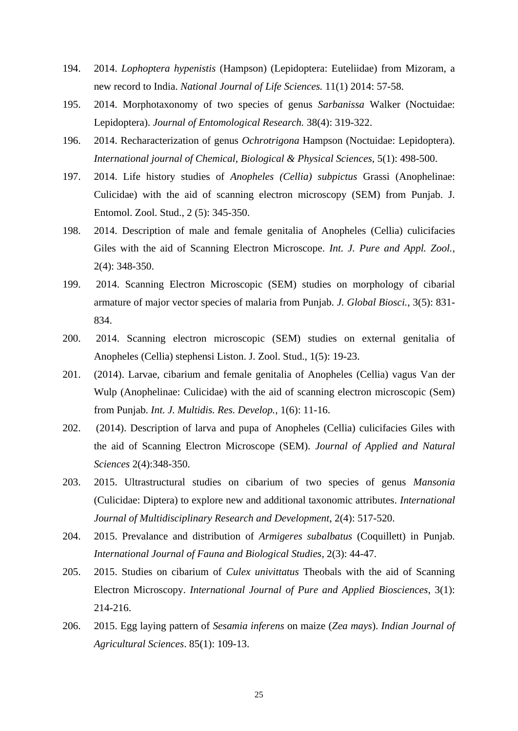194. 2014. *Lophoptera hypenistis* (Hampson) (Lepidoptera: Euteliidae) from Mizoram, a new record to India. *National Journal of Life Sciences.* 11(1) 2014: 57-58.

195. 2014. Morphotaxonomy of two species of genus *Sarbanissa* Walker (Noctuidae: Lepidoptera). *Journal of Entomological Research.* 38(4): 319-322.

196. 2014. Recharacterization of genus *Ochrotrigona* Hampson (Noctuidae: Lepidoptera). *International journal of Chemical, Biological & Physical Sciences*, 5(1): 498-500.

197. 2014. Life history studies of *Anopheles (Cellia) subpictus* Grassi (Anophelinae: Culicidae) with the aid of scanning electron microscopy (SEM) from Punjab. J. Entomol. Zool. Stud., 2 (5): 345-350.

198. 2014. Description of male and female genitalia of Anopheles (Cellia) culicifacies Giles with the aid of Scanning Electron Microscope. *Int. J. Pure and Appl. Zool.*, 2(4): 348-350.

199. 2014. Scanning Electron Microscopic (SEM) studies on morphology of cibarial armature of major vector species of malaria from Punjab. *J. Global Biosci.*, 3(5): 831-834.

200. 2014. Scanning electron microscopic (SEM) studies on external genitalia of Anopheles (Cellia) stephensi Liston. J. Zool. Stud., 1(5): 19-23.

201. (2014). Larvae, cibarium and female genitalia of Anopheles (Cellia) vagus Van der Wulp (Anophelinae: Culicidae) with the aid of scanning electron microscopic (Sem) from Punjab. *Int. J. Multidis. Res. Develop.*, 1(6): 11-16.

202. (2014). Description of larva and pupa of Anopheles (Cellia) culicifacies Giles with the aid of Scanning Electron Microscope (SEM). *Journal of Applied and Natural Sciences* 2(4):348-350.

203. 2015. Ultrastructural studies on cibarium of two species of genus *Mansonia* (Culicidae: Diptera) to explore new and additional taxonomic attributes. *International Journal of Multidisciplinary Research and Development*, 2(4): 517-520.

204. 2015. Prevalance and distribution of *Armigeres subalbatus* (Coquillett) in Punjab. *International Journal of Fauna and Biological Studies*, 2(3): 44-47.

205. 2015. Studies on cibarium of *Culex univittatus* Theobals with the aid of Scanning Electron Microscopy. *International Journal of Pure and Applied Biosciences*, 3(1): 214-216.

206. 2015. Egg laying pattern of *Sesamia inferens* on maize (*Zea mays*). *Indian Journal of Agricultural Sciences*. 85(1): 109-13.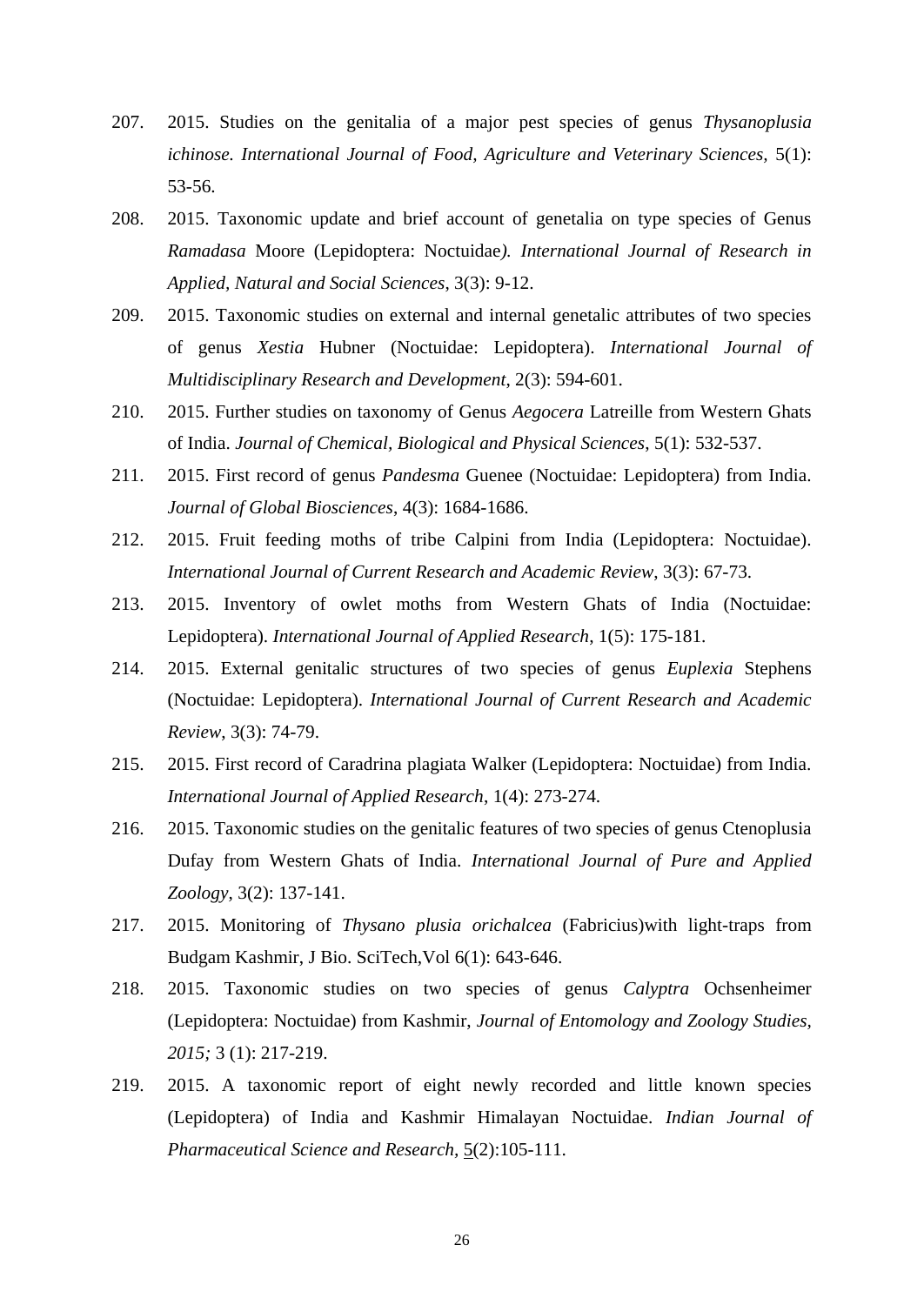207. 2015. Studies on the genitalia of a major pest species of genus *Thysanoplusia ichinose. International Journal of Food, Agriculture and Veterinary Sciences*, 5(1): 53-56.

208. 2015. Taxonomic update and brief account of genetalia on type species of Genus *Ramadasa* Moore (Lepidoptera: Noctuidae*). International Journal of Research in Applied, Natural and Social Sciences*, 3(3): 9-12.

209. 2015. Taxonomic studies on external and internal genetalic attributes of two species of genus *Xestia* Hubner (Noctuidae: Lepidoptera). *International Journal of Multidisciplinary Research and Development*, 2(3): 594-601.

210. 2015. Further studies on taxonomy of Genus *Aegocera* Latreille from Western Ghats of India. *Journal of Chemical, Biological and Physical Sciences*, 5(1): 532-537.

211. 2015. First record of genus *Pandesma* Guenee (Noctuidae: Lepidoptera) from India. *Journal of Global Biosciences*, 4(3): 1684-1686.

212. 2015. Fruit feeding moths of tribe Calpini from India (Lepidoptera: Noctuidae). *International Journal of Current Research and Academic Review*, 3(3): 67-73.

213. 2015. Inventory of owlet moths from Western Ghats of India (Noctuidae: Lepidoptera). *International Journal of Applied Research*, 1(5): 175-181.

214. 2015. External genitalic structures of two species of genus *Euplexia* Stephens (Noctuidae: Lepidoptera). *International Journal of Current Research and Academic Review*, 3(3): 74-79.

215. 2015. First record of Caradrina plagiata Walker (Lepidoptera: Noctuidae) from India. *International Journal of Applied Research*, 1(4): 273-274.

216. 2015. Taxonomic studies on the genitalic features of two species of genus Ctenoplusia Dufay from Western Ghats of India. *International Journal of Pure and Applied Zoology*, 3(2): 137-141.

217. 2015. Monitoring of *Thysano plusia orichalcea* (Fabricius)with light-traps from Budgam Kashmir, J Bio. SciTech,Vol 6(1): 643-646.

218. 2015. Taxonomic studies on two species of genus *Calyptra* Ochsenheimer (Lepidoptera: Noctuidae) from Kashmir, *Journal of Entomology and Zoology Studies, 2015;* 3 (1): 217-219.

219. 2015. A taxonomic report of eight newly recorded and little known species (Lepidoptera) of India and Kashmir Himalayan Noctuidae. *Indian Journal of Pharmaceutical Science and Research*, 5(2):105-111.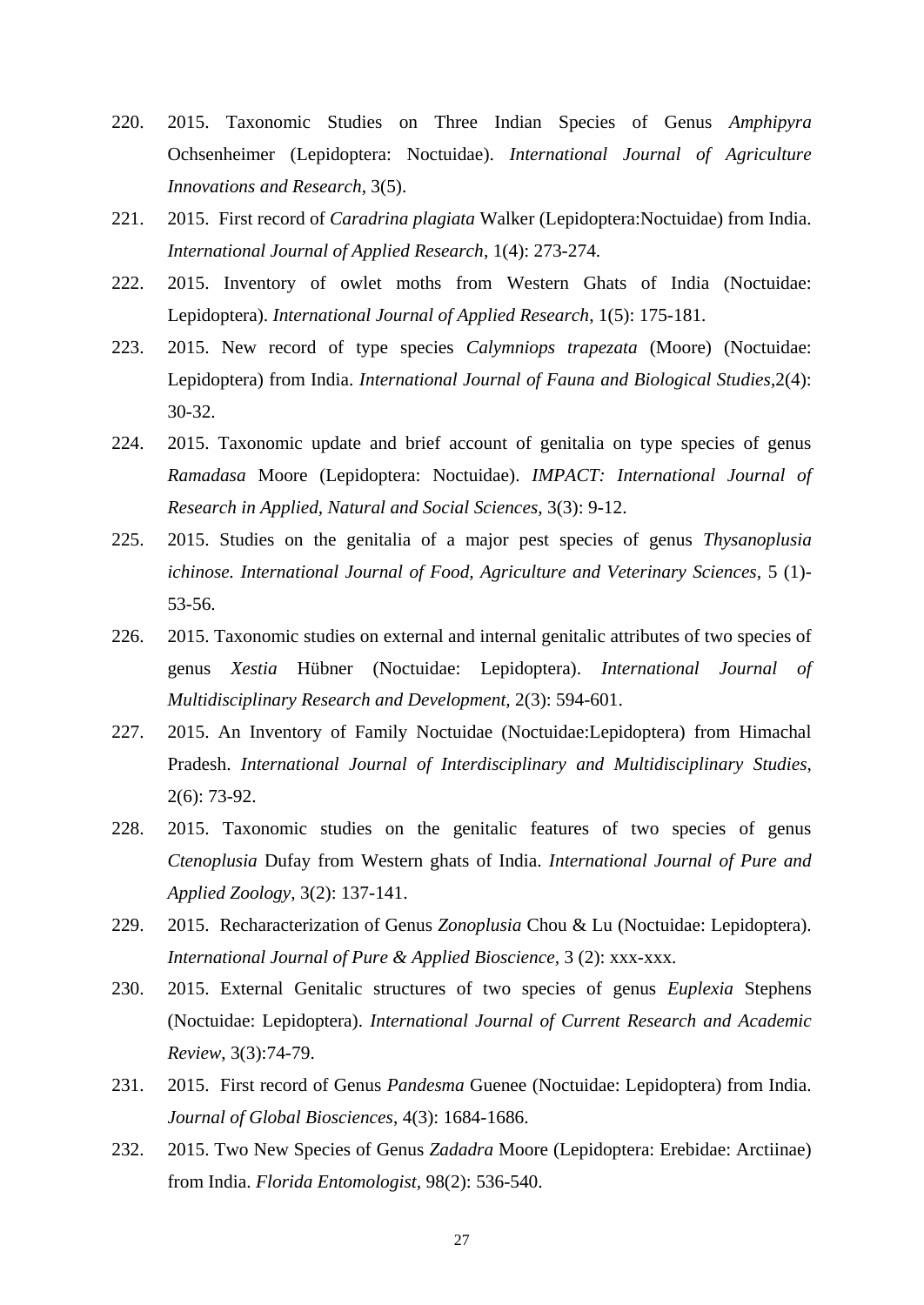220. 2015. Taxonomic Studies on Three Indian Species of Genus *Amphipyra* Ochsenheimer (Lepidoptera: Noctuidae). *International Journal of Agriculture Innovations and Research*, 3(5).

221. 2015. First record of *Caradrina plagiata* Walker (Lepidoptera:Noctuidae) from India. *International Journal of Applied Research*, 1(4): 273-274.

222. 2015. Inventory of owlet moths from Western Ghats of India (Noctuidae: Lepidoptera). *International Journal of Applied Research*, 1(5): 175-181.

223. 2015. New record of type species *Calymniops trapezata* (Moore) (Noctuidae: Lepidoptera) from India. *International Journal of Fauna and Biological Studies*,2(4): 30-32.

224. 2015. Taxonomic update and brief account of genitalia on type species of genus *Ramadasa* Moore (Lepidoptera: Noctuidae). *IMPACT: International Journal of Research in Applied, Natural and Social Sciences*, 3(3): 9-12.

225. 2015. Studies on the genitalia of a major pest species of genus *Thysanoplusia ichinose*. *International Journal of Food, Agriculture and Veterinary Sciences*, 5 (1)- 53-56.

226. 2015. Taxonomic studies on external and internal genitalic attributes of two species of genus *Xestia* Hübner (Noctuidae: Lepidoptera). *International Journal of Multidisciplinary Research and Development*, 2(3): 594-601.

227. 2015. An Inventory of Family Noctuidae (Noctuidae:Lepidoptera) from Himachal Pradesh. *International Journal of Interdisciplinary and Multidisciplinary Studies*, 2(6): 73-92.

228. 2015. Taxonomic studies on the genitalic features of two species of genus *Ctenoplusia* Dufay from Western ghats of India. *International Journal of Pure and Applied Zoology*, 3(2): 137-141.

229. 2015. Recharacterization of Genus *Zonoplusia* Chou & Lu (Noctuidae: Lepidoptera). *International Journal of Pure & Applied Bioscience*, 3 (2): xxx-xxx.

230. 2015. External Genitalic structures of two species of genus *Euplexia* Stephens (Noctuidae: Lepidoptera). *International Journal of Current Research and Academic Review*, 3(3):74-79.

231. 2015. First record of Genus *Pandesma* Guenee (Noctuidae: Lepidoptera) from India. *Journal of Global Biosciences*, 4(3): 1684-1686.

232. 2015. Two New Species of Genus *Zadadra* Moore (Lepidoptera: Erebidae: Arctiinae) from India. *Florida Entomologist*, 98(2): 536-540.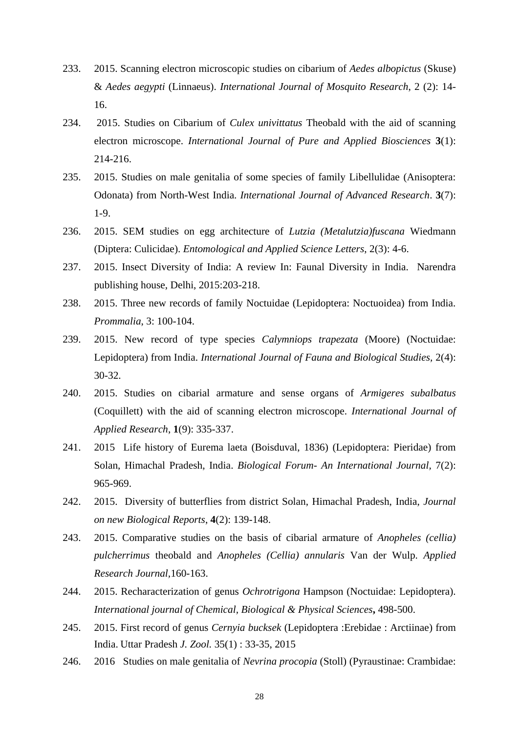233. 2015. Scanning electron microscopic studies on cibarium of *Aedes albopictus* (Skuse) & *Aedes aegypti* (Linnaeus). *International Journal of Mosquito Research*, 2 (2): 14-16.

234. 2015. Studies on Cibarium of *Culex univittatus* Theobald with the aid of scanning electron microscope. *International Journal of Pure and Applied Biosciences* **3**(1): 214-216.

235. 2015. Studies on male genitalia of some species of family Libellulidae (Anisoptera: Odonata) from North-West India. *International Journal of Advanced Research*. **3**(7): 1-9.

236. 2015. SEM studies on egg architecture of *Lutzia (Metalutzia)fuscana* Wiedmann (Diptera: Culicidae). *Entomological and Applied Science Letters*, 2(3): 4-6.

237. 2015. Insect Diversity of India: A review In: Faunal Diversity in India. Narendra publishing house, Delhi, 2015:203-218.

238. 2015. Three new records of family Noctuidae (Lepidoptera: Noctuoidea) from India. *Prommalia*, 3: 100-104.

239. 2015. New record of type species *Calymniops trapezata* (Moore) (Noctuidae: Lepidoptera) from India. *International Journal of Fauna and Biological Studies*, 2(4): 30-32.

240. 2015. Studies on cibarial armature and sense organs of *Armigeres subalbatus* (Coquillett) with the aid of scanning electron microscope. *International Journal of Applied Research*, **1**(9): 335-337.

241. 2015 Life history of Eurema laeta (Boisduval, 1836) (Lepidoptera: Pieridae) from Solan, Himachal Pradesh, India. *Biological Forum- An International Journal*, 7(2): 965-969.

242. 2015. Diversity of butterflies from district Solan, Himachal Pradesh, India, *Journal on new Biological Reports*, **4**(2): 139-148.

243. 2015. Comparative studies on the basis of cibarial armature of *Anopheles (cellia) pulcherrimus* theobald and *Anopheles (Cellia) annularis* Van der Wulp. *Applied Research Journal*,160-163.

244. 2015. Recharacterization of genus *Ochrotrigona* Hampson (Noctuidae: Lepidoptera). *International journal of Chemical, Biological & Physical Sciences***,** 498-500.

245. 2015. First record of genus *Cernyia bucksek* (Lepidoptera :Erebidae : Arctiinae) from India. Uttar Pradesh *J. Zool.* 35(1) : 33-35, 2015

246. 2016 Studies on male genitalia of *Nevrina procopia* (Stoll) (Pyraustinae: Crambidae: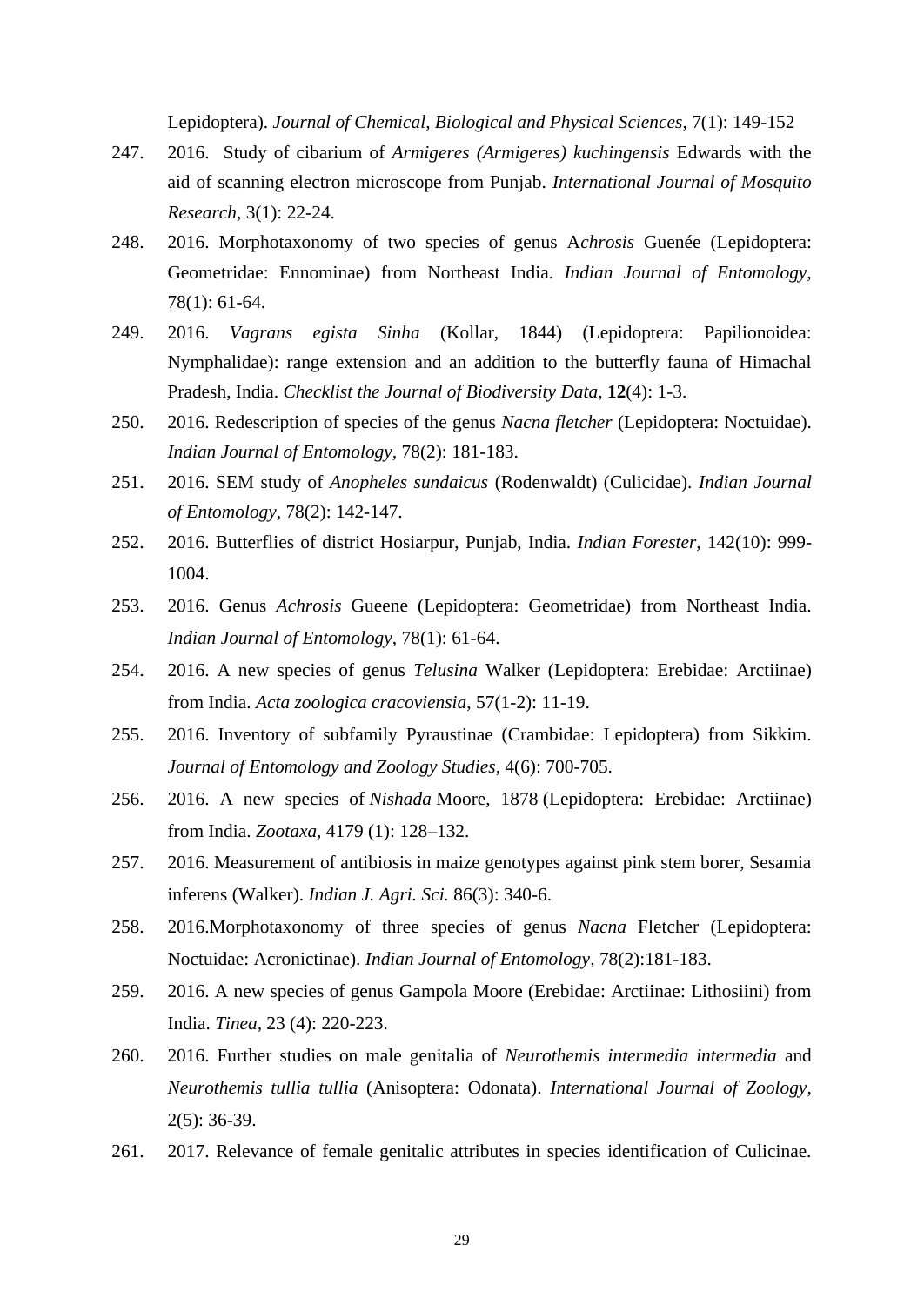Lepidoptera). *Journal of Chemical, Biological and Physical Sciences*, 7(1): 149-152

247. 2016. Study of cibarium of *Armigeres (Armigeres) kuchingensis* Edwards with the aid of scanning electron microscope from Punjab. *International Journal of Mosquito Research*, 3(1): 22-24.
248. 2016. Morphotaxonomy of two species of genus A*chrosis* Guenée (Lepidoptera: Geometridae: Ennominae) from Northeast India. *Indian Journal of Entomology*, 78(1): 61-64.
249. 2016. *Vagrans egista Sinha* (Kollar, 1844) (Lepidoptera: Papilionoidea: Nymphalidae): range extension and an addition to the butterfly fauna of Himachal Pradesh, India. *Checklist the Journal of Biodiversity Data*, **12**(4): 1-3.
250. 2016. Redescription of species of the genus *Nacna fletcher* (Lepidoptera: Noctuidae). *Indian Journal of Entomology*, 78(2): 181-183.
251. 2016. SEM study of *Anopheles sundaicus* (Rodenwaldt) (Culicidae). *Indian Journal of Entomology*, 78(2): 142-147.
252. 2016. Butterflies of district Hosiarpur, Punjab, India. *Indian Forester*, 142(10): 999-1004.
253. 2016. Genus *Achrosis* Gueene (Lepidoptera: Geometridae) from Northeast India. *Indian Journal of Entomology*, 78(1): 61-64.
254. 2016. A new species of genus *Telusina* Walker (Lepidoptera: Erebidae: Arctiinae) from India. *Acta zoologica cracoviensia*, 57(1-2): 11-19.
255. 2016. Inventory of subfamily Pyraustinae (Crambidae: Lepidoptera) from Sikkim. *Journal of Entomology and Zoology Studies*, 4(6): 700-705.
256. 2016. A new species of *Nishada* Moore, 1878 (Lepidoptera: Erebidae: Arctiinae) from India. *Zootaxa*, 4179 (1): 128–132.
257. 2016. Measurement of antibiosis in maize genotypes against pink stem borer, Sesamia inferens (Walker). *Indian J. Agri. Sci.* 86(3): 340-6.
258. 2016.Morphotaxonomy of three species of genus *Nacna* Fletcher (Lepidoptera: Noctuidae: Acronictinae). *Indian Journal of Entomology*, 78(2):181-183.
259. 2016. A new species of genus Gampola Moore (Erebidae: Arctiinae: Lithosiini) from India. *Tinea*, 23 (4): 220-223.
260. 2016. Further studies on male genitalia of *Neurothemis intermedia intermedia* and *Neurothemis tullia tullia* (Anisoptera: Odonata). *International Journal of Zoology*, 2(5): 36-39.
261. 2017. Relevance of female genitalic attributes in species identification of Culicinae.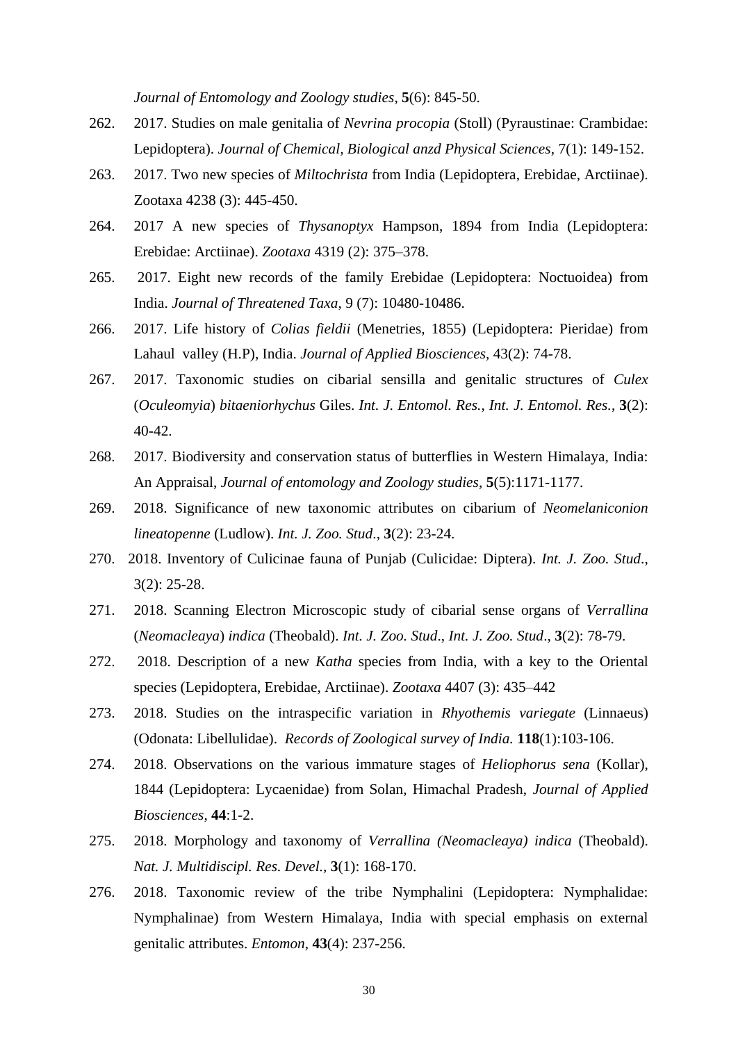*Journal of Entomology and Zoology studies*, **5**(6): 845-50.

262. 2017. Studies on male genitalia of *Nevrina procopia* (Stoll) (Pyraustinae: Crambidae: Lepidoptera). *Journal of Chemical, Biological anzd Physical Sciences*, 7(1): 149-152.
263. 2017. Two new species of *Miltochrista* from India (Lepidoptera, Erebidae, Arctiinae). Zootaxa 4238 (3): 445-450.
264. 2017 A new species of *Thysanoptyx* Hampson, 1894 from India (Lepidoptera: Erebidae: Arctiinae). *Zootaxa* 4319 (2): 375–378.
265. 2017. Eight new records of the family Erebidae (Lepidoptera: Noctuoidea) from India. *Journal of Threatened Taxa*, 9 (7): 10480-10486.
266. 2017. Life history of *Colias fieldii* (Menetries, 1855) (Lepidoptera: Pieridae) from Lahaul valley (H.P), India. *Journal of Applied Biosciences*, 43(2): 74-78.
267. 2017. Taxonomic studies on cibarial sensilla and genitalic structures of *Culex* (*Oculeomyia*) *bitaeniorhychus* Giles. *Int. J. Entomol. Res.*, *Int. J. Entomol. Res.*, **3**(2): 40-42.
268. 2017. Biodiversity and conservation status of butterflies in Western Himalaya, India: An Appraisal, *Journal of entomology and Zoology studies*, **5**(5):1171-1177.
269. 2018. Significance of new taxonomic attributes on cibarium of *Neomelaniconion lineatopenne* (Ludlow). *Int. J. Zoo. Stud*., **3**(2): 23-24.
270. 2018. Inventory of Culicinae fauna of Punjab (Culicidae: Diptera). *Int. J. Zoo. Stud*., 3(2): 25-28.
271. 2018. Scanning Electron Microscopic study of cibarial sense organs of *Verrallina* (*Neomacleaya*) *indica* (Theobald). *Int. J. Zoo. Stud*., *Int. J. Zoo. Stud*., **3**(2): 78-79.
272. 2018. Description of a new *Katha* species from India, with a key to the Oriental species (Lepidoptera, Erebidae, Arctiinae). *Zootaxa* 4407 (3): 435–442
273. 2018. Studies on the intraspecific variation in *Rhyothemis variegate* (Linnaeus) (Odonata: Libellulidae). *Records of Zoological survey of India.* **118**(1):103-106.
274. 2018. Observations on the various immature stages of *Heliophorus sena* (Kollar), 1844 (Lepidoptera: Lycaenidae) from Solan, Himachal Pradesh, *Journal of Applied Biosciences*, **44**:1-2.
275. 2018. Morphology and taxonomy of *Verrallina (Neomacleaya) indica* (Theobald). *Nat. J. Multidiscipl. Res. Devel.*, **3**(1): 168-170.
276. 2018. Taxonomic review of the tribe Nymphalini (Lepidoptera: Nymphalidae: Nymphalinae) from Western Himalaya, India with special emphasis on external genitalic attributes. *Entomon*, **43**(4): 237-256.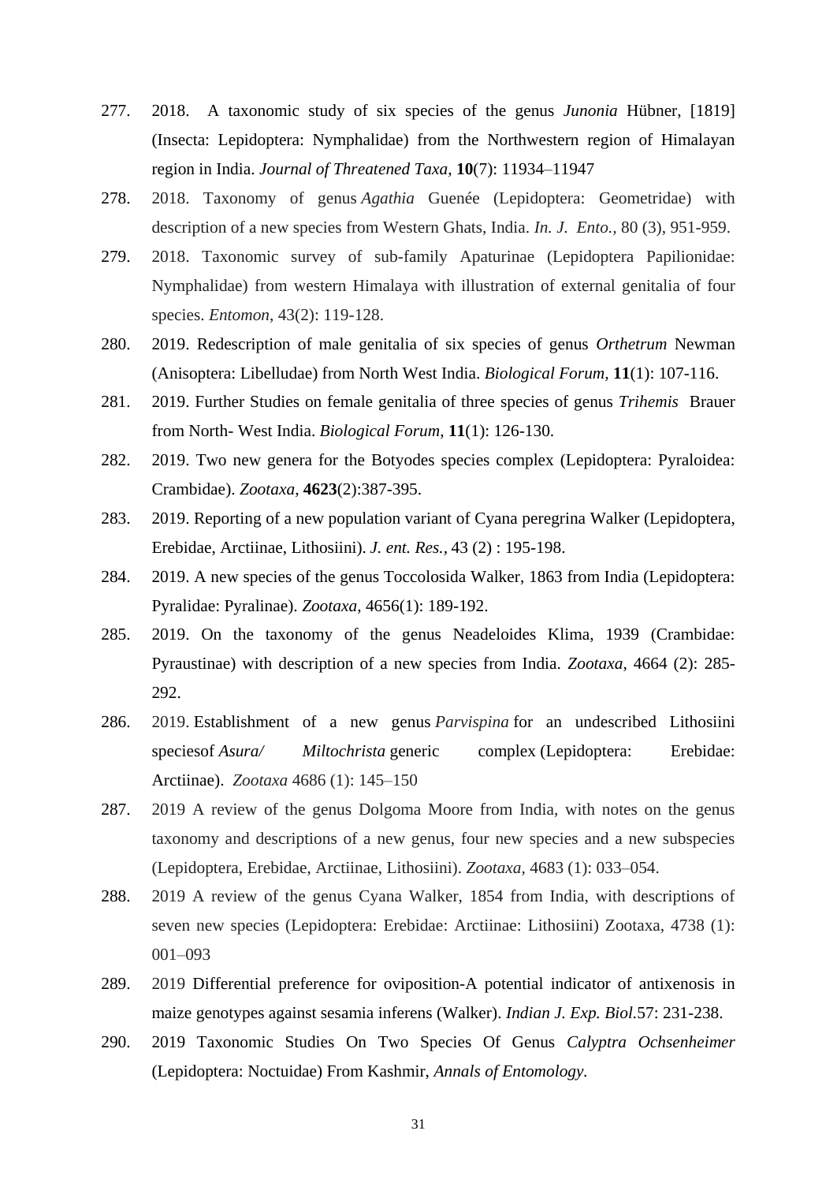277. 2018. A taxonomic study of six species of the genus *Junonia* Hübner, [1819] (Insecta: Lepidoptera: Nymphalidae) from the Northwestern region of Himalayan region in India. *Journal of Threatened Taxa*, **10**(7): 11934–11947

278. 2018. Taxonomy of genus *Agathia* Guenée (Lepidoptera: Geometridae) with description of a new species from Western Ghats, India. *In. J. Ento.,* 80 (3), 951-959.

279. 2018. Taxonomic survey of sub-family Apaturinae (Lepidoptera Papilionidae: Nymphalidae) from western Himalaya with illustration of external genitalia of four species. *Entomon*, 43(2): 119-128.

280. 2019. Redescription of male genitalia of six species of genus *Orthetrum* Newman (Anisoptera: Libelludae) from North West India. *Biological Forum*, **11**(1): 107-116.

281. 2019. Further Studies on female genitalia of three species of genus *Trihemis* Brauer from North- West India. *Biological Forum*, **11**(1): 126-130.

282. 2019. Two new genera for the Botyodes species complex (Lepidoptera: Pyraloidea: Crambidae). *Zootaxa*, **4623**(2):387-395.

283. 2019. Reporting of a new population variant of Cyana peregrina Walker (Lepidoptera, Erebidae, Arctiinae, Lithosiini). *J. ent. Res.*, 43 (2) : 195-198.

284. 2019. A new species of the genus Toccolosida Walker, 1863 from India (Lepidoptera: Pyralidae: Pyralinae). *Zootaxa*, 4656(1): 189-192.

285. 2019. On the taxonomy of the genus Neadeloides Klima, 1939 (Crambidae: Pyraustinae) with description of a new species from India. *Zootaxa*, 4664 (2): 285-292.

286. 2019. Establishment of a new genus *Parvispina* for an undescribed Lithosiini speciesof *Asura/ Miltochrista* generic complex (Lepidoptera: Erebidae: Arctiinae). *Zootaxa* 4686 (1): 145–150

287. 2019 A review of the genus Dolgoma Moore from India, with notes on the genus taxonomy and descriptions of a new genus, four new species and a new subspecies (Lepidoptera, Erebidae, Arctiinae, Lithosiini). *Zootaxa,* 4683 (1): 033–054.

288. 2019 A review of the genus Cyana Walker, 1854 from India, with descriptions of seven new species (Lepidoptera: Erebidae: Arctiinae: Lithosiini) Zootaxa, 4738 (1): 001–093

289. 2019 Differential preference for oviposition-A potential indicator of antixenosis in maize genotypes against sesamia inferens (Walker). *Indian J. Exp. Biol.*57: 231-238.

290. 2019 Taxonomic Studies On Two Species Of Genus *Calyptra Ochsenheimer* (Lepidoptera: Noctuidae) From Kashmir, *Annals of Entomology.*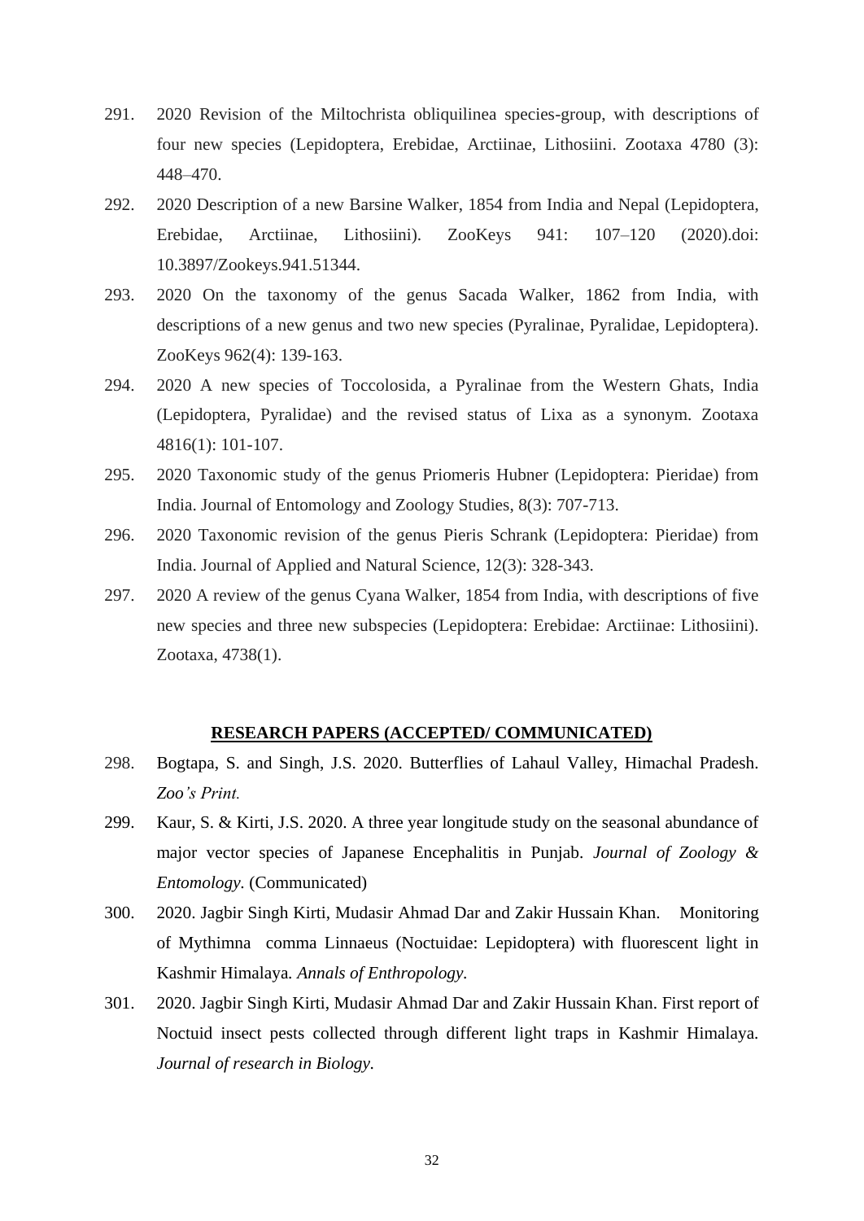291. 2020 Revision of the Miltochrista obliquilinea species-group, with descriptions of four new species (Lepidoptera, Erebidae, Arctiinae, Lithosiini. Zootaxa 4780 (3): 448–470.
292. 2020 Description of a new Barsine Walker, 1854 from India and Nepal (Lepidoptera, Erebidae, Arctiinae, Lithosiini). ZooKeys 941: 107–120 (2020).doi: 10.3897/Zookeys.941.51344.
293. 2020 On the taxonomy of the genus Sacada Walker, 1862 from India, with descriptions of a new genus and two new species (Pyralinae, Pyralidae, Lepidoptera). ZooKeys 962(4): 139-163.
294. 2020 A new species of Toccolosida, a Pyralinae from the Western Ghats, India (Lepidoptera, Pyralidae) and the revised status of Lixa as a synonym. Zootaxa 4816(1): 101-107.
295. 2020 Taxonomic study of the genus Priomeris Hubner (Lepidoptera: Pieridae) from India. Journal of Entomology and Zoology Studies, 8(3): 707-713.
296. 2020 Taxonomic revision of the genus Pieris Schrank (Lepidoptera: Pieridae) from India. Journal of Applied and Natural Science, 12(3): 328-343.
297. 2020 A review of the genus Cyana Walker, 1854 from India, with descriptions of five new species and three new subspecies (Lepidoptera: Erebidae: Arctiinae: Lithosiini). Zootaxa, 4738(1).

## RESEARCH PAPERS (ACCEPTED/ COMMUNICATED)

298. Bogtapa, S. and Singh, J.S. 2020. Butterflies of Lahaul Valley, Himachal Pradesh. *Zoo's Print.*
299. Kaur, S. & Kirti, J.S. 2020. A three year longitude study on the seasonal abundance of major vector species of Japanese Encephalitis in Punjab. *Journal of Zoology & Entomology.* (Communicated)
300. 2020. Jagbir Singh Kirti, Mudasir Ahmad Dar and Zakir Hussain Khan. Monitoring of Mythimna comma Linnaeus (Noctuidae: Lepidoptera) with fluorescent light in Kashmir Himalaya. *Annals of Enthropology.*
301. 2020. Jagbir Singh Kirti, Mudasir Ahmad Dar and Zakir Hussain Khan. First report of Noctuid insect pests collected through different light traps in Kashmir Himalaya. *Journal of research in Biology.*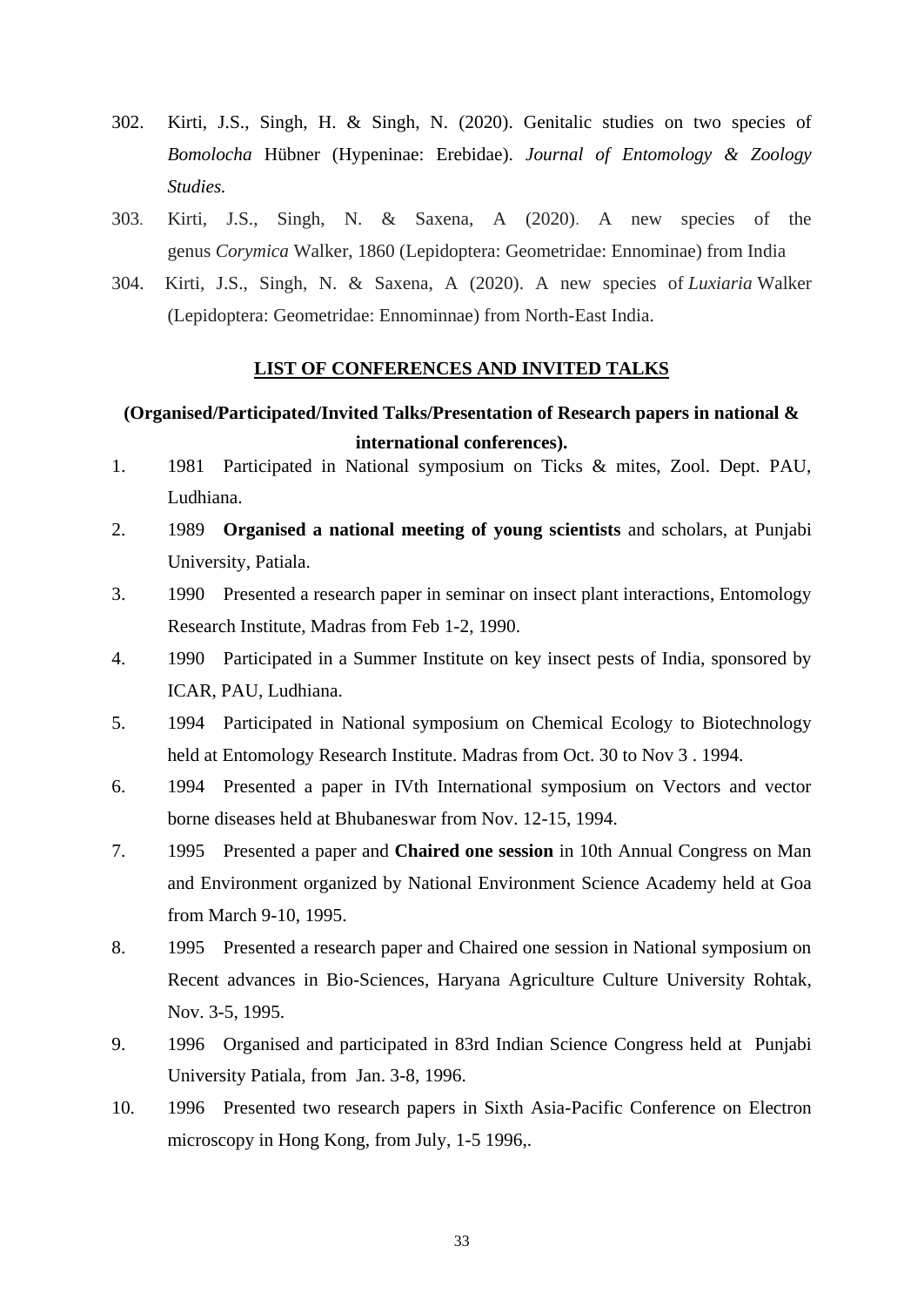302. Kirti, J.S., Singh, H. & Singh, N. (2020). Genitalic studies on two species of *Bomolocha* Hübner (Hypeninae: Erebidae). *Journal of Entomology & Zoology Studies.*

303. Kirti, J.S., Singh, N. & Saxena, A (2020). A new species of the genus *Corymica* Walker, 1860 (Lepidoptera: Geometridae: Ennominae) from India

304. Kirti, J.S., Singh, N. & Saxena, A (2020). A new species of *Luxiaria* Walker (Lepidoptera: Geometridae: Ennominnae) from North-East India.

## LIST OF CONFERENCES AND INVITED TALKS

### (Organised/Participated/Invited Talks/Presentation of Research papers in national & international conferences).

1. 1981 Participated in National symposium on Ticks & mites, Zool. Dept. PAU, Ludhiana.
2. 1989 **Organised a national meeting of young scientists** and scholars, at Punjabi University, Patiala.
3. 1990 Presented a research paper in seminar on insect plant interactions, Entomology Research Institute, Madras from Feb 1-2, 1990.
4. 1990 Participated in a Summer Institute on key insect pests of India, sponsored by ICAR, PAU, Ludhiana.
5. 1994 Participated in National symposium on Chemical Ecology to Biotechnology held at Entomology Research Institute. Madras from Oct. 30 to Nov 3 . 1994.
6. 1994 Presented a paper in IVth International symposium on Vectors and vector borne diseases held at Bhubaneswar from Nov. 12-15, 1994.
7. 1995 Presented a paper and **Chaired one session** in 10th Annual Congress on Man and Environment organized by National Environment Science Academy held at Goa from March 9-10, 1995.
8. 1995 Presented a research paper and Chaired one session in National symposium on Recent advances in Bio-Sciences, Haryana Agriculture Culture University Rohtak, Nov. 3-5, 1995.
9. 1996 Organised and participated in 83rd Indian Science Congress held at Punjabi University Patiala, from Jan. 3-8, 1996.
10. 1996 Presented two research papers in Sixth Asia-Pacific Conference on Electron microscopy in Hong Kong, from July, 1-5 1996,.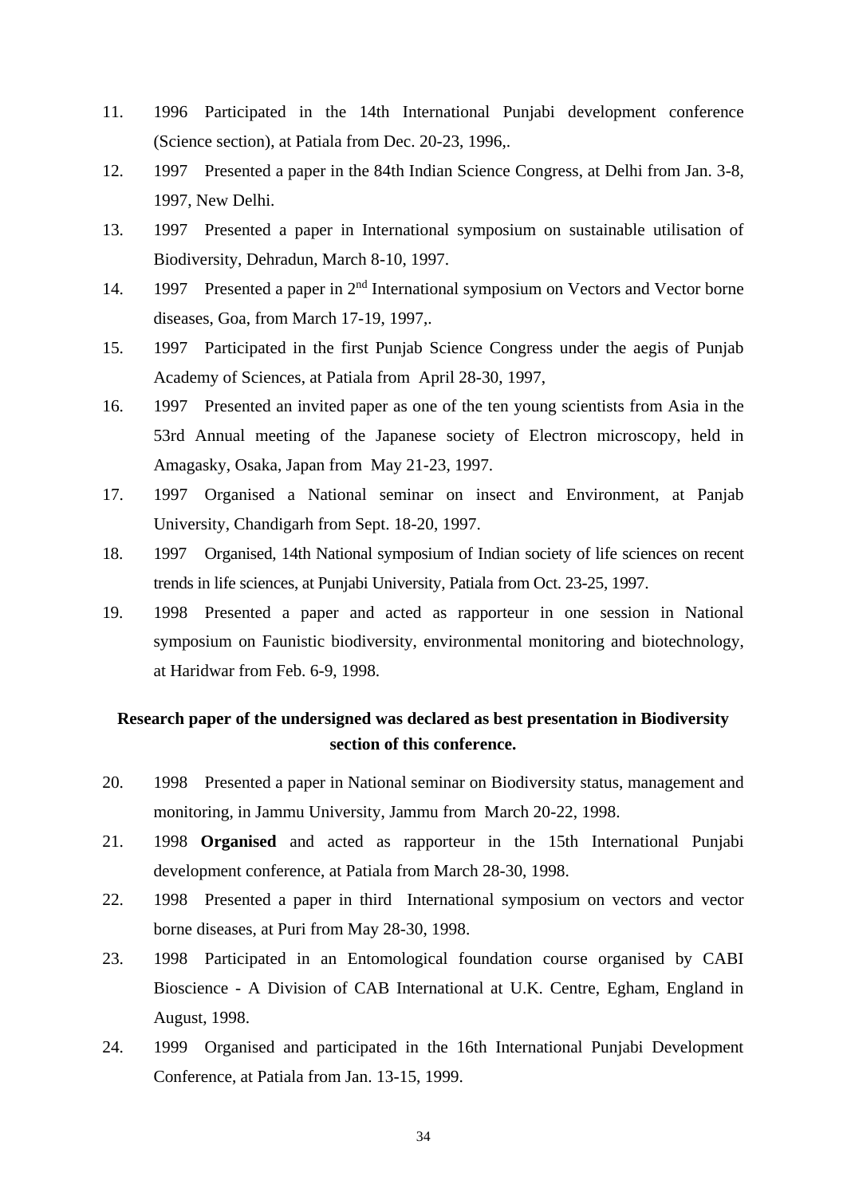11. 1996 Participated in the 14th International Punjabi development conference (Science section), at Patiala from Dec. 20-23, 1996,.
12. 1997 Presented a paper in the 84th Indian Science Congress, at Delhi from Jan. 3-8, 1997, New Delhi.
13. 1997 Presented a paper in International symposium on sustainable utilisation of Biodiversity, Dehradun, March 8-10, 1997.
14. 1997 Presented a paper in 2nd International symposium on Vectors and Vector borne diseases, Goa, from March 17-19, 1997,.
15. 1997 Participated in the first Punjab Science Congress under the aegis of Punjab Academy of Sciences, at Patiala from April 28-30, 1997,
16. 1997 Presented an invited paper as one of the ten young scientists from Asia in the 53rd Annual meeting of the Japanese society of Electron microscopy, held in Amagasky, Osaka, Japan from May 21-23, 1997.
17. 1997 Organised a National seminar on insect and Environment, at Panjab University, Chandigarh from Sept. 18-20, 1997.
18. 1997 Organised, 14th National symposium of Indian society of life sciences on recent trends in life sciences, at Punjabi University, Patiala from Oct. 23-25, 1997.
19. 1998 Presented a paper and acted as rapporteur in one session in National symposium on Faunistic biodiversity, environmental monitoring and biotechnology, at Haridwar from Feb. 6-9, 1998.

**Research paper of the undersigned was declared as best presentation in Biodiversity section of this conference.**

20. 1998 Presented a paper in National seminar on Biodiversity status, management and monitoring, in Jammu University, Jammu from March 20-22, 1998.
21. 1998 **Organised** and acted as rapporteur in the 15th International Punjabi development conference, at Patiala from March 28-30, 1998.
22. 1998 Presented a paper in third International symposium on vectors and vector borne diseases, at Puri from May 28-30, 1998.
23. 1998 Participated in an Entomological foundation course organised by CABI Bioscience - A Division of CAB International at U.K. Centre, Egham, England in August, 1998.
24. 1999 Organised and participated in the 16th International Punjabi Development Conference, at Patiala from Jan. 13-15, 1999.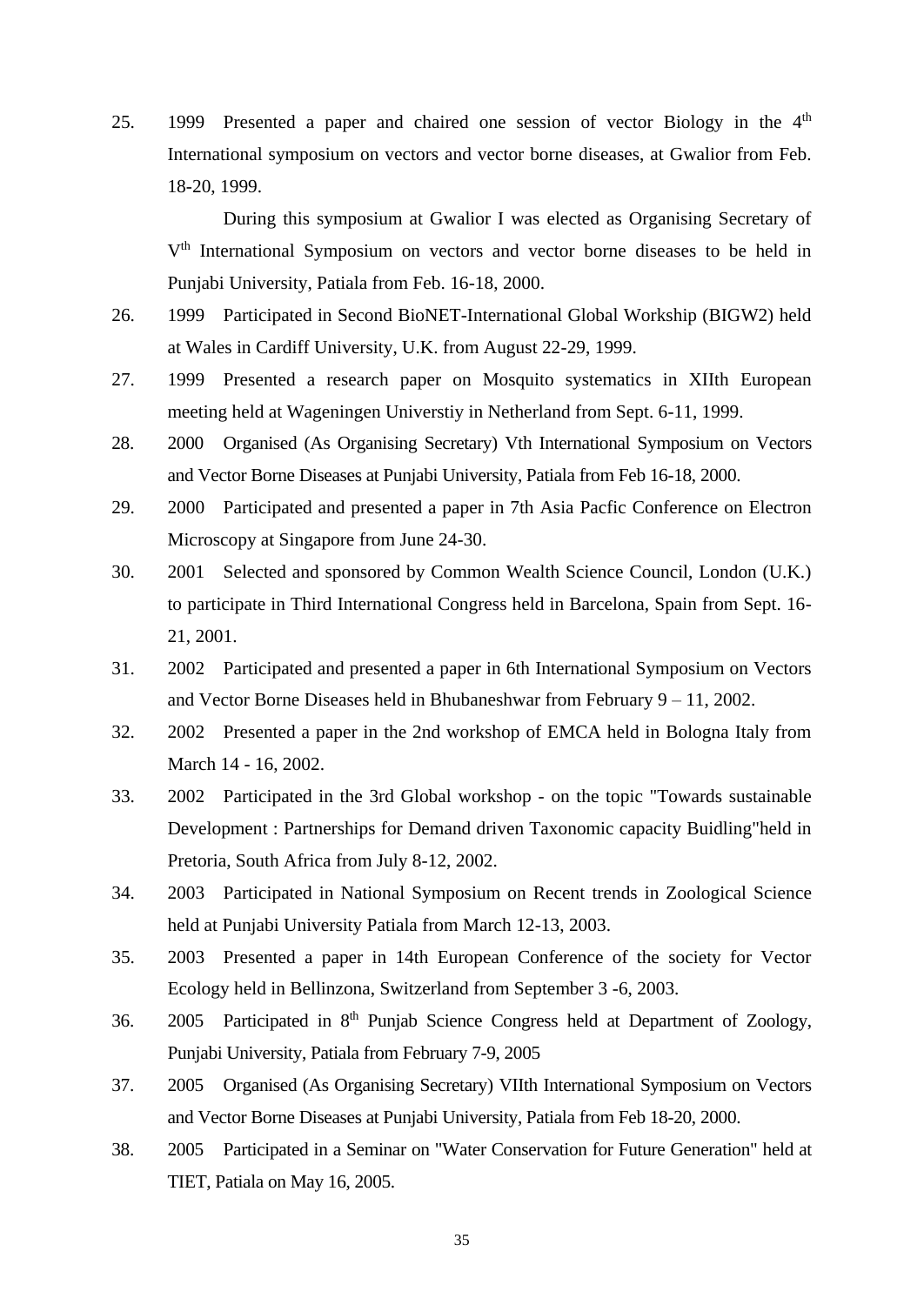25. 1999 Presented a paper and chaired one session of vector Biology in the 4th International symposium on vectors and vector borne diseases, at Gwalior from Feb. 18-20, 1999.

    During this symposium at Gwalior I was elected as Organising Secretary of Vth International Symposium on vectors and vector borne diseases to be held in Punjabi University, Patiala from Feb. 16-18, 2000.

26. 1999 Participated in Second BioNET-International Global Workship (BIGW2) held at Wales in Cardiff University, U.K. from August 22-29, 1999.
27. 1999 Presented a research paper on Mosquito systematics in XIIth European meeting held at Wageningen Universtiy in Netherland from Sept. 6-11, 1999.
28. 2000 Organised (As Organising Secretary) Vth International Symposium on Vectors and Vector Borne Diseases at Punjabi University, Patiala from Feb 16-18, 2000.
29. 2000 Participated and presented a paper in 7th Asia Pacfic Conference on Electron Microscopy at Singapore from June 24-30.
30. 2001 Selected and sponsored by Common Wealth Science Council, London (U.K.) to participate in Third International Congress held in Barcelona, Spain from Sept. 16-21, 2001.
31. 2002 Participated and presented a paper in 6th International Symposium on Vectors and Vector Borne Diseases held in Bhubaneshwar from February 9 – 11, 2002.
32. 2002 Presented a paper in the 2nd workshop of EMCA held in Bologna Italy from March 14 - 16, 2002.
33. 2002 Participated in the 3rd Global workshop - on the topic "Towards sustainable Development : Partnerships for Demand driven Taxonomic capacity Buidling"held in Pretoria, South Africa from July 8-12, 2002.
34. 2003 Participated in National Symposium on Recent trends in Zoological Science held at Punjabi University Patiala from March 12-13, 2003.
35. 2003 Presented a paper in 14th European Conference of the society for Vector Ecology held in Bellinzona, Switzerland from September 3 -6, 2003.
36. 2005 Participated in 8th Punjab Science Congress held at Department of Zoology, Punjabi University, Patiala from February 7-9, 2005
37. 2005 Organised (As Organising Secretary) VIIth International Symposium on Vectors and Vector Borne Diseases at Punjabi University, Patiala from Feb 18-20, 2000.
38. 2005 Participated in a Seminar on "Water Conservation for Future Generation" held at TIET, Patiala on May 16, 2005.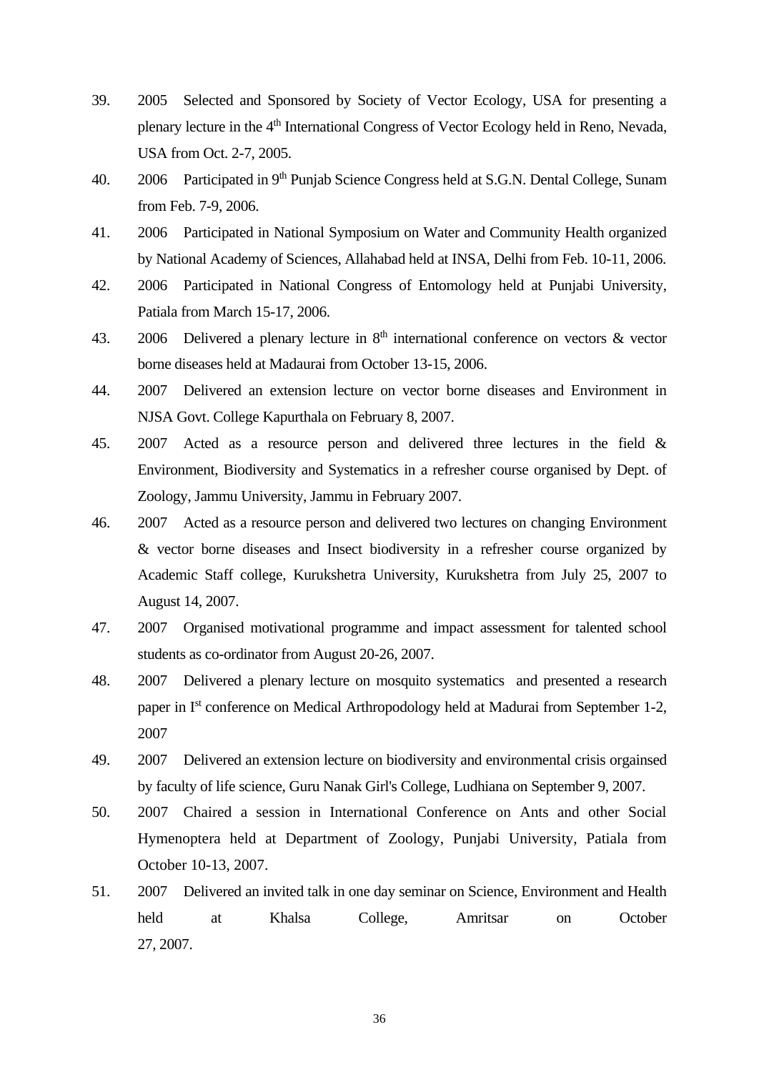39. 2005 Selected and Sponsored by Society of Vector Ecology, USA for presenting a plenary lecture in the 4th International Congress of Vector Ecology held in Reno, Nevada, USA from Oct. 2-7, 2005.

40. 2006 Participated in 9th Punjab Science Congress held at S.G.N. Dental College, Sunam from Feb. 7-9, 2006.

41. 2006 Participated in National Symposium on Water and Community Health organized by National Academy of Sciences, Allahabad held at INSA, Delhi from Feb. 10-11, 2006.

42. 2006 Participated in National Congress of Entomology held at Punjabi University, Patiala from March 15-17, 2006.

43. 2006 Delivered a plenary lecture in 8th international conference on vectors & vector borne diseases held at Madaurai from October 13-15, 2006.

44. 2007 Delivered an extension lecture on vector borne diseases and Environment in NJSA Govt. College Kapurthala on February 8, 2007.

45. 2007 Acted as a resource person and delivered three lectures in the field & Environment, Biodiversity and Systematics in a refresher course organised by Dept. of Zoology, Jammu University, Jammu in February 2007.

46. 2007 Acted as a resource person and delivered two lectures on changing Environment & vector borne diseases and Insect biodiversity in a refresher course organized by Academic Staff college, Kurukshetra University, Kurukshetra from July 25, 2007 to August 14, 2007.

47. 2007 Organised motivational programme and impact assessment for talented school students as co-ordinator from August 20-26, 2007.

48. 2007 Delivered a plenary lecture on mosquito systematics and presented a research paper in Ist conference on Medical Arthropodology held at Madurai from September 1-2, 2007

49. 2007 Delivered an extension lecture on biodiversity and environmental crisis orgainsed by faculty of life science, Guru Nanak Girl's College, Ludhiana on September 9, 2007.

50. 2007 Chaired a session in International Conference on Ants and other Social Hymenoptera held at Department of Zoology, Punjabi University, Patiala from October 10-13, 2007.

51. 2007 Delivered an invited talk in one day seminar on Science, Environment and Health held at Khalsa College, Amritsar on October 27, 2007.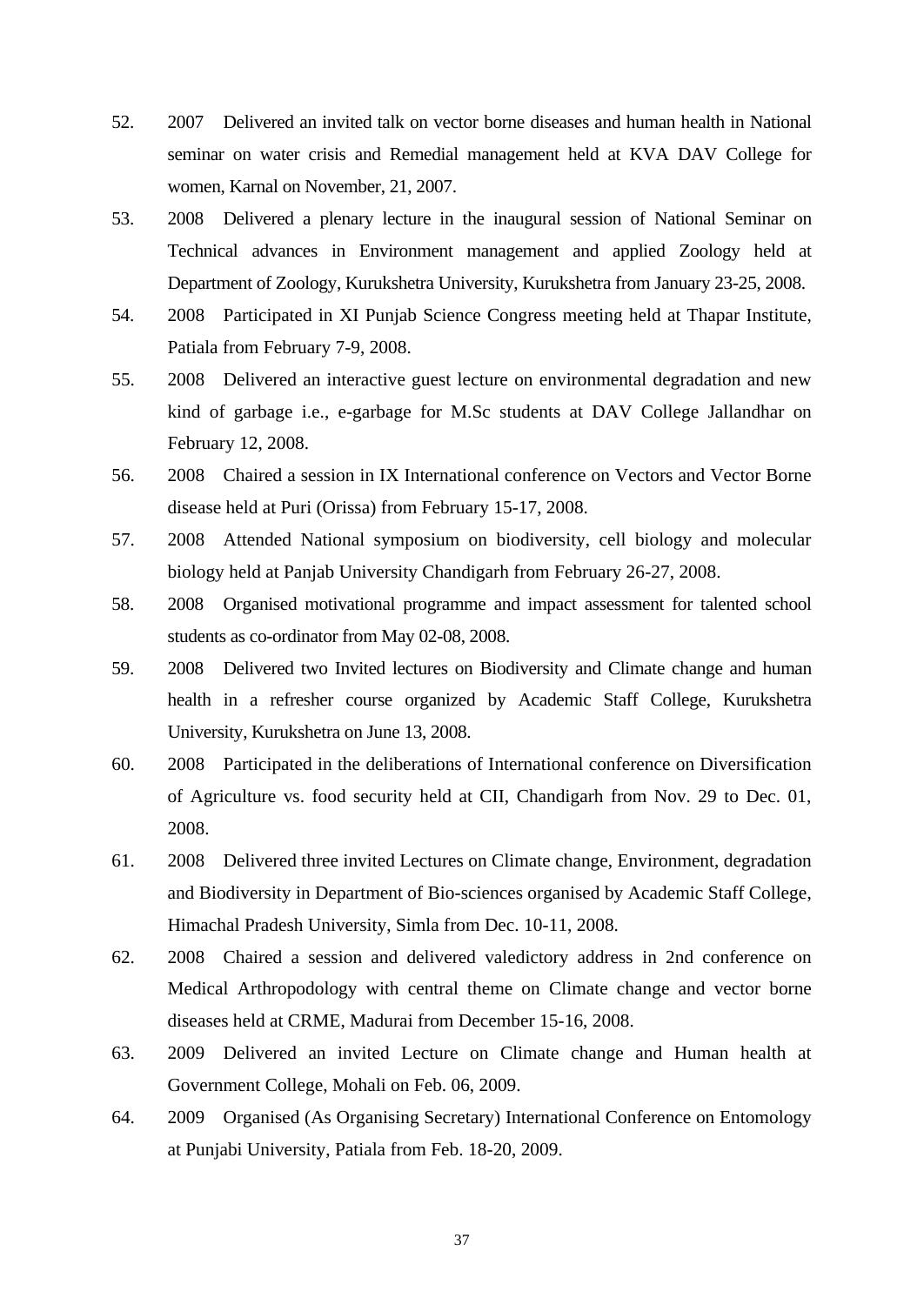52. 2007 Delivered an invited talk on vector borne diseases and human health in National seminar on water crisis and Remedial management held at KVA DAV College for women, Karnal on November, 21, 2007.

53. 2008 Delivered a plenary lecture in the inaugural session of National Seminar on Technical advances in Environment management and applied Zoology held at Department of Zoology, Kurukshetra University, Kurukshetra from January 23-25, 2008.

54. 2008 Participated in XI Punjab Science Congress meeting held at Thapar Institute, Patiala from February 7-9, 2008.

55. 2008 Delivered an interactive guest lecture on environmental degradation and new kind of garbage i.e., e-garbage for M.Sc students at DAV College Jallandhar on February 12, 2008.

56. 2008 Chaired a session in IX International conference on Vectors and Vector Borne disease held at Puri (Orissa) from February 15-17, 2008.

57. 2008 Attended National symposium on biodiversity, cell biology and molecular biology held at Panjab University Chandigarh from February 26-27, 2008.

58. 2008 Organised motivational programme and impact assessment for talented school students as co-ordinator from May 02-08, 2008.

59. 2008 Delivered two Invited lectures on Biodiversity and Climate change and human health in a refresher course organized by Academic Staff College, Kurukshetra University, Kurukshetra on June 13, 2008.

60. 2008 Participated in the deliberations of International conference on Diversification of Agriculture vs. food security held at CII, Chandigarh from Nov. 29 to Dec. 01, 2008.

61. 2008 Delivered three invited Lectures on Climate change, Environment, degradation and Biodiversity in Department of Bio-sciences organised by Academic Staff College, Himachal Pradesh University, Simla from Dec. 10-11, 2008.

62. 2008 Chaired a session and delivered valedictory address in 2nd conference on Medical Arthropodology with central theme on Climate change and vector borne diseases held at CRME, Madurai from December 15-16, 2008.

63. 2009 Delivered an invited Lecture on Climate change and Human health at Government College, Mohali on Feb. 06, 2009.

64. 2009 Organised (As Organising Secretary) International Conference on Entomology at Punjabi University, Patiala from Feb. 18-20, 2009.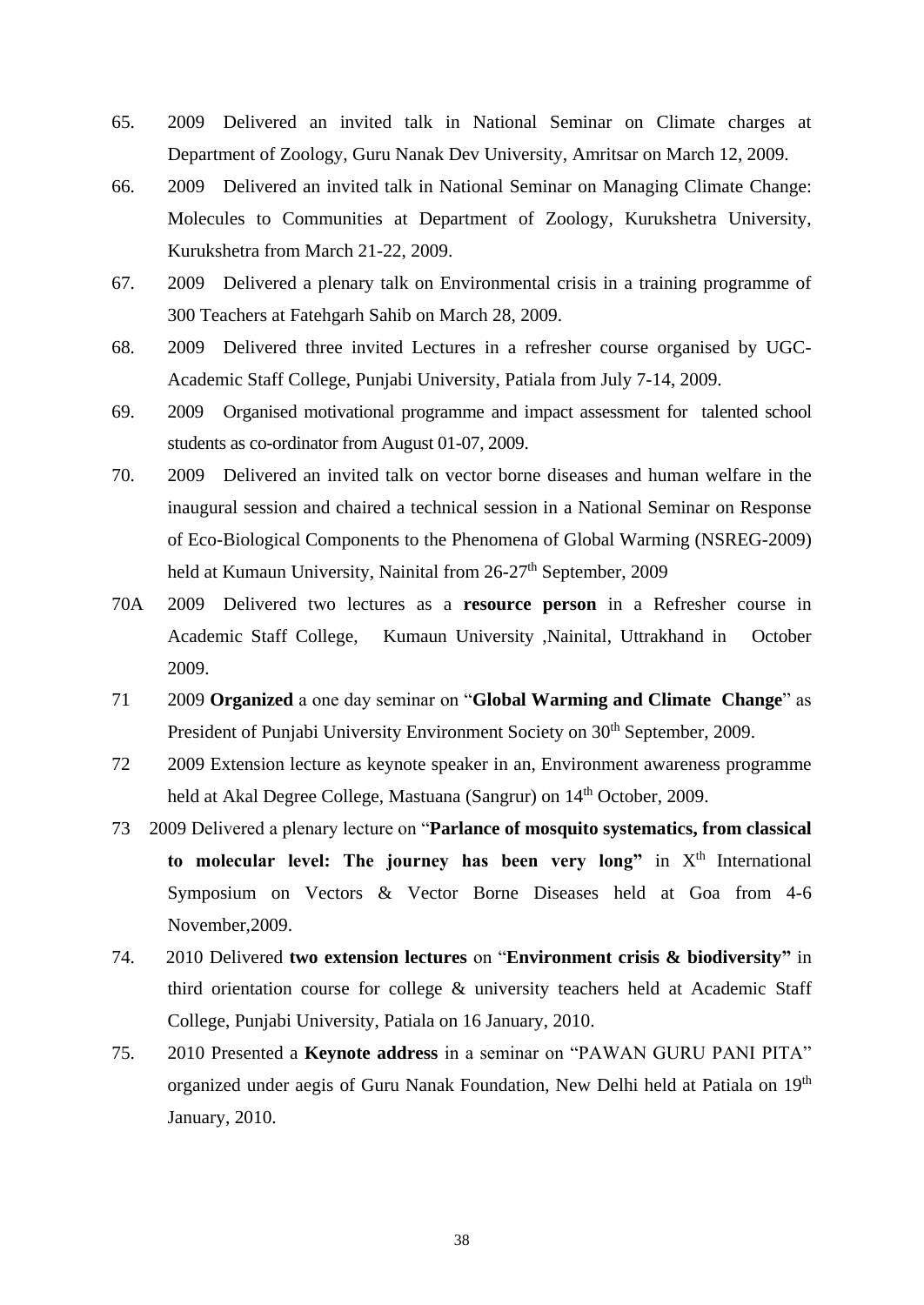65. 2009 Delivered an invited talk in National Seminar on Climate charges at Department of Zoology, Guru Nanak Dev University, Amritsar on March 12, 2009.

66. 2009 Delivered an invited talk in National Seminar on Managing Climate Change: Molecules to Communities at Department of Zoology, Kurukshetra University, Kurukshetra from March 21-22, 2009.

67. 2009 Delivered a plenary talk on Environmental crisis in a training programme of 300 Teachers at Fatehgarh Sahib on March 28, 2009.

68. 2009 Delivered three invited Lectures in a refresher course organised by UGC-Academic Staff College, Punjabi University, Patiala from July 7-14, 2009.

69. 2009 Organised motivational programme and impact assessment for talented school students as co-ordinator from August 01-07, 2009.

70. 2009 Delivered an invited talk on vector borne diseases and human welfare in the inaugural session and chaired a technical session in a National Seminar on Response of Eco-Biological Components to the Phenomena of Global Warming (NSREG-2009) held at Kumaun University, Nainital from 26-27th September, 2009

70A 2009 Delivered two lectures as a **resource person** in a Refresher course in Academic Staff College, Kumaun University ,Nainital, Uttrakhand in October 2009.

71 2009 **Organized** a one day seminar on "**Global Warming and Climate Change**" as President of Punjabi University Environment Society on 30th September, 2009.

72 2009 Extension lecture as keynote speaker in an, Environment awareness programme held at Akal Degree College, Mastuana (Sangrur) on 14th October, 2009.

73 2009 Delivered a plenary lecture on "**Parlance of mosquito systematics, from classical to molecular level: The journey has been very long"** in Xth International Symposium on Vectors & Vector Borne Diseases held at Goa from 4-6 November,2009.

74. 2010 Delivered **two extension lectures** on "**Environment crisis & biodiversity"** in third orientation course for college & university teachers held at Academic Staff College, Punjabi University, Patiala on 16 January, 2010.

75. 2010 Presented a **Keynote address** in a seminar on "PAWAN GURU PANI PITA" organized under aegis of Guru Nanak Foundation, New Delhi held at Patiala on 19th January, 2010.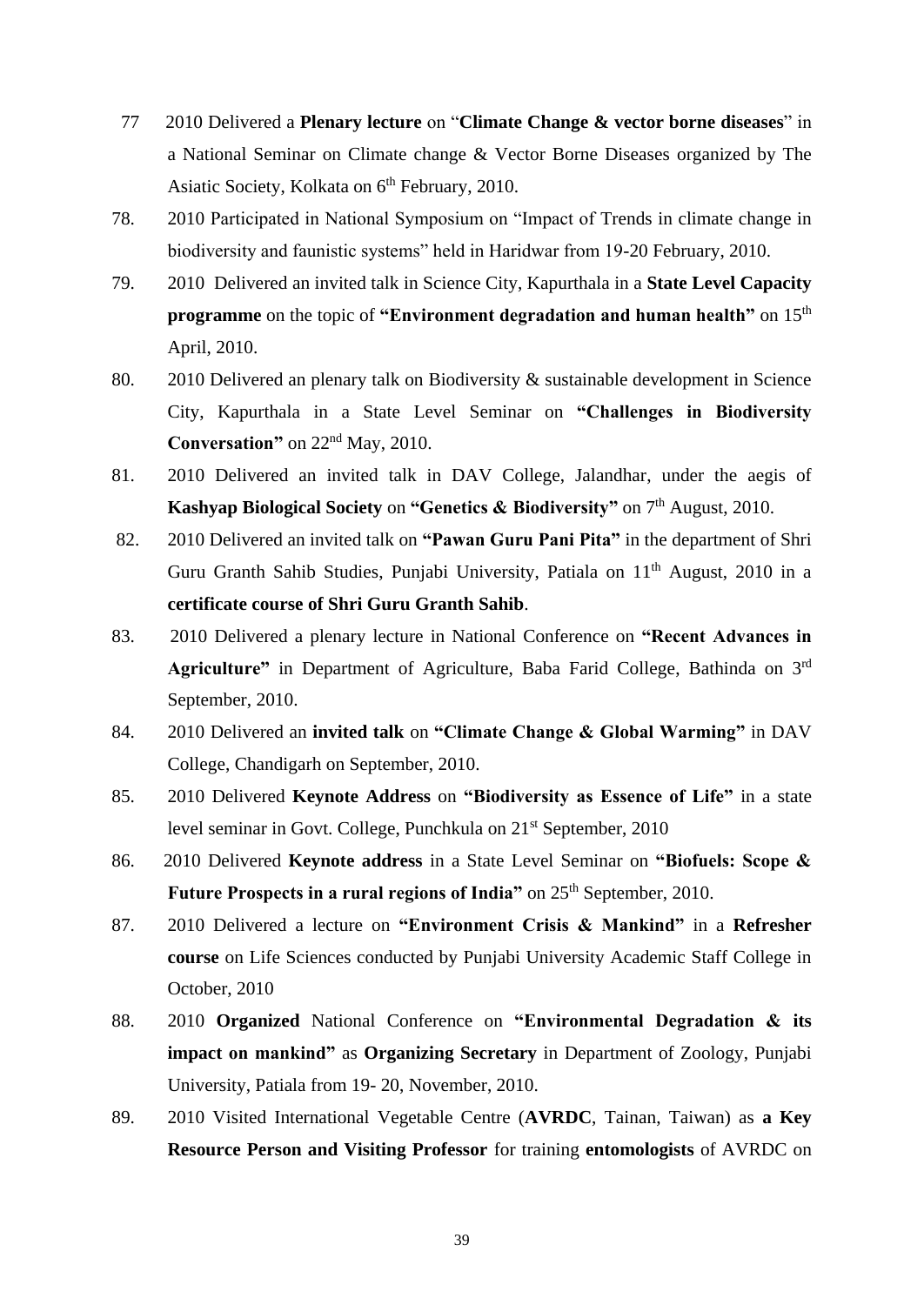77. 2010 Delivered a **Plenary lecture** on "**Climate Change & vector borne diseases**" in a National Seminar on Climate change & Vector Borne Diseases organized by The Asiatic Society, Kolkata on 6th February, 2010.
78. 2010 Participated in National Symposium on "Impact of Trends in climate change in biodiversity and faunistic systems" held in Haridwar from 19-20 February, 2010.
79. 2010 Delivered an invited talk in Science City, Kapurthala in a **State Level Capacity programme** on the topic of **"Environment degradation and human health"** on 15th April, 2010.
80. 2010 Delivered an plenary talk on Biodiversity & sustainable development in Science City, Kapurthala in a State Level Seminar on **"Challenges in Biodiversity Conversation"** on 22nd May, 2010.
81. 2010 Delivered an invited talk in DAV College, Jalandhar, under the aegis of **Kashyap Biological Society** on **"Genetics & Biodiversity"** on 7th August, 2010.
82. 2010 Delivered an invited talk on **"Pawan Guru Pani Pita"** in the department of Shri Guru Granth Sahib Studies, Punjabi University, Patiala on 11th August, 2010 in a **certificate course of Shri Guru Granth Sahib**.
83. 2010 Delivered a plenary lecture in National Conference on **"Recent Advances in Agriculture"** in Department of Agriculture, Baba Farid College, Bathinda on 3rd September, 2010.
84. 2010 Delivered an **invited talk** on **"Climate Change & Global Warming"** in DAV College, Chandigarh on September, 2010.
85. 2010 Delivered **Keynote Address** on **"Biodiversity as Essence of Life"** in a state level seminar in Govt. College, Punchkula on 21st September, 2010
86. 2010 Delivered **Keynote address** in a State Level Seminar on **"Biofuels: Scope & Future Prospects in a rural regions of India"** on 25th September, 2010.
87. 2010 Delivered a lecture on **"Environment Crisis & Mankind"** in a **Refresher course** on Life Sciences conducted by Punjabi University Academic Staff College in October, 2010
88. 2010 **Organized** National Conference on **"Environmental Degradation & its impact on mankind"** as **Organizing Secretary** in Department of Zoology, Punjabi University, Patiala from 19- 20, November, 2010.
89. 2010 Visited International Vegetable Centre (**AVRDC**, Tainan, Taiwan) as **a Key Resource Person and Visiting Professor** for training **entomologists** of AVRDC on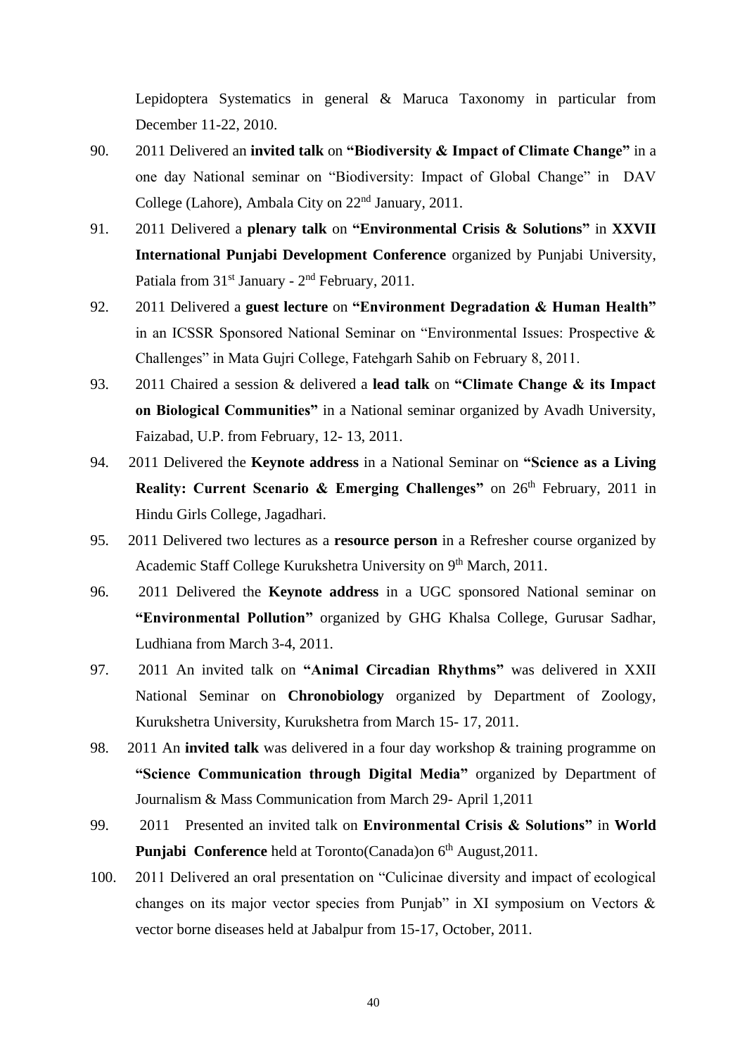Lepidoptera Systematics in general & Maruca Taxonomy in particular from December 11-22, 2010.

90. 2011 Delivered an **invited talk** on **"Biodiversity & Impact of Climate Change"** in a one day National seminar on "Biodiversity: Impact of Global Change" in DAV College (Lahore), Ambala City on 22nd January, 2011.

91. 2011 Delivered a **plenary talk** on **"Environmental Crisis & Solutions"** in **XXVII International Punjabi Development Conference** organized by Punjabi University, Patiala from 31st January - 2nd February, 2011.

92. 2011 Delivered a **guest lecture** on **"Environment Degradation & Human Health"** in an ICSSR Sponsored National Seminar on "Environmental Issues: Prospective & Challenges" in Mata Gujri College, Fatehgarh Sahib on February 8, 2011.

93. 2011 Chaired a session & delivered a **lead talk** on **"Climate Change & its Impact on Biological Communities"** in a National seminar organized by Avadh University, Faizabad, U.P. from February, 12- 13, 2011.

94. 2011 Delivered the **Keynote address** in a National Seminar on **"Science as a Living Reality: Current Scenario & Emerging Challenges"** on 26th February, 2011 in Hindu Girls College, Jagadhari.

95. 2011 Delivered two lectures as a **resource person** in a Refresher course organized by Academic Staff College Kurukshetra University on 9th March, 2011.

96. 2011 Delivered the **Keynote address** in a UGC sponsored National seminar on **"Environmental Pollution"** organized by GHG Khalsa College, Gurusar Sadhar, Ludhiana from March 3-4, 2011.

97. 2011 An invited talk on **"Animal Circadian Rhythms"** was delivered in XXII National Seminar on **Chronobiology** organized by Department of Zoology, Kurukshetra University, Kurukshetra from March 15- 17, 2011.

98. 2011 An **invited talk** was delivered in a four day workshop & training programme on **"Science Communication through Digital Media"** organized by Department of Journalism & Mass Communication from March 29- April 1,2011

99. 2011 Presented an invited talk on **Environmental Crisis & Solutions"** in **World Punjabi Conference** held at Toronto(Canada)on 6th August,2011.

100. 2011 Delivered an oral presentation on "Culicinae diversity and impact of ecological changes on its major vector species from Punjab" in XI symposium on Vectors & vector borne diseases held at Jabalpur from 15-17, October, 2011.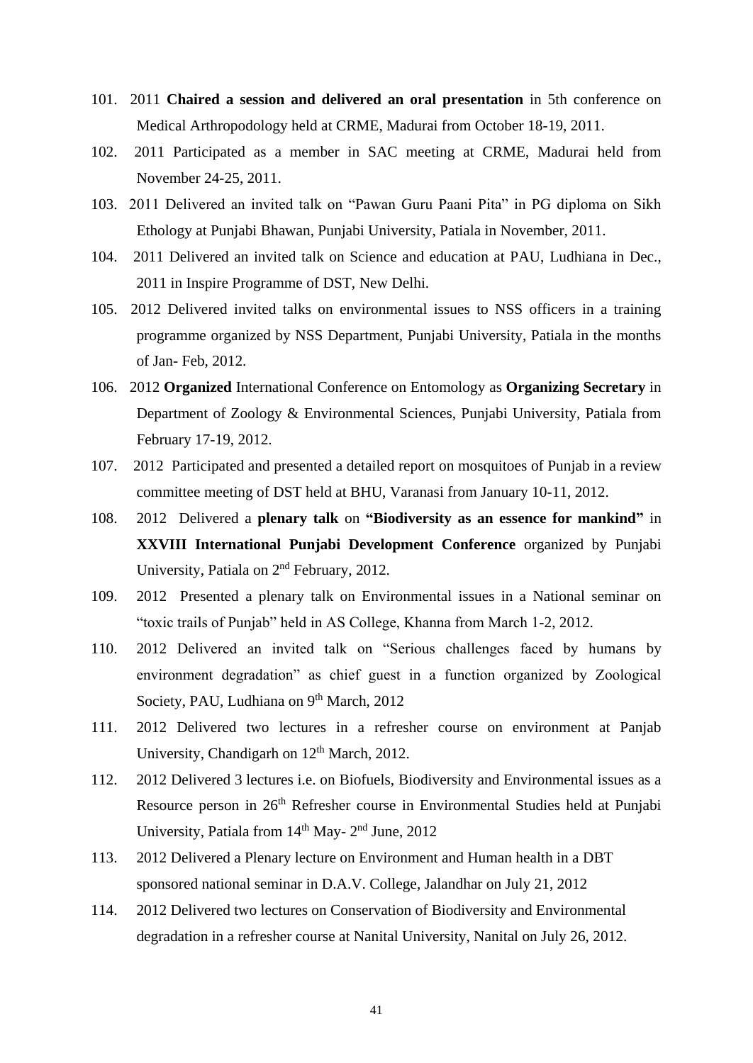101. 2011 **Chaired a session and delivered an oral presentation** in 5th conference on Medical Arthropodology held at CRME, Madurai from October 18-19, 2011.

102. 2011 Participated as a member in SAC meeting at CRME, Madurai held from November 24-25, 2011.

103. 2011 Delivered an invited talk on "Pawan Guru Paani Pita" in PG diploma on Sikh Ethology at Punjabi Bhawan, Punjabi University, Patiala in November, 2011.

104. 2011 Delivered an invited talk on Science and education at PAU, Ludhiana in Dec., 2011 in Inspire Programme of DST, New Delhi.

105. 2012 Delivered invited talks on environmental issues to NSS officers in a training programme organized by NSS Department, Punjabi University, Patiala in the months of Jan- Feb, 2012.

106. 2012 **Organized** International Conference on Entomology as **Organizing Secretary** in Department of Zoology & Environmental Sciences, Punjabi University, Patiala from February 17-19, 2012.

107. 2012 Participated and presented a detailed report on mosquitoes of Punjab in a review committee meeting of DST held at BHU, Varanasi from January 10-11, 2012.

108. 2012 Delivered a **plenary talk** on **"Biodiversity as an essence for mankind"** in **XXVIII International Punjabi Development Conference** organized by Punjabi University, Patiala on 2nd February, 2012.

109. 2012 Presented a plenary talk on Environmental issues in a National seminar on "toxic trails of Punjab" held in AS College, Khanna from March 1-2, 2012.

110. 2012 Delivered an invited talk on "Serious challenges faced by humans by environment degradation" as chief guest in a function organized by Zoological Society, PAU, Ludhiana on 9th March, 2012

111. 2012 Delivered two lectures in a refresher course on environment at Panjab University, Chandigarh on 12th March, 2012.

112. 2012 Delivered 3 lectures i.e. on Biofuels, Biodiversity and Environmental issues as a Resource person in 26th Refresher course in Environmental Studies held at Punjabi University, Patiala from 14th May- 2nd June, 2012

113. 2012 Delivered a Plenary lecture on Environment and Human health in a DBT sponsored national seminar in D.A.V. College, Jalandhar on July 21, 2012

114. 2012 Delivered two lectures on Conservation of Biodiversity and Environmental degradation in a refresher course at Nanital University, Nanital on July 26, 2012.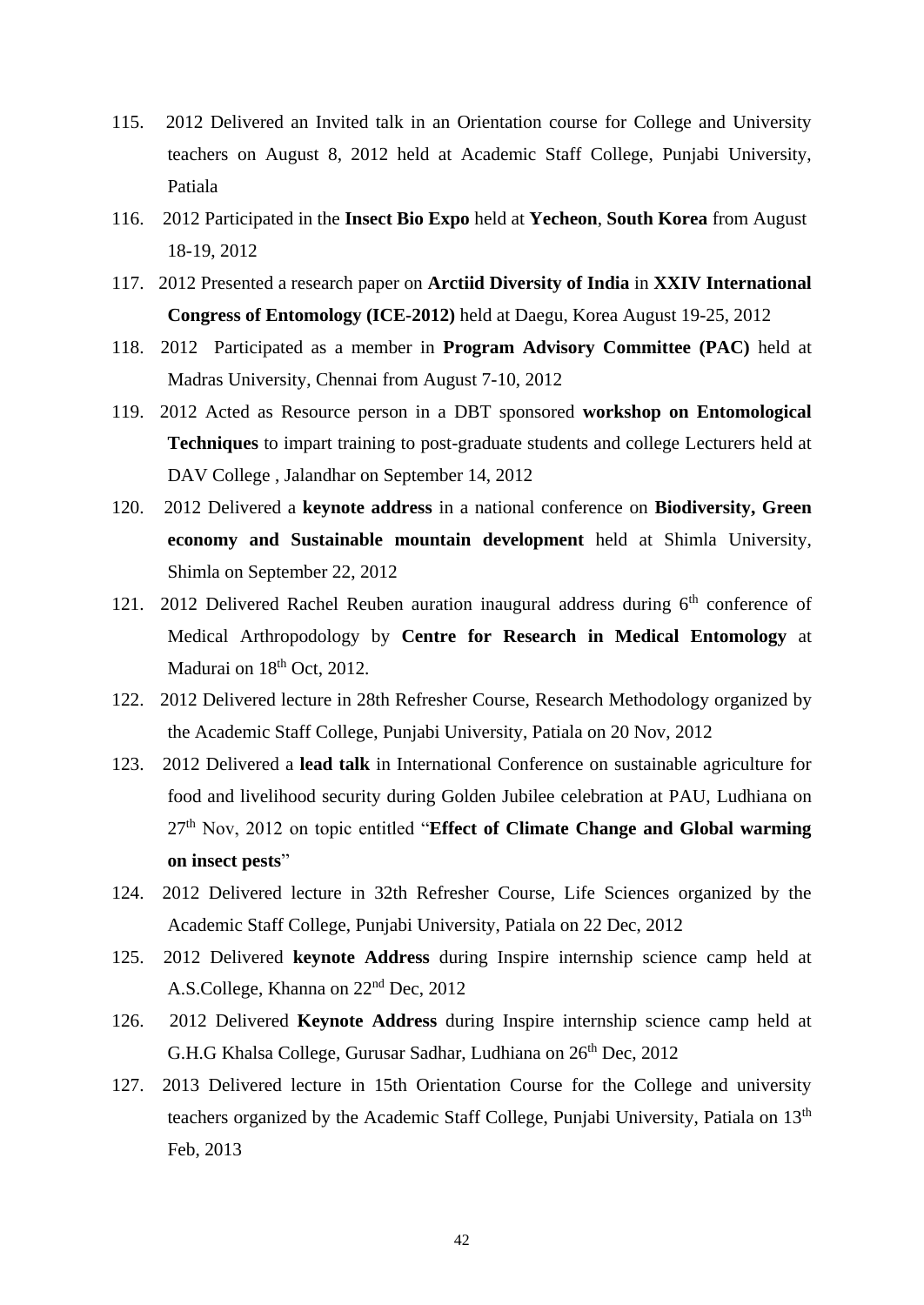115. 2012 Delivered an Invited talk in an Orientation course for College and University teachers on August 8, 2012 held at Academic Staff College, Punjabi University, Patiala

116. 2012 Participated in the **Insect Bio Expo** held at **Yecheon**, **South Korea** from August 18-19, 2012

117. 2012 Presented a research paper on **Arctiid Diversity of India** in **XXIV International Congress of Entomology (ICE-2012)** held at Daegu, Korea August 19-25, 2012

118. 2012 Participated as a member in **Program Advisory Committee (PAC)** held at Madras University, Chennai from August 7-10, 2012

119. 2012 Acted as Resource person in a DBT sponsored **workshop on Entomological Techniques** to impart training to post-graduate students and college Lecturers held at DAV College , Jalandhar on September 14, 2012

120. 2012 Delivered a **keynote address** in a national conference on **Biodiversity, Green economy and Sustainable mountain development** held at Shimla University, Shimla on September 22, 2012

121. 2012 Delivered Rachel Reuben auration inaugural address during 6th conference of Medical Arthropodology by **Centre for Research in Medical Entomology** at Madurai on 18th Oct, 2012.

122. 2012 Delivered lecture in 28th Refresher Course, Research Methodology organized by the Academic Staff College, Punjabi University, Patiala on 20 Nov, 2012

123. 2012 Delivered a **lead talk** in International Conference on sustainable agriculture for food and livelihood security during Golden Jubilee celebration at PAU, Ludhiana on 27th Nov, 2012 on topic entitled "**Effect of Climate Change and Global warming on insect pests**"

124. 2012 Delivered lecture in 32th Refresher Course, Life Sciences organized by the Academic Staff College, Punjabi University, Patiala on 22 Dec, 2012

125. 2012 Delivered **keynote Address** during Inspire internship science camp held at A.S.College, Khanna on 22nd Dec, 2012

126. 2012 Delivered **Keynote Address** during Inspire internship science camp held at G.H.G Khalsa College, Gurusar Sadhar, Ludhiana on 26th Dec, 2012

127. 2013 Delivered lecture in 15th Orientation Course for the College and university teachers organized by the Academic Staff College, Punjabi University, Patiala on 13th Feb, 2013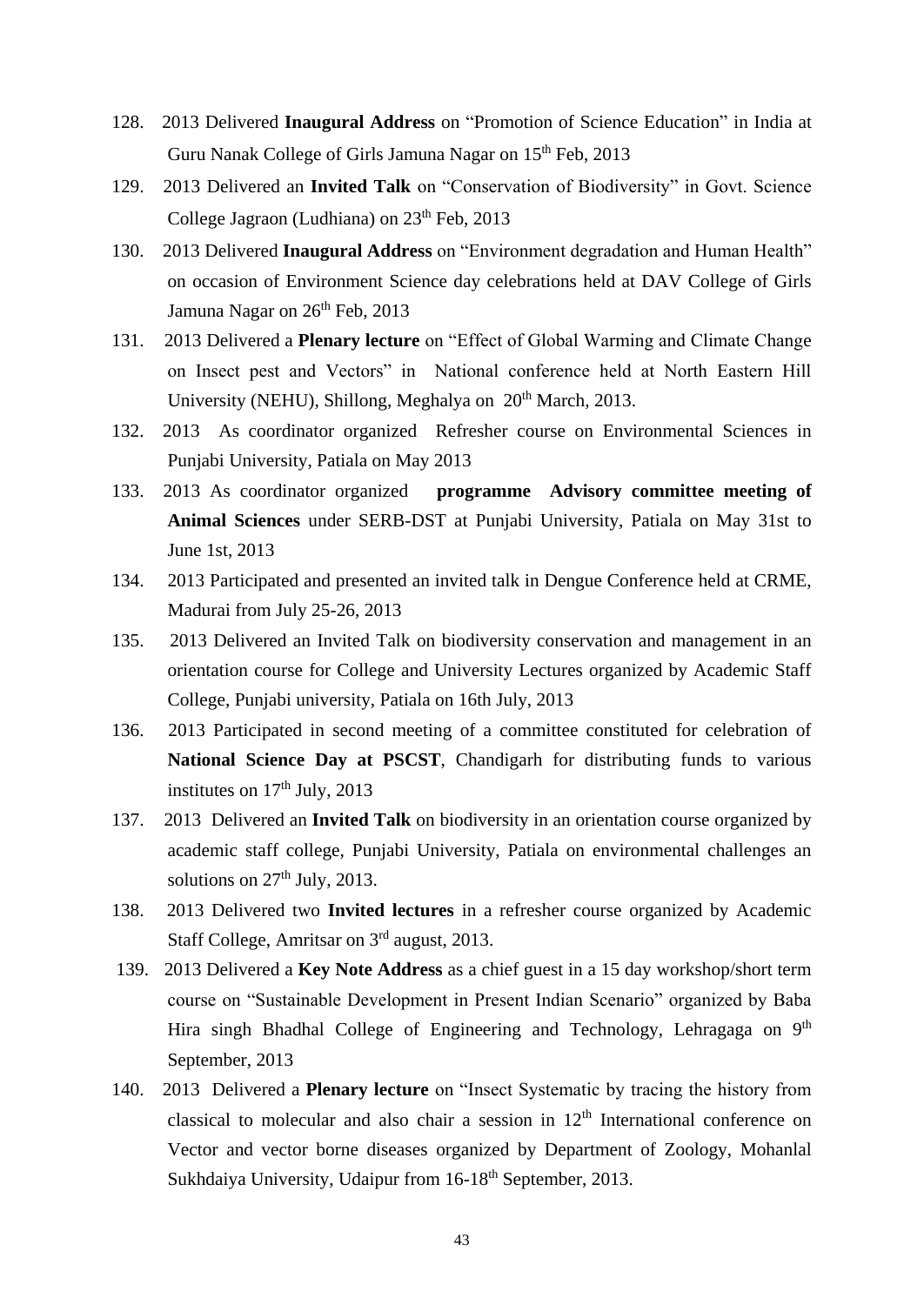128. 2013 Delivered **Inaugural Address** on “Promotion of Science Education” in India at Guru Nanak College of Girls Jamuna Nagar on 15th Feb, 2013

129. 2013 Delivered an **Invited Talk** on “Conservation of Biodiversity” in Govt. Science College Jagraon (Ludhiana) on 23th Feb, 2013

130. 2013 Delivered **Inaugural Address** on “Environment degradation and Human Health” on occasion of Environment Science day celebrations held at DAV College of Girls Jamuna Nagar on 26th Feb, 2013

131. 2013 Delivered a **Plenary lecture** on “Effect of Global Warming and Climate Change on Insect pest and Vectors” in National conference held at North Eastern Hill University (NEHU), Shillong, Meghalya on 20th March, 2013.

132. 2013 As coordinator organized Refresher course on Environmental Sciences in Punjabi University, Patiala on May 2013

133. 2013 As coordinator organized **programme Advisory committee meeting of Animal Sciences** under SERB-DST at Punjabi University, Patiala on May 31st to June 1st, 2013

134. 2013 Participated and presented an invited talk in Dengue Conference held at CRME, Madurai from July 25-26, 2013

135. 2013 Delivered an Invited Talk on biodiversity conservation and management in an orientation course for College and University Lectures organized by Academic Staff College, Punjabi university, Patiala on 16th July, 2013

136. 2013 Participated in second meeting of a committee constituted for celebration of **National Science Day at PSCST**, Chandigarh for distributing funds to various institutes on 17th July, 2013

137. 2013 Delivered an **Invited Talk** on biodiversity in an orientation course organized by academic staff college, Punjabi University, Patiala on environmental challenges an solutions on 27th July, 2013.

138. 2013 Delivered two **Invited lectures** in a refresher course organized by Academic Staff College, Amritsar on 3rd august, 2013.

139. 2013 Delivered a **Key Note Address** as a chief guest in a 15 day workshop/short term course on “Sustainable Development in Present Indian Scenario” organized by Baba Hira singh Bhadhal College of Engineering and Technology, Lehragaga on 9th September, 2013

140. 2013 Delivered a **Plenary lecture** on “Insect Systematic by tracing the history from classical to molecular and also chair a session in 12th International conference on Vector and vector borne diseases organized by Department of Zoology, Mohanlal Sukhdaiya University, Udaipur from 16-18th September, 2013.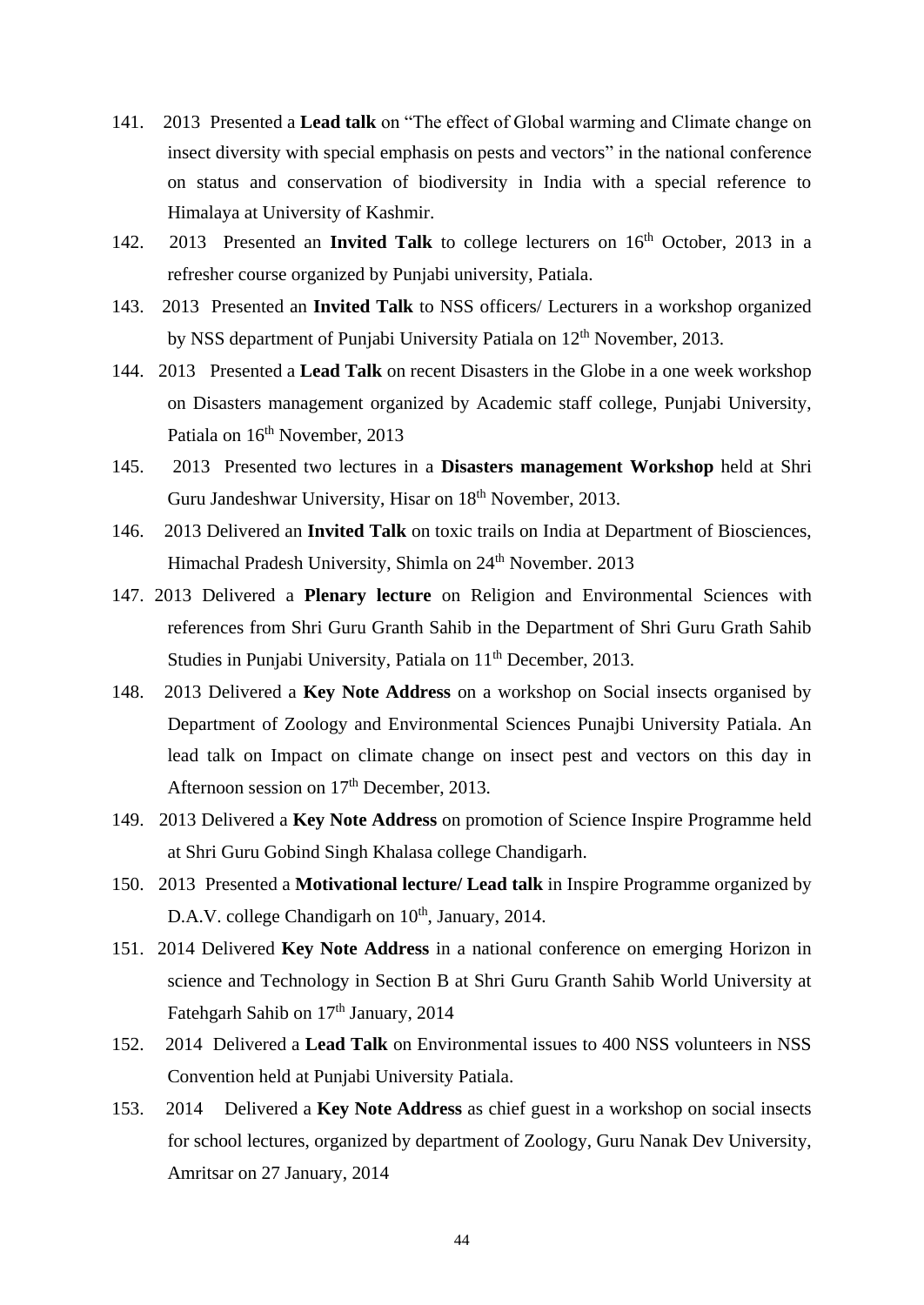141. 2013 Presented a **Lead talk** on "The effect of Global warming and Climate change on insect diversity with special emphasis on pests and vectors" in the national conference on status and conservation of biodiversity in India with a special reference to Himalaya at University of Kashmir.

142. 2013 Presented an **Invited Talk** to college lecturers on 16th October, 2013 in a refresher course organized by Punjabi university, Patiala.

143. 2013 Presented an **Invited Talk** to NSS officers/ Lecturers in a workshop organized by NSS department of Punjabi University Patiala on 12th November, 2013.

144. 2013 Presented a **Lead Talk** on recent Disasters in the Globe in a one week workshop on Disasters management organized by Academic staff college, Punjabi University, Patiala on 16th November, 2013

145. 2013 Presented two lectures in a **Disasters management Workshop** held at Shri Guru Jandeshwar University, Hisar on 18th November, 2013.

146. 2013 Delivered an **Invited Talk** on toxic trails on India at Department of Biosciences, Himachal Pradesh University, Shimla on 24th November. 2013

147. 2013 Delivered a **Plenary lecture** on Religion and Environmental Sciences with references from Shri Guru Granth Sahib in the Department of Shri Guru Grath Sahib Studies in Punjabi University, Patiala on 11th December, 2013.

148. 2013 Delivered a **Key Note Address** on a workshop on Social insects organised by Department of Zoology and Environmental Sciences Punajbi University Patiala. An lead talk on Impact on climate change on insect pest and vectors on this day in Afternoon session on 17th December, 2013.

149. 2013 Delivered a **Key Note Address** on promotion of Science Inspire Programme held at Shri Guru Gobind Singh Khalasa college Chandigarh.

150. 2013 Presented a **Motivational lecture/ Lead talk** in Inspire Programme organized by D.A.V. college Chandigarh on 10th, January, 2014.

151. 2014 Delivered **Key Note Address** in a national conference on emerging Horizon in science and Technology in Section B at Shri Guru Granth Sahib World University at Fatehgarh Sahib on 17th January, 2014

152. 2014 Delivered a **Lead Talk** on Environmental issues to 400 NSS volunteers in NSS Convention held at Punjabi University Patiala.

153. 2014 Delivered a **Key Note Address** as chief guest in a workshop on social insects for school lectures, organized by department of Zoology, Guru Nanak Dev University, Amritsar on 27 January, 2014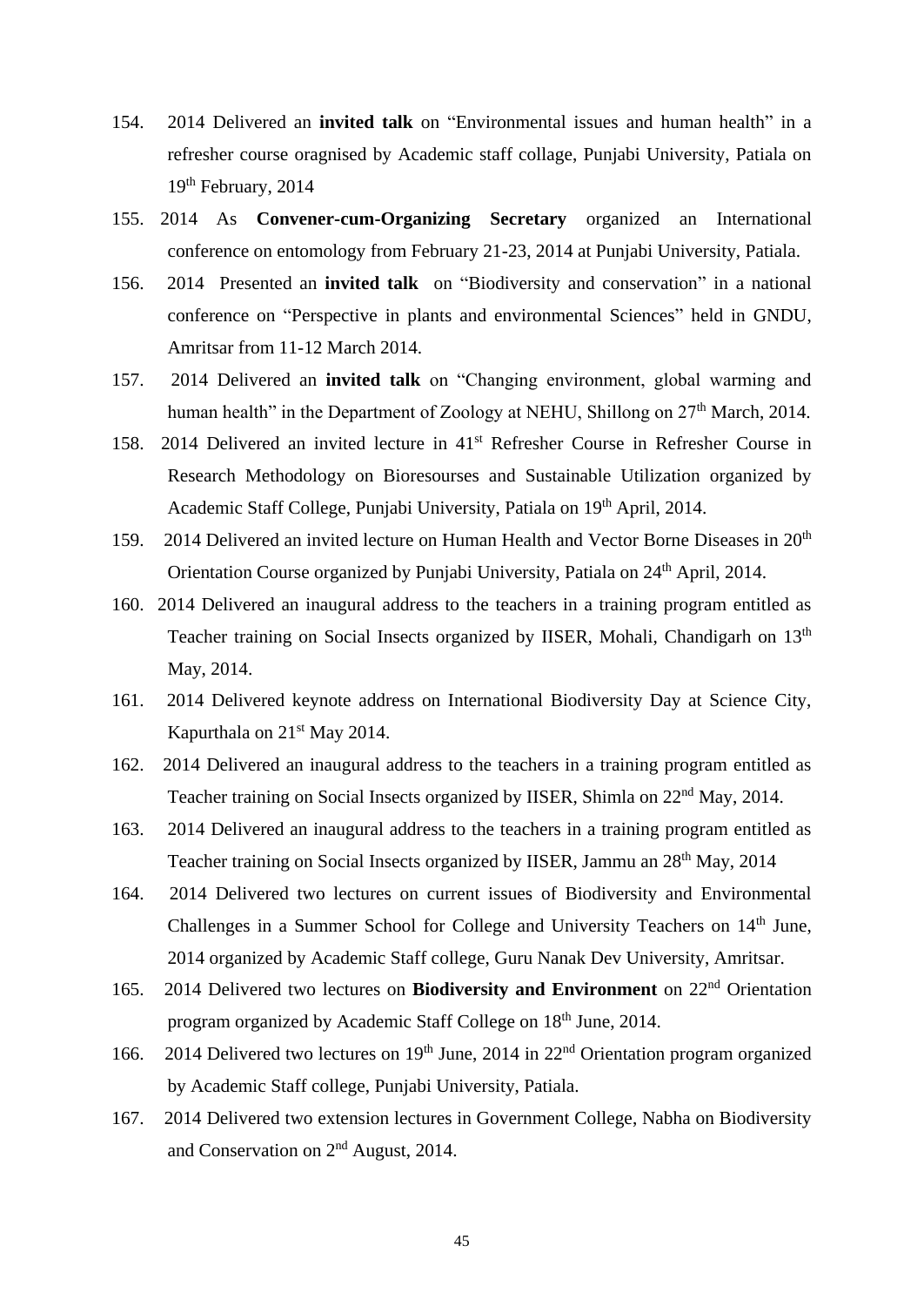154. 2014 Delivered an **invited talk** on "Environmental issues and human health" in a refresher course oragnised by Academic staff collage, Punjabi University, Patiala on 19th February, 2014

155. 2014 As **Convener-cum-Organizing Secretary** organized an International conference on entomology from February 21-23, 2014 at Punjabi University, Patiala.

156. 2014 Presented an **invited talk** on "Biodiversity and conservation" in a national conference on "Perspective in plants and environmental Sciences" held in GNDU, Amritsar from 11-12 March 2014.

157. 2014 Delivered an **invited talk** on "Changing environment, global warming and human health" in the Department of Zoology at NEHU, Shillong on 27th March, 2014.

158. 2014 Delivered an invited lecture in 41st Refresher Course in Refresher Course in Research Methodology on Bioresourses and Sustainable Utilization organized by Academic Staff College, Punjabi University, Patiala on 19th April, 2014.

159. 2014 Delivered an invited lecture on Human Health and Vector Borne Diseases in 20th Orientation Course organized by Punjabi University, Patiala on 24th April, 2014.

160. 2014 Delivered an inaugural address to the teachers in a training program entitled as Teacher training on Social Insects organized by IISER, Mohali, Chandigarh on 13th May, 2014.

161. 2014 Delivered keynote address on International Biodiversity Day at Science City, Kapurthala on 21st May 2014.

162. 2014 Delivered an inaugural address to the teachers in a training program entitled as Teacher training on Social Insects organized by IISER, Shimla on 22nd May, 2014.

163. 2014 Delivered an inaugural address to the teachers in a training program entitled as Teacher training on Social Insects organized by IISER, Jammu an 28th May, 2014

164. 2014 Delivered two lectures on current issues of Biodiversity and Environmental Challenges in a Summer School for College and University Teachers on 14th June, 2014 organized by Academic Staff college, Guru Nanak Dev University, Amritsar.

165. 2014 Delivered two lectures on **Biodiversity and Environment** on 22nd Orientation program organized by Academic Staff College on 18th June, 2014.

166. 2014 Delivered two lectures on 19th June, 2014 in 22nd Orientation program organized by Academic Staff college, Punjabi University, Patiala.

167. 2014 Delivered two extension lectures in Government College, Nabha on Biodiversity and Conservation on 2nd August, 2014.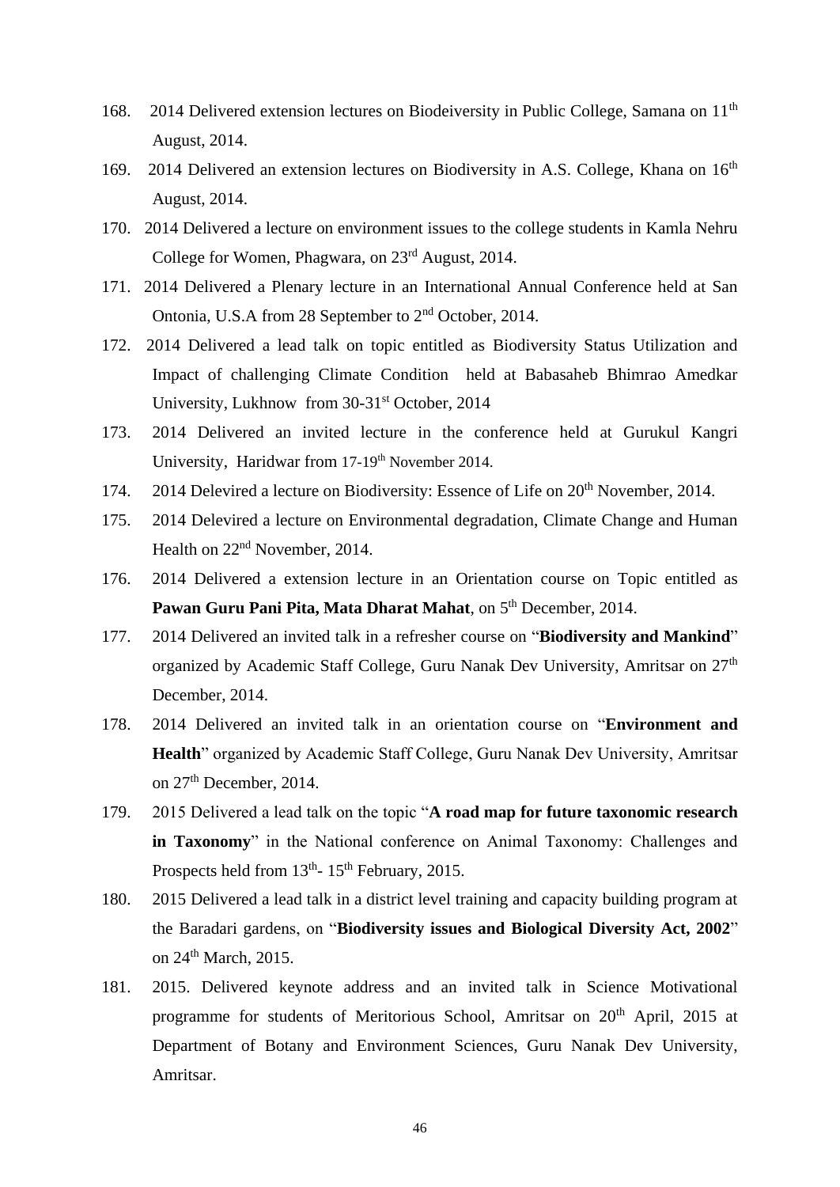168. 2014 Delivered extension lectures on Biodeiversity in Public College, Samana on 11th August, 2014.
169. 2014 Delivered an extension lectures on Biodiversity in A.S. College, Khana on 16th August, 2014.
170. 2014 Delivered a lecture on environment issues to the college students in Kamla Nehru College for Women, Phagwara, on 23rd August, 2014.
171. 2014 Delivered a Plenary lecture in an International Annual Conference held at San Ontonia, U.S.A from 28 September to 2nd October, 2014.
172. 2014 Delivered a lead talk on topic entitled as Biodiversity Status Utilization and Impact of challenging Climate Condition held at Babasaheb Bhimrao Amedkar University, Lukhnow from 30-31st October, 2014
173. 2014 Delivered an invited lecture in the conference held at Gurukul Kangri University, Haridwar from 17-19th November 2014.
174. 2014 Delevired a lecture on Biodiversity: Essence of Life on 20th November, 2014.
175. 2014 Delevired a lecture on Environmental degradation, Climate Change and Human Health on 22nd November, 2014.
176. 2014 Delivered a extension lecture in an Orientation course on Topic entitled as **Pawan Guru Pani Pita, Mata Dharat Mahat**, on 5th December, 2014.
177. 2014 Delivered an invited talk in a refresher course on "**Biodiversity and Mankind**" organized by Academic Staff College, Guru Nanak Dev University, Amritsar on 27th December, 2014.
178. 2014 Delivered an invited talk in an orientation course on "**Environment and Health**" organized by Academic Staff College, Guru Nanak Dev University, Amritsar on 27th December, 2014.
179. 2015 Delivered a lead talk on the topic "**A road map for future taxonomic research in Taxonomy**" in the National conference on Animal Taxonomy: Challenges and Prospects held from 13th- 15th February, 2015.
180. 2015 Delivered a lead talk in a district level training and capacity building program at the Baradari gardens, on "**Biodiversity issues and Biological Diversity Act, 2002**" on 24th March, 2015.
181. 2015. Delivered keynote address and an invited talk in Science Motivational programme for students of Meritorious School, Amritsar on 20th April, 2015 at Department of Botany and Environment Sciences, Guru Nanak Dev University, Amritsar.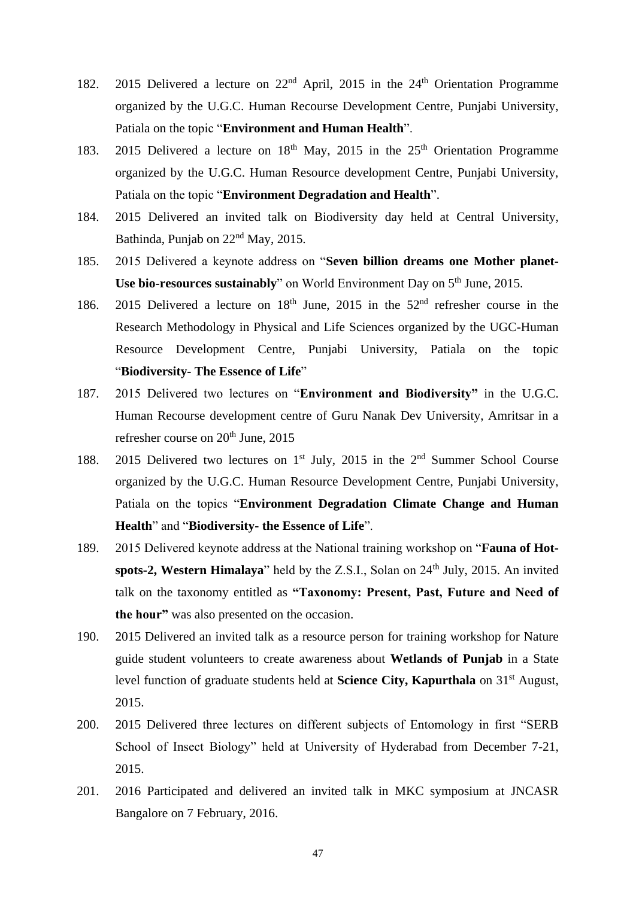182. 2015 Delivered a lecture on 22nd April, 2015 in the 24th Orientation Programme organized by the U.G.C. Human Recourse Development Centre, Punjabi University, Patiala on the topic "**Environment and Human Health**".

183. 2015 Delivered a lecture on 18th May, 2015 in the 25th Orientation Programme organized by the U.G.C. Human Resource development Centre, Punjabi University, Patiala on the topic "**Environment Degradation and Health**".

184. 2015 Delivered an invited talk on Biodiversity day held at Central University, Bathinda, Punjab on 22nd May, 2015.

185. 2015 Delivered a keynote address on "**Seven billion dreams one Mother planet-Use bio-resources sustainably**" on World Environment Day on 5th June, 2015.

186. 2015 Delivered a lecture on 18th June, 2015 in the 52nd refresher course in the Research Methodology in Physical and Life Sciences organized by the UGC-Human Resource Development Centre, Punjabi University, Patiala on the topic "**Biodiversity- The Essence of Life**"

187. 2015 Delivered two lectures on "**Environment and Biodiversity"** in the U.G.C. Human Recourse development centre of Guru Nanak Dev University, Amritsar in a refresher course on 20th June, 2015

188. 2015 Delivered two lectures on 1st July, 2015 in the 2nd Summer School Course organized by the U.G.C. Human Resource Development Centre, Punjabi University, Patiala on the topics "**Environment Degradation Climate Change and Human Health**" and "**Biodiversity- the Essence of Life**".

189. 2015 Delivered keynote address at the National training workshop on "**Fauna of Hot-spots-2, Western Himalaya**" held by the Z.S.I., Solan on 24th July, 2015. An invited talk on the taxonomy entitled as **"Taxonomy: Present, Past, Future and Need of the hour"** was also presented on the occasion.

190. 2015 Delivered an invited talk as a resource person for training workshop for Nature guide student volunteers to create awareness about **Wetlands of Punjab** in a State level function of graduate students held at **Science City, Kapurthala** on 31st August, 2015.

200. 2015 Delivered three lectures on different subjects of Entomology in first "SERB School of Insect Biology" held at University of Hyderabad from December 7-21, 2015.

201. 2016 Participated and delivered an invited talk in MKC symposium at JNCASR Bangalore on 7 February, 2016.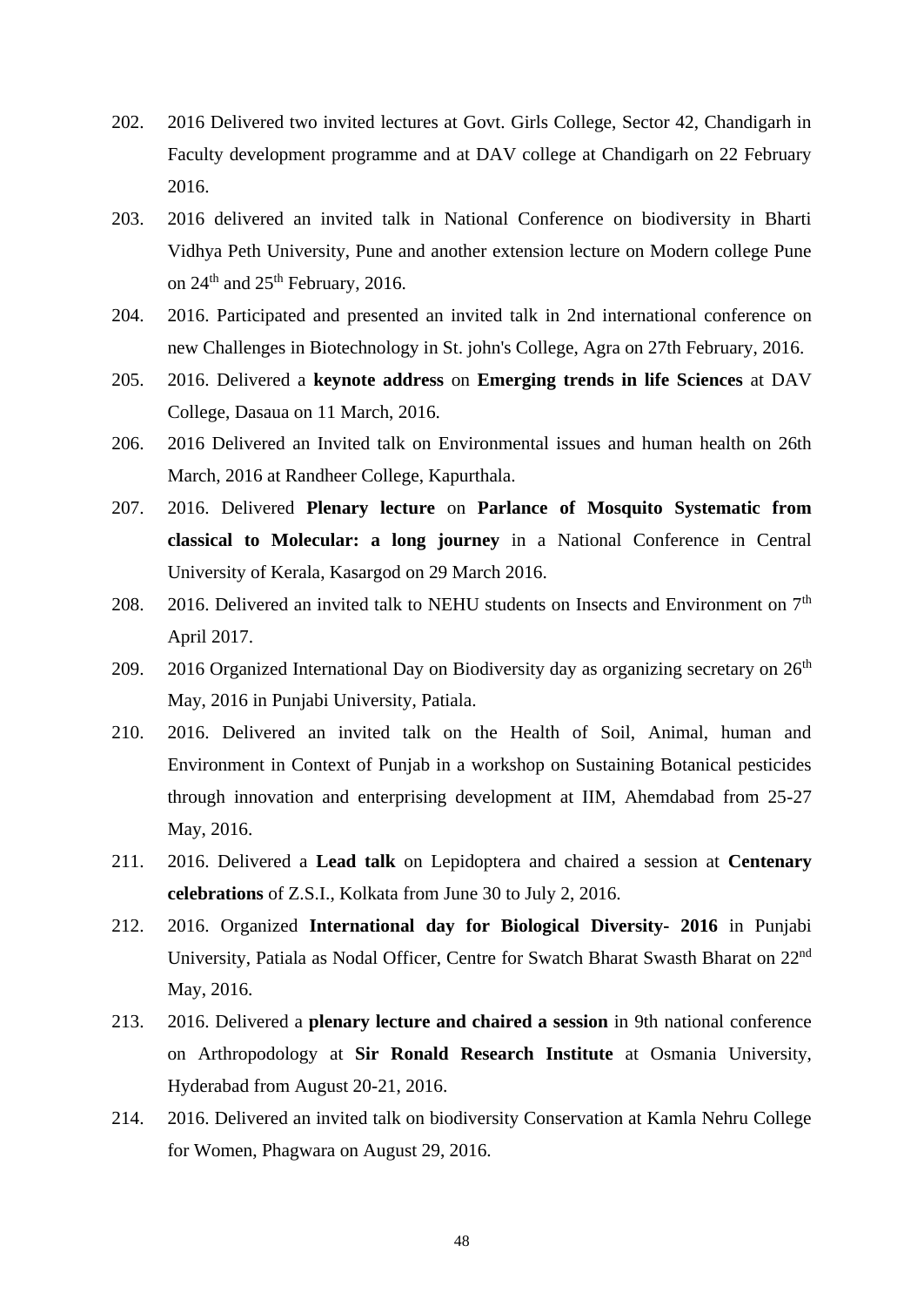202. 2016 Delivered two invited lectures at Govt. Girls College, Sector 42, Chandigarh in Faculty development programme and at DAV college at Chandigarh on 22 February 2016.

203. 2016 delivered an invited talk in National Conference on biodiversity in Bharti Vidhya Peth University, Pune and another extension lecture on Modern college Pune on 24th and 25th February, 2016.

204. 2016. Participated and presented an invited talk in 2nd international conference on new Challenges in Biotechnology in St. john's College, Agra on 27th February, 2016.

205. 2016. Delivered a **keynote address** on **Emerging trends in life Sciences** at DAV College, Dasaua on 11 March, 2016.

206. 2016 Delivered an Invited talk on Environmental issues and human health on 26th March, 2016 at Randheer College, Kapurthala.

207. 2016. Delivered **Plenary lecture** on **Parlance of Mosquito Systematic from classical to Molecular: a long journey** in a National Conference in Central University of Kerala, Kasargod on 29 March 2016.

208. 2016. Delivered an invited talk to NEHU students on Insects and Environment on 7th April 2017.

209. 2016 Organized International Day on Biodiversity day as organizing secretary on 26th May, 2016 in Punjabi University, Patiala.

210. 2016. Delivered an invited talk on the Health of Soil, Animal, human and Environment in Context of Punjab in a workshop on Sustaining Botanical pesticides through innovation and enterprising development at IIM, Ahemdabad from 25-27 May, 2016.

211. 2016. Delivered a **Lead talk** on Lepidoptera and chaired a session at **Centenary celebrations** of Z.S.I., Kolkata from June 30 to July 2, 2016.

212. 2016. Organized **International day for Biological Diversity- 2016** in Punjabi University, Patiala as Nodal Officer, Centre for Swatch Bharat Swasth Bharat on 22nd May, 2016.

213. 2016. Delivered a **plenary lecture and chaired a session** in 9th national conference on Arthropodology at **Sir Ronald Research Institute** at Osmania University, Hyderabad from August 20-21, 2016.

214. 2016. Delivered an invited talk on biodiversity Conservation at Kamla Nehru College for Women, Phagwara on August 29, 2016.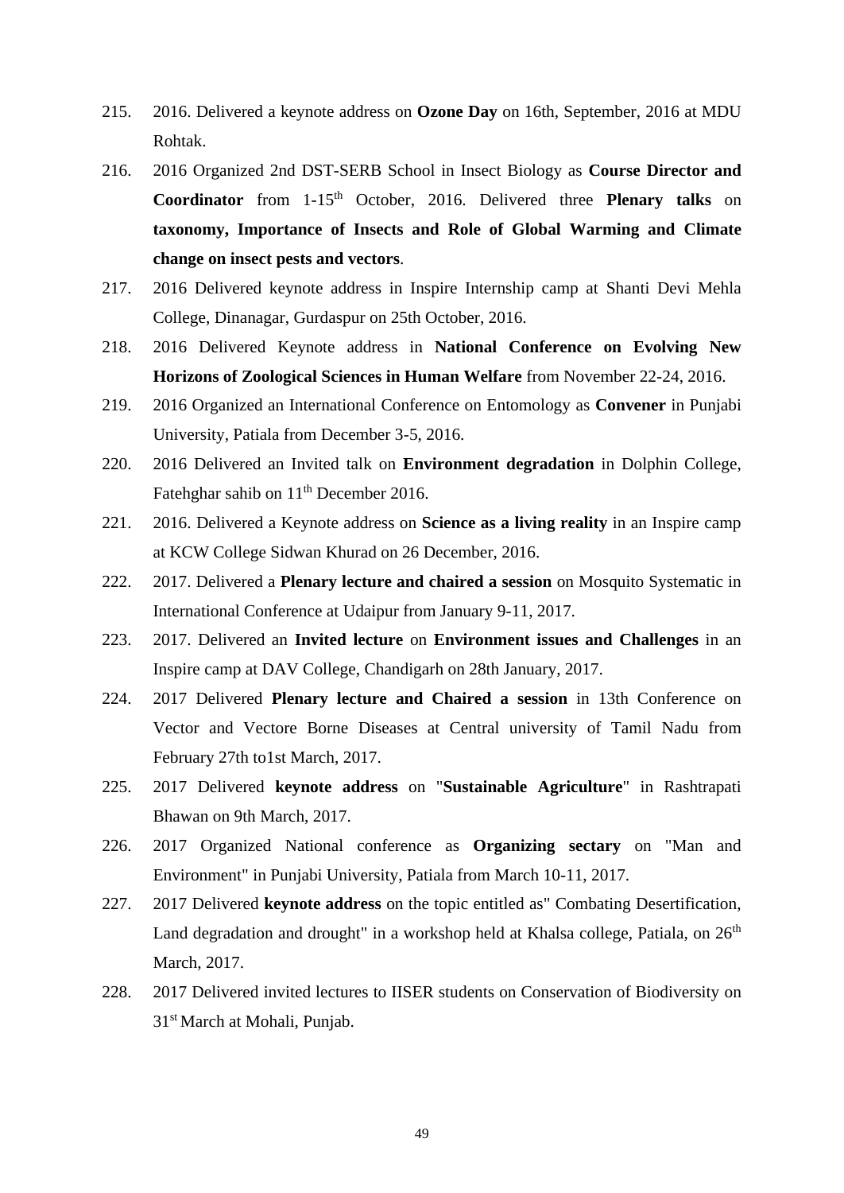215. 2016. Delivered a keynote address on **Ozone Day** on 16th, September, 2016 at MDU Rohtak.
216. 2016 Organized 2nd DST-SERB School in Insect Biology as **Course Director and Coordinator** from 1-15th October, 2016. Delivered three **Plenary talks** on **taxonomy, Importance of Insects and Role of Global Warming and Climate change on insect pests and vectors**.
217. 2016 Delivered keynote address in Inspire Internship camp at Shanti Devi Mehla College, Dinanagar, Gurdaspur on 25th October, 2016.
218. 2016 Delivered Keynote address in **National Conference on Evolving New Horizons of Zoological Sciences in Human Welfare** from November 22-24, 2016.
219. 2016 Organized an International Conference on Entomology as **Convener** in Punjabi University, Patiala from December 3-5, 2016.
220. 2016 Delivered an Invited talk on **Environment degradation** in Dolphin College, Fatehghar sahib on 11th December 2016.
221. 2016. Delivered a Keynote address on **Science as a living reality** in an Inspire camp at KCW College Sidwan Khurad on 26 December, 2016.
222. 2017. Delivered a **Plenary lecture and chaired a session** on Mosquito Systematic in International Conference at Udaipur from January 9-11, 2017.
223. 2017. Delivered an **Invited lecture** on **Environment issues and Challenges** in an Inspire camp at DAV College, Chandigarh on 28th January, 2017.
224. 2017 Delivered **Plenary lecture and Chaired a session** in 13th Conference on Vector and Vectore Borne Diseases at Central university of Tamil Nadu from February 27th to1st March, 2017.
225. 2017 Delivered **keynote address** on "**Sustainable Agriculture**" in Rashtrapati Bhawan on 9th March, 2017.
226. 2017 Organized National conference as **Organizing sectary** on "Man and Environment" in Punjabi University, Patiala from March 10-11, 2017.
227. 2017 Delivered **keynote address** on the topic entitled as" Combating Desertification, Land degradation and drought" in a workshop held at Khalsa college, Patiala, on 26th March, 2017.
228. 2017 Delivered invited lectures to IISER students on Conservation of Biodiversity on 31st March at Mohali, Punjab.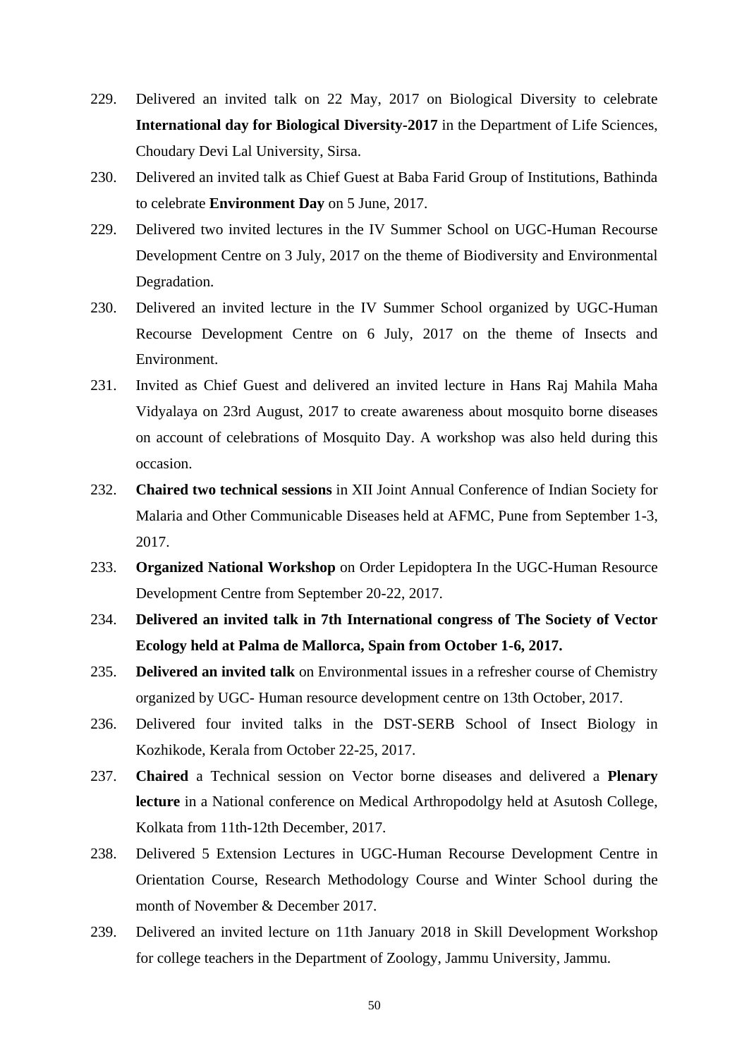229. Delivered an invited talk on 22 May, 2017 on Biological Diversity to celebrate **International day for Biological Diversity-2017** in the Department of Life Sciences, Choudary Devi Lal University, Sirsa.

230. Delivered an invited talk as Chief Guest at Baba Farid Group of Institutions, Bathinda to celebrate **Environment Day** on 5 June, 2017.

229. Delivered two invited lectures in the IV Summer School on UGC-Human Recourse Development Centre on 3 July, 2017 on the theme of Biodiversity and Environmental Degradation.

230. Delivered an invited lecture in the IV Summer School organized by UGC-Human Recourse Development Centre on 6 July, 2017 on the theme of Insects and Environment.

231. Invited as Chief Guest and delivered an invited lecture in Hans Raj Mahila Maha Vidyalaya on 23rd August, 2017 to create awareness about mosquito borne diseases on account of celebrations of Mosquito Day. A workshop was also held during this occasion.

232. **Chaired two technical sessions** in XII Joint Annual Conference of Indian Society for Malaria and Other Communicable Diseases held at AFMC, Pune from September 1-3, 2017.

233. **Organized National Workshop** on Order Lepidoptera In the UGC-Human Resource Development Centre from September 20-22, 2017.

234. **Delivered an invited talk in 7th International congress of The Society of Vector Ecology held at Palma de Mallorca, Spain from October 1-6, 2017.**

235. **Delivered an invited talk** on Environmental issues in a refresher course of Chemistry organized by UGC- Human resource development centre on 13th October, 2017.

236. Delivered four invited talks in the DST-SERB School of Insect Biology in Kozhikode, Kerala from October 22-25, 2017.

237. **Chaired** a Technical session on Vector borne diseases and delivered a **Plenary lecture** in a National conference on Medical Arthropodolgy held at Asutosh College, Kolkata from 11th-12th December, 2017.

238. Delivered 5 Extension Lectures in UGC-Human Recourse Development Centre in Orientation Course, Research Methodology Course and Winter School during the month of November & December 2017.

239. Delivered an invited lecture on 11th January 2018 in Skill Development Workshop for college teachers in the Department of Zoology, Jammu University, Jammu.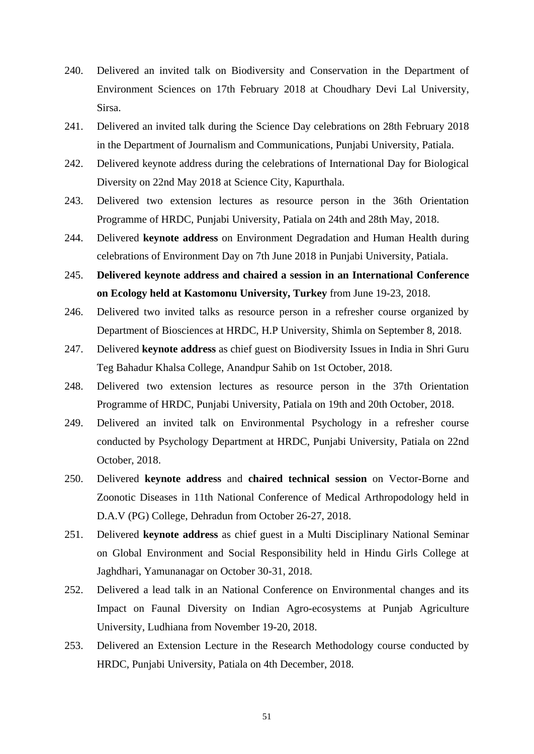240. Delivered an invited talk on Biodiversity and Conservation in the Department of Environment Sciences on 17th February 2018 at Choudhary Devi Lal University, Sirsa.
241. Delivered an invited talk during the Science Day celebrations on 28th February 2018 in the Department of Journalism and Communications, Punjabi University, Patiala.
242. Delivered keynote address during the celebrations of International Day for Biological Diversity on 22nd May 2018 at Science City, Kapurthala.
243. Delivered two extension lectures as resource person in the 36th Orientation Programme of HRDC, Punjabi University, Patiala on 24th and 28th May, 2018.
244. Delivered **keynote address** on Environment Degradation and Human Health during celebrations of Environment Day on 7th June 2018 in Punjabi University, Patiala.
245. **Delivered keynote address and chaired a session in an International Conference on Ecology held at Kastomonu University, Turkey** from June 19-23, 2018.
246. Delivered two invited talks as resource person in a refresher course organized by Department of Biosciences at HRDC, H.P University, Shimla on September 8, 2018.
247. Delivered **keynote address** as chief guest on Biodiversity Issues in India in Shri Guru Teg Bahadur Khalsa College, Anandpur Sahib on 1st October, 2018.
248. Delivered two extension lectures as resource person in the 37th Orientation Programme of HRDC, Punjabi University, Patiala on 19th and 20th October, 2018.
249. Delivered an invited talk on Environmental Psychology in a refresher course conducted by Psychology Department at HRDC, Punjabi University, Patiala on 22nd October, 2018.
250. Delivered **keynote address** and **chaired technical session** on Vector-Borne and Zoonotic Diseases in 11th National Conference of Medical Arthropodology held in D.A.V (PG) College, Dehradun from October 26-27, 2018.
251. Delivered **keynote address** as chief guest in a Multi Disciplinary National Seminar on Global Environment and Social Responsibility held in Hindu Girls College at Jaghdhari, Yamunanagar on October 30-31, 2018.
252. Delivered a lead talk in an National Conference on Environmental changes and its Impact on Faunal Diversity on Indian Agro-ecosystems at Punjab Agriculture University, Ludhiana from November 19-20, 2018.
253. Delivered an Extension Lecture in the Research Methodology course conducted by HRDC, Punjabi University, Patiala on 4th December, 2018.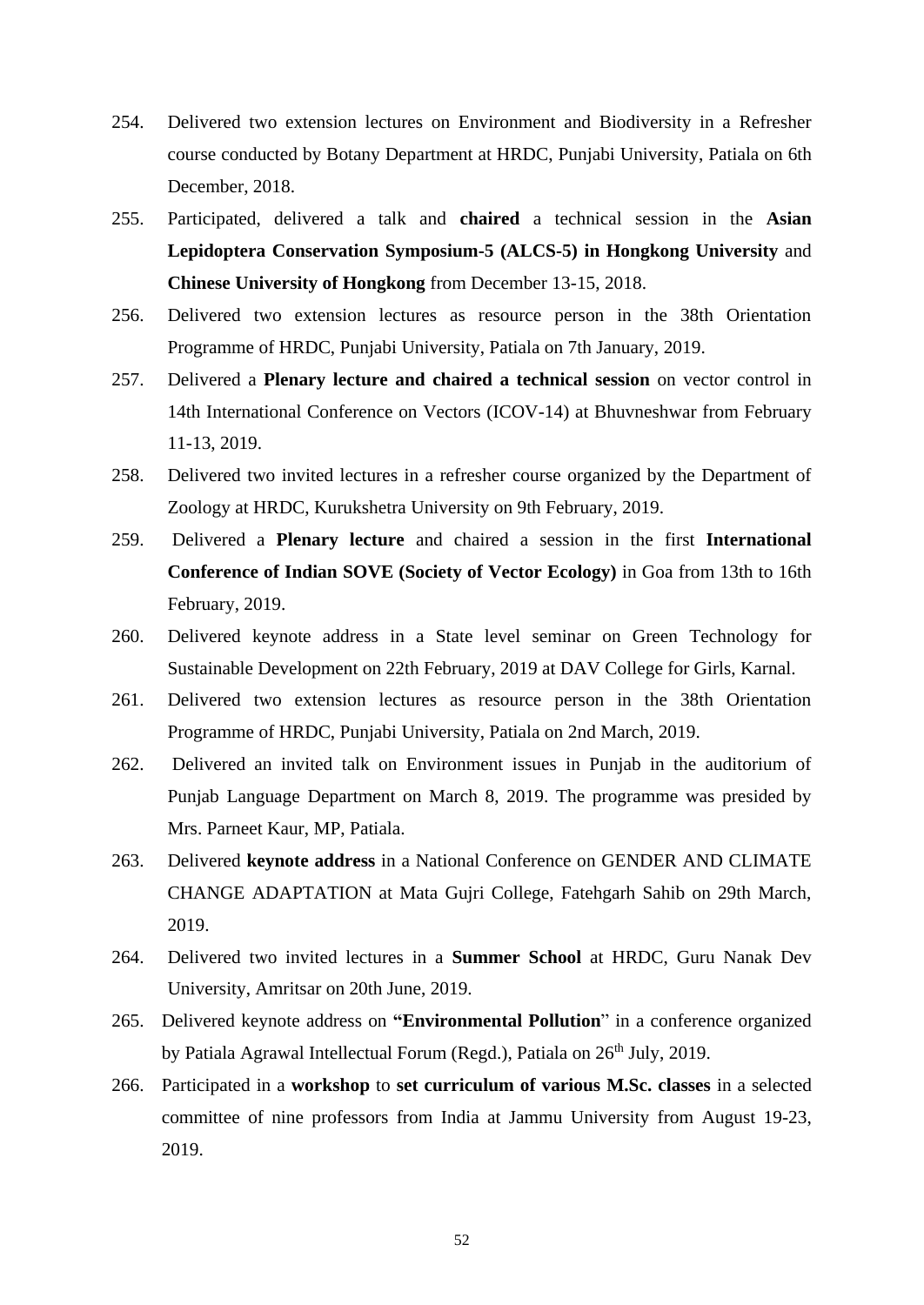254. Delivered two extension lectures on Environment and Biodiversity in a Refresher course conducted by Botany Department at HRDC, Punjabi University, Patiala on 6th December, 2018.

255. Participated, delivered a talk and **chaired** a technical session in the **Asian Lepidoptera Conservation Symposium-5 (ALCS-5) in Hongkong University** and **Chinese University of Hongkong** from December 13-15, 2018.

256. Delivered two extension lectures as resource person in the 38th Orientation Programme of HRDC, Punjabi University, Patiala on 7th January, 2019.

257. Delivered a **Plenary lecture and chaired a technical session** on vector control in 14th International Conference on Vectors (ICOV-14) at Bhuvneshwar from February 11-13, 2019.

258. Delivered two invited lectures in a refresher course organized by the Department of Zoology at HRDC, Kurukshetra University on 9th February, 2019.

259. Delivered a **Plenary lecture** and chaired a session in the first **International Conference of Indian SOVE (Society of Vector Ecology)** in Goa from 13th to 16th February, 2019.

260. Delivered keynote address in a State level seminar on Green Technology for Sustainable Development on 22th February, 2019 at DAV College for Girls, Karnal.

261. Delivered two extension lectures as resource person in the 38th Orientation Programme of HRDC, Punjabi University, Patiala on 2nd March, 2019.

262. Delivered an invited talk on Environment issues in Punjab in the auditorium of Punjab Language Department on March 8, 2019. The programme was presided by Mrs. Parneet Kaur, MP, Patiala.

263. Delivered **keynote address** in a National Conference on GENDER AND CLIMATE CHANGE ADAPTATION at Mata Gujri College, Fatehgarh Sahib on 29th March, 2019.

264. Delivered two invited lectures in a **Summer School** at HRDC, Guru Nanak Dev University, Amritsar on 20th June, 2019.

265. Delivered keynote address on **"Environmental Pollution**" in a conference organized by Patiala Agrawal Intellectual Forum (Regd.), Patiala on 26th July, 2019.

266. Participated in a **workshop** to **set curriculum of various M.Sc. classes** in a selected committee of nine professors from India at Jammu University from August 19-23, 2019.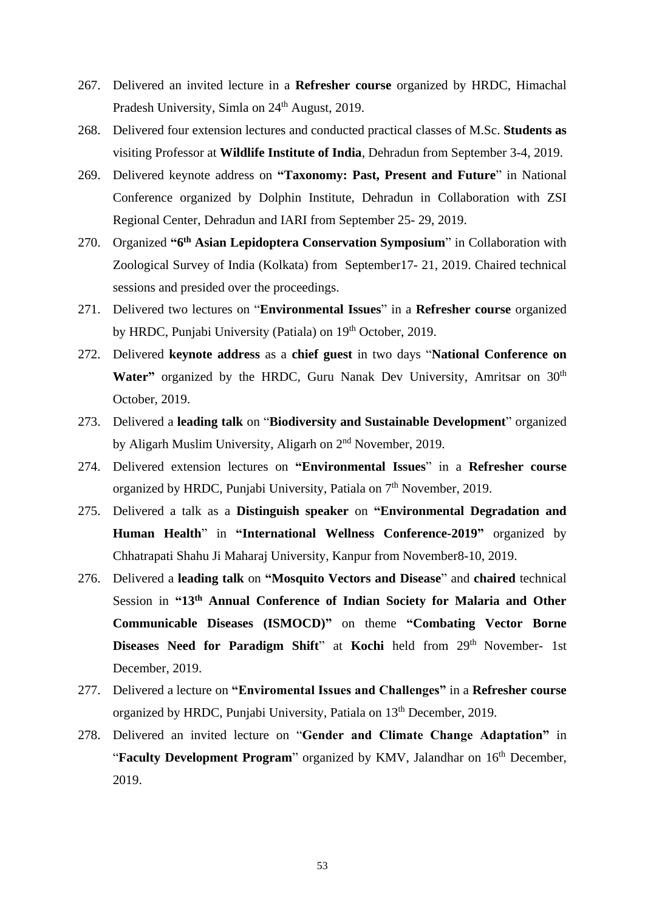267. Delivered an invited lecture in a **Refresher course** organized by HRDC, Himachal Pradesh University, Simla on 24th August, 2019.
268. Delivered four extension lectures and conducted practical classes of M.Sc. **Students as** visiting Professor at **Wildlife Institute of India**, Dehradun from September 3-4, 2019.
269. Delivered keynote address on **"Taxonomy: Past, Present and Future**" in National Conference organized by Dolphin Institute, Dehradun in Collaboration with ZSI Regional Center, Dehradun and IARI from September 25- 29, 2019.
270. Organized **"6th Asian Lepidoptera Conservation Symposium**" in Collaboration with Zoological Survey of India (Kolkata) from September17- 21, 2019. Chaired technical sessions and presided over the proceedings.
271. Delivered two lectures on "**Environmental Issues**" in a **Refresher course** organized by HRDC, Punjabi University (Patiala) on 19th October, 2019.
272. Delivered **keynote address** as a **chief guest** in two days "**National Conference on Water"** organized by the HRDC, Guru Nanak Dev University, Amritsar on 30th October, 2019.
273. Delivered a **leading talk** on "**Biodiversity and Sustainable Development**" organized by Aligarh Muslim University, Aligarh on 2nd November, 2019.
274. Delivered extension lectures on **"Environmental Issues**" in a **Refresher course** organized by HRDC, Punjabi University, Patiala on 7th November, 2019.
275. Delivered a talk as a **Distinguish speaker** on **"Environmental Degradation and Human Health**" in **"International Wellness Conference-2019"** organized by Chhatrapati Shahu Ji Maharaj University, Kanpur from November8-10, 2019.
276. Delivered a **leading talk** on **"Mosquito Vectors and Disease**" and **chaired** technical Session in **"13th Annual Conference of Indian Society for Malaria and Other Communicable Diseases (ISMOCD)"** on theme **"Combating Vector Borne Diseases Need for Paradigm Shift**" at **Kochi** held from 29th November- 1st December, 2019.
277. Delivered a lecture on **"Enviromental Issues and Challenges"** in a **Refresher course** organized by HRDC, Punjabi University, Patiala on 13th December, 2019.
278. Delivered an invited lecture on "**Gender and Climate Change Adaptation"** in "**Faculty Development Program**" organized by KMV, Jalandhar on 16th December, 2019.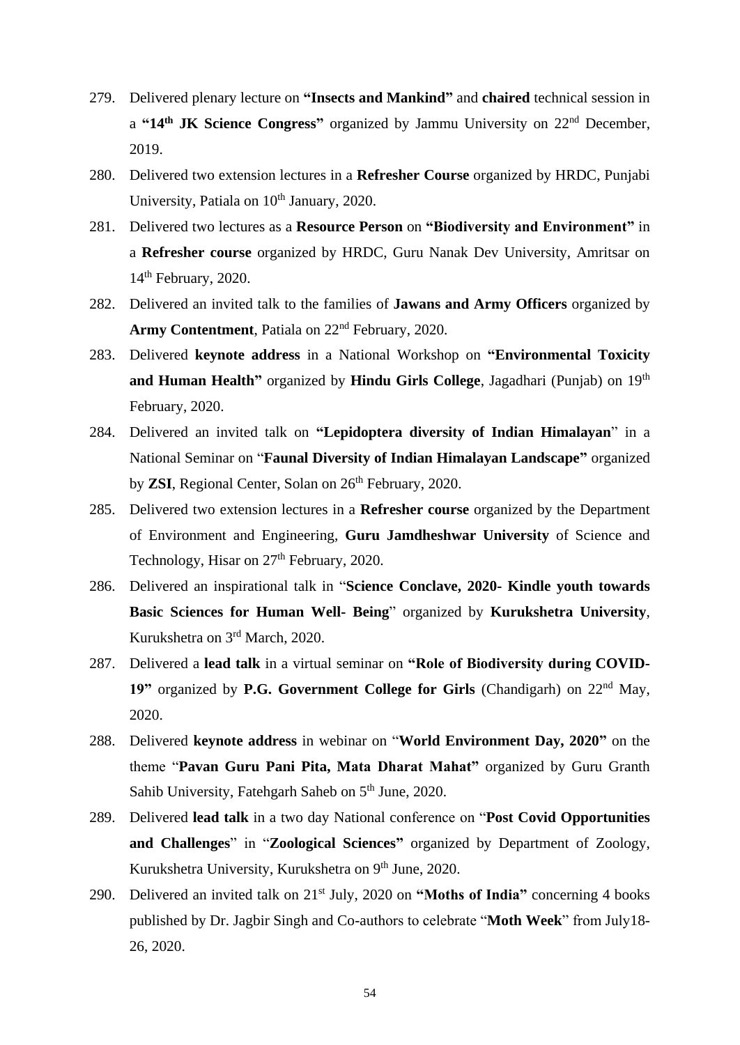279. Delivered plenary lecture on **"Insects and Mankind"** and **chaired** technical session in a **"14th JK Science Congress"** organized by Jammu University on 22nd December, 2019.
280. Delivered two extension lectures in a **Refresher Course** organized by HRDC, Punjabi University, Patiala on 10th January, 2020.
281. Delivered two lectures as a **Resource Person** on **"Biodiversity and Environment"** in a **Refresher course** organized by HRDC, Guru Nanak Dev University, Amritsar on 14th February, 2020.
282. Delivered an invited talk to the families of **Jawans and Army Officers** organized by **Army Contentment**, Patiala on 22nd February, 2020.
283. Delivered **keynote address** in a National Workshop on **"Environmental Toxicity and Human Health"** organized by **Hindu Girls College**, Jagadhari (Punjab) on 19th February, 2020.
284. Delivered an invited talk on **"Lepidoptera diversity of Indian Himalayan**" in a National Seminar on "**Faunal Diversity of Indian Himalayan Landscape"** organized by **ZSI**, Regional Center, Solan on 26th February, 2020.
285. Delivered two extension lectures in a **Refresher course** organized by the Department of Environment and Engineering, **Guru Jamdheshwar University** of Science and Technology, Hisar on 27th February, 2020.
286. Delivered an inspirational talk in "**Science Conclave, 2020- Kindle youth towards Basic Sciences for Human Well- Being**" organized by **Kurukshetra University**, Kurukshetra on 3rd March, 2020.
287. Delivered a **lead talk** in a virtual seminar on **"Role of Biodiversity during COVID-19"** organized by **P.G. Government College for Girls** (Chandigarh) on 22nd May, 2020.
288. Delivered **keynote address** in webinar on "**World Environment Day, 2020"** on the theme "**Pavan Guru Pani Pita, Mata Dharat Mahat"** organized by Guru Granth Sahib University, Fatehgarh Saheb on 5th June, 2020.
289. Delivered **lead talk** in a two day National conference on "**Post Covid Opportunities and Challenges**" in "**Zoological Sciences"** organized by Department of Zoology, Kurukshetra University, Kurukshetra on 9th June, 2020.
290. Delivered an invited talk on 21st July, 2020 on **"Moths of India"** concerning 4 books published by Dr. Jagbir Singh and Co-authors to celebrate "**Moth Week**" from July18-26, 2020.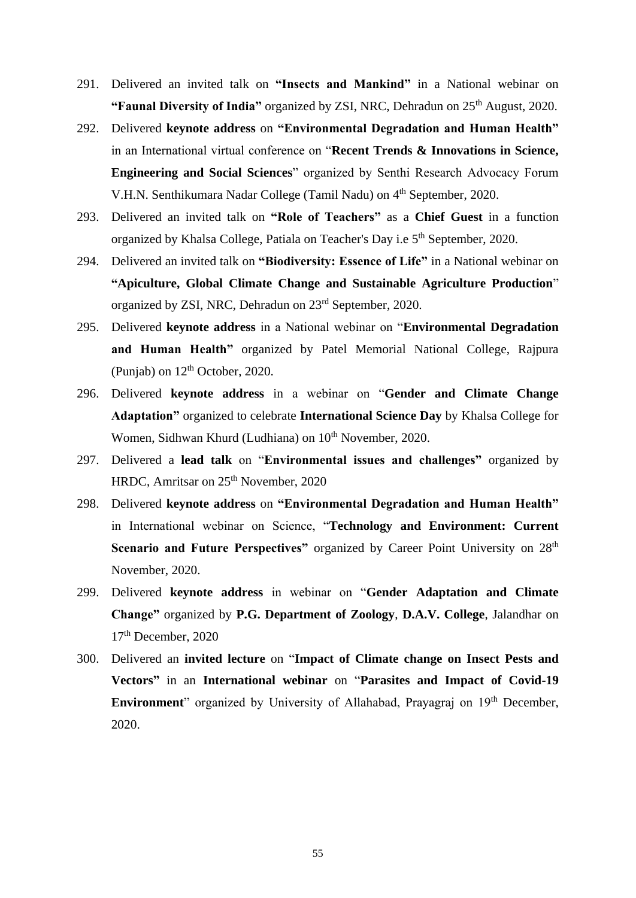291. Delivered an invited talk on **"Insects and Mankind"** in a National webinar on **"Faunal Diversity of India"** organized by ZSI, NRC, Dehradun on 25th August, 2020.
292. Delivered **keynote address** on **"Environmental Degradation and Human Health"** in an International virtual conference on "**Recent Trends & Innovations in Science, Engineering and Social Sciences**" organized by Senthi Research Advocacy Forum V.H.N. Senthikumara Nadar College (Tamil Nadu) on 4th September, 2020.
293. Delivered an invited talk on **"Role of Teachers"** as a **Chief Guest** in a function organized by Khalsa College, Patiala on Teacher's Day i.e 5th September, 2020.
294. Delivered an invited talk on **"Biodiversity: Essence of Life"** in a National webinar on **"Apiculture, Global Climate Change and Sustainable Agriculture Production**" organized by ZSI, NRC, Dehradun on 23rd September, 2020.
295. Delivered **keynote address** in a National webinar on "**Environmental Degradation and Human Health"** organized by Patel Memorial National College, Rajpura (Punjab) on 12th October, 2020.
296. Delivered **keynote address** in a webinar on "**Gender and Climate Change Adaptation"** organized to celebrate **International Science Day** by Khalsa College for Women, Sidhwan Khurd (Ludhiana) on 10th November, 2020.
297. Delivered a **lead talk** on "**Environmental issues and challenges"** organized by HRDC, Amritsar on 25th November, 2020
298. Delivered **keynote address** on **"Environmental Degradation and Human Health"** in International webinar on Science, "**Technology and Environment: Current Scenario and Future Perspectives"** organized by Career Point University on 28th November, 2020.
299. Delivered **keynote address** in webinar on "**Gender Adaptation and Climate Change"** organized by **P.G. Department of Zoology**, **D.A.V. College**, Jalandhar on 17th December, 2020
300. Delivered an **invited lecture** on "**Impact of Climate change on Insect Pests and Vectors"** in an **International webinar** on "**Parasites and Impact of Covid-19 Environment**" organized by University of Allahabad, Prayagraj on 19th December, 2020.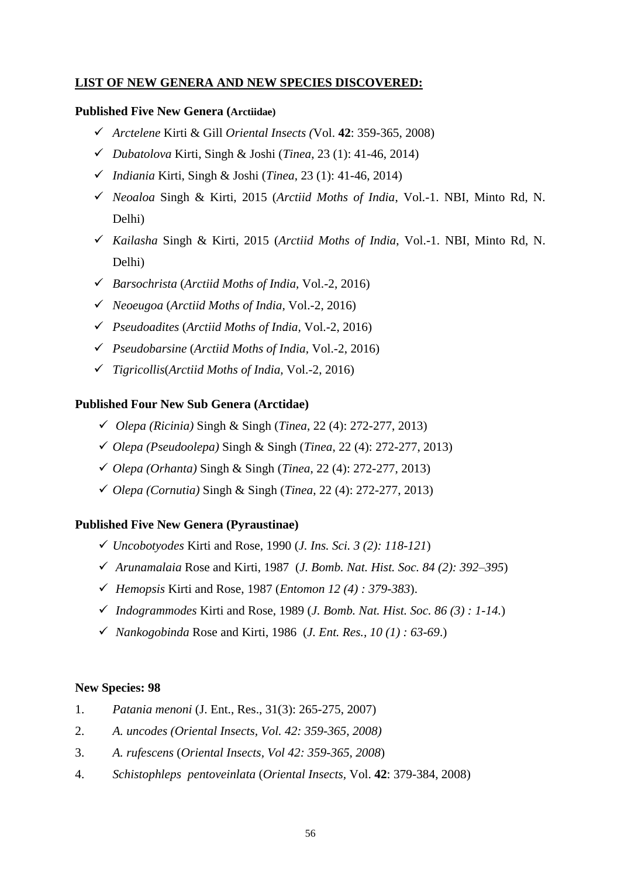**LIST OF NEW GENERA AND NEW SPECIES DISCOVERED:**

**Published Five New Genera (Arctiidae)**

- ✓ *Arctelene* Kirti & Gill *Oriental Insects (*Vol. **42**: 359-365, 2008)
- ✓ *Dubatolova* Kirti, Singh & Joshi (*Tinea*, 23 (1): 41-46, 2014)
- ✓ *Indiania* Kirti, Singh & Joshi (*Tinea*, 23 (1): 41-46, 2014)
- ✓ *Neoaloa* Singh & Kirti, 2015 (*Arctiid Moths of India*, Vol.-1. NBI, Minto Rd, N. Delhi)
- ✓ *Kailasha* Singh & Kirti, 2015 (*Arctiid Moths of India*, Vol.-1. NBI, Minto Rd, N. Delhi)
- ✓ *Barsochrista* (*Arctiid Moths of India,* Vol.-2, 2016)
- ✓ *Neoeugoa* (*Arctiid Moths of India,* Vol.-2, 2016)
- ✓ *Pseudoadites* (*Arctiid Moths of India,* Vol.-2, 2016)
- ✓ *Pseudobarsine* (*Arctiid Moths of India,* Vol.-2, 2016)
- ✓ *Tigricollis*(*Arctiid Moths of India,* Vol.-2, 2016)

**Published Four New Sub Genera (Arctidae)**

- ✓ *Olepa (Ricinia)* Singh & Singh (*Tinea*, 22 (4): 272-277, 2013)
- ✓ *Olepa (Pseudoolepa)* Singh & Singh (*Tinea*, 22 (4): 272-277, 2013)
- ✓ *Olepa (Orhanta)* Singh & Singh (*Tinea*, 22 (4): 272-277, 2013)
- ✓ *Olepa (Cornutia)* Singh & Singh (*Tinea*, 22 (4): 272-277, 2013)

**Published Five New Genera (Pyraustinae)**

- ✓ *Uncobotyodes* Kirti and Rose, 1990 (*J. Ins. Sci. 3 (2): 118-121*)
- ✓ *Arunamalaia* Rose and Kirti, 1987 (*J. Bomb. Nat. Hist. Soc. 84 (2): 392–395*)
- ✓ *Hemopsis* Kirti and Rose, 1987 (*Entomon 12 (4) : 379-383*).
- ✓ *Indogrammodes* Kirti and Rose, 1989 (*J. Bomb. Nat. Hist. Soc. 86 (3) : 1-14.*)
- ✓ *Nankogobinda* Rose and Kirti, 1986 (*J. Ent. Res., 10 (1) : 63-69*.)

**New Species: 98**

1. *Patania menoni* (J. Ent., Res., 31(3): 265-275, 2007)
2. *A. uncodes (Oriental Insects, Vol. 42: 359-365, 2008)*
3. *A. rufescens* (*Oriental Insects, Vol 42: 359-365, 2008*)
4. *Schistophleps pentoveinlata* (*Oriental Insects*, Vol. **42**: 379-384, 2008)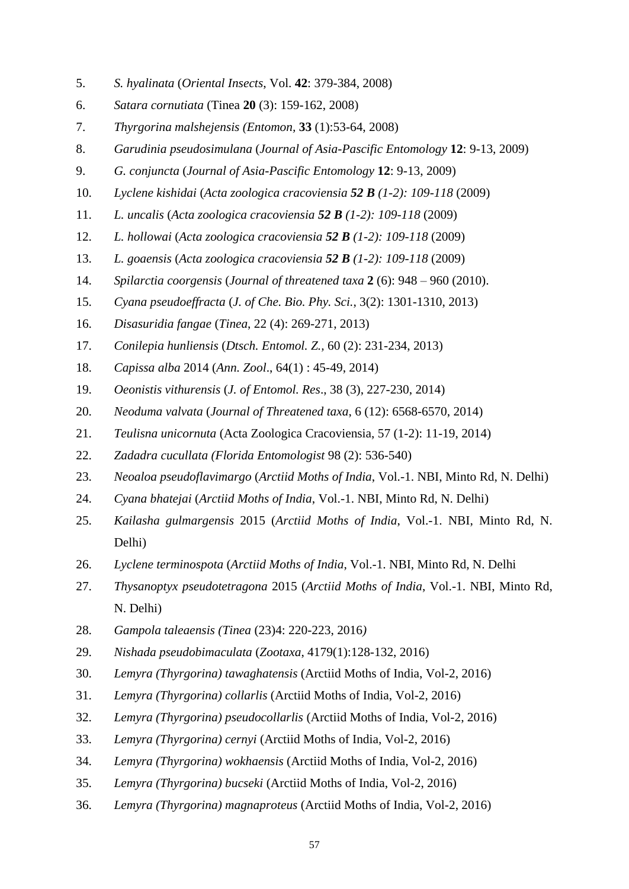5. *S. hyalinata* (*Oriental Insects*, Vol. **42**: 379-384, 2008)
6. *Satara cornutiata* (Tinea **20** (3): 159-162, 2008)
7. *Thyrgorina malshejensis (Entomon,* **33** (1):53-64, 2008)
8. *Garudinia pseudosimulana* (*Journal of Asia-Pascific Entomology* **12**: 9-13, 2009)
9. *G. conjuncta* (*Journal of Asia-Pascific Entomology* **12**: 9-13, 2009)
10. *Lyclene kishidai* (*Acta zoologica cracoviensia* ***52 B*** *(1-2): 109-118* (2009)
11. *L. uncalis* (*Acta zoologica cracoviensia* ***52 B*** *(1-2): 109-118* (2009)
12. *L. hollowai* (*Acta zoologica cracoviensia* ***52 B*** *(1-2): 109-118* (2009)
13. *L. goaensis* (*Acta zoologica cracoviensia* ***52 B*** *(1-2): 109-118* (2009)
14. *Spilarctia coorgensis* (*Journal of threatened taxa* **2** (6): 948 – 960 (2010).
15. *Cyana pseudoeffracta* (*J. of Che. Bio. Phy. Sci.*, 3(2): 1301-1310, 2013)
16. *Disasuridia fangae* (*Tinea*, 22 (4): 269-271, 2013)
17. *Conilepia hunliensis* (*Dtsch. Entomol. Z.*, 60 (2): 231-234, 2013)
18. *Capissa alba* 2014 (*Ann. Zool*., 64(1) : 45-49, 2014)
19. *Oeonistis vithurensis* (*J. of Entomol. Res*., 38 (3), 227-230, 2014)
20. *Neoduma valvata* (*Journal of Threatened taxa*, 6 (12): 6568-6570, 2014)
21. *Teulisna unicornuta* (Acta Zoologica Cracoviensia, 57 (1-2): 11-19, 2014)
22. *Zadadra cucullata (Florida Entomologist* 98 (2): 536-540)
23. *Neoaloa pseudoflavimargo* (*Arctiid Moths of India*, Vol.-1. NBI, Minto Rd, N. Delhi)
24. *Cyana bhatejai* (*Arctiid Moths of India*, Vol.-1. NBI, Minto Rd, N. Delhi)
25. *Kailasha gulmargensis* 2015 (*Arctiid Moths of India*, Vol.-1. NBI, Minto Rd, N. Delhi)
26. *Lyclene terminospota* (*Arctiid Moths of India*, Vol.-1. NBI, Minto Rd, N. Delhi
27. *Thysanoptyx pseudotetragona* 2015 (*Arctiid Moths of India*, Vol.-1. NBI, Minto Rd, N. Delhi)
28. *Gampola taleaensis (Tinea* (23)4: 220-223, 2016*)*
29. *Nishada pseudobimaculata* (*Zootaxa*, 4179(1):128-132, 2016)
30. *Lemyra (Thyrgorina) tawaghatensis* (Arctiid Moths of India, Vol-2, 2016)
31. *Lemyra (Thyrgorina) collarlis* (Arctiid Moths of India, Vol-2, 2016)
32. *Lemyra (Thyrgorina) pseudocollarlis* (Arctiid Moths of India, Vol-2, 2016)
33. *Lemyra (Thyrgorina) cernyi* (Arctiid Moths of India, Vol-2, 2016)
34. *Lemyra (Thyrgorina) wokhaensis* (Arctiid Moths of India, Vol-2, 2016)
35. *Lemyra (Thyrgorina) bucseki* (Arctiid Moths of India, Vol-2, 2016)
36. *Lemyra (Thyrgorina) magnaproteus* (Arctiid Moths of India, Vol-2, 2016)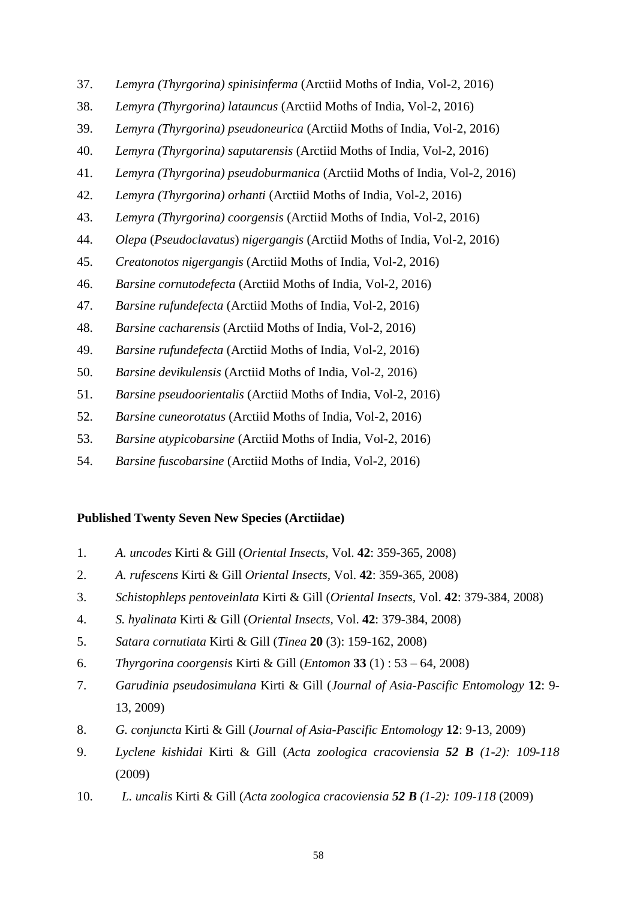37. *Lemyra (Thyrgorina) spinisinferma* (Arctiid Moths of India, Vol-2, 2016)
38. *Lemyra (Thyrgorina) latauncus* (Arctiid Moths of India, Vol-2, 2016)
39. *Lemyra (Thyrgorina) pseudoneurica* (Arctiid Moths of India, Vol-2, 2016)
40. *Lemyra (Thyrgorina) saputarensis* (Arctiid Moths of India, Vol-2, 2016)
41. *Lemyra (Thyrgorina) pseudoburmanica* (Arctiid Moths of India, Vol-2, 2016)
42. *Lemyra (Thyrgorina) orhanti* (Arctiid Moths of India, Vol-2, 2016)
43. *Lemyra (Thyrgorina) coorgensis* (Arctiid Moths of India, Vol-2, 2016)
44. *Olepa* (*Pseudoclavatus*) *nigergangis* (Arctiid Moths of India, Vol-2, 2016)
45. *Creatonotos nigergangis* (Arctiid Moths of India, Vol-2, 2016)
46. *Barsine cornutodefecta* (Arctiid Moths of India, Vol-2, 2016)
47. *Barsine rufundefecta* (Arctiid Moths of India, Vol-2, 2016)
48. *Barsine cacharensis* (Arctiid Moths of India, Vol-2, 2016)
49. *Barsine rufundefecta* (Arctiid Moths of India, Vol-2, 2016)
50. *Barsine devikulensis* (Arctiid Moths of India, Vol-2, 2016)
51. *Barsine pseudoorientalis* (Arctiid Moths of India, Vol-2, 2016)
52. *Barsine cuneorotatus* (Arctiid Moths of India, Vol-2, 2016)
53. *Barsine atypicobarsine* (Arctiid Moths of India, Vol-2, 2016)
54. *Barsine fuscobarsine* (Arctiid Moths of India, Vol-2, 2016)

**Published Twenty Seven New Species (Arctiidae)**

1. *A. uncodes* Kirti & Gill (*Oriental Insects,* Vol. **42**: 359-365, 2008)
2. *A. rufescens* Kirti & Gill *Oriental Insects,* Vol. **42**: 359-365, 2008)
3. *Schistophleps pentoveinlata* Kirti & Gill (*Oriental Insects,* Vol. **42**: 379-384, 2008)
4. *S. hyalinata* Kirti & Gill (*Oriental Insects,* Vol. **42**: 379-384, 2008)
5. *Satara cornutiata* Kirti & Gill (*Tinea* **20** (3): 159-162, 2008)
6. *Thyrgorina coorgensis* Kirti & Gill (*Entomon* **33** (1) : 53 – 64, 2008)
7. *Garudinia pseudosimulana* Kirti & Gill (*Journal of Asia-Pascific Entomology* **12**: 9-13, 2009)
8. *G. conjuncta* Kirti & Gill (*Journal of Asia-Pascific Entomology* **12**: 9-13, 2009)
9. *Lyclene kishidai* Kirti & Gill (*Acta zoologica cracoviensia **52 B** (1-2): 109-118* (2009)
10. *L. uncalis* Kirti & Gill (*Acta zoologica cracoviensia **52 B** (1-2): 109-118* (2009)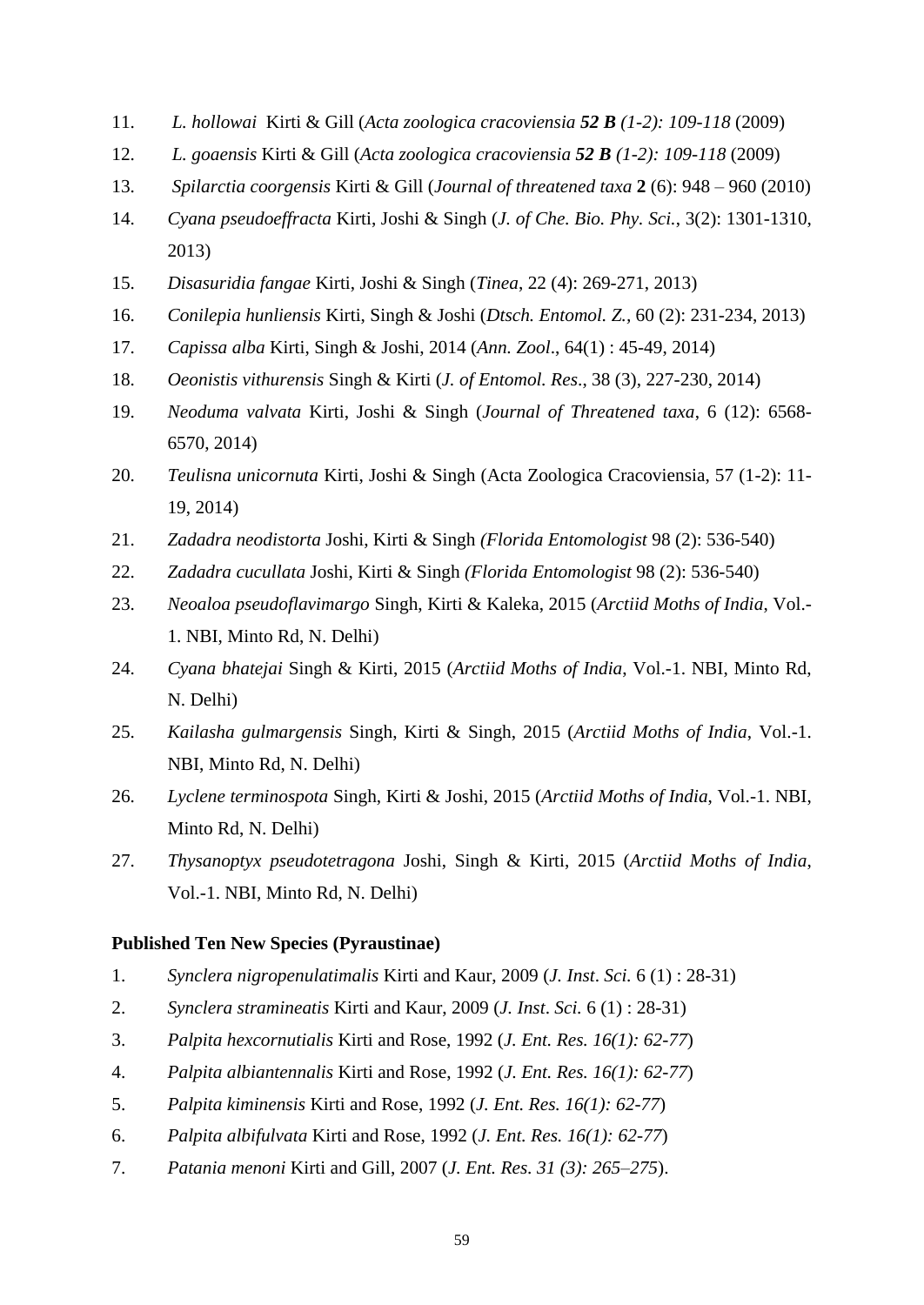11. *L. hollowai* Kirti & Gill (*Acta zoologica cracoviensia* ***52 B*** *(1-2): 109-118* (2009)
12. *L. goaensis* Kirti & Gill (*Acta zoologica cracoviensia* ***52 B*** *(1-2): 109-118* (2009)
13. *Spilarctia coorgensis* Kirti & Gill (*Journal of threatened taxa* **2** (6): 948 – 960 (2010)
14. *Cyana pseudoeffracta* Kirti, Joshi & Singh (*J. of Che. Bio. Phy. Sci.*, 3(2): 1301-1310, 2013)
15. *Disasuridia fangae* Kirti, Joshi & Singh (*Tinea*, 22 (4): 269-271, 2013)
16. *Conilepia hunliensis* Kirti, Singh & Joshi (*Dtsch. Entomol. Z.,* 60 (2): 231-234, 2013)
17. *Capissa alba* Kirti, Singh & Joshi, 2014 (*Ann. Zool*., 64(1) : 45-49, 2014)
18. *Oeonistis vithurensis* Singh & Kirti (*J. of Entomol. Res*., 38 (3), 227-230, 2014)
19. *Neoduma valvata* Kirti, Joshi & Singh (*Journal of Threatened taxa*, 6 (12): 6568-6570, 2014)
20. *Teulisna unicornuta* Kirti, Joshi & Singh (Acta Zoologica Cracoviensia, 57 (1-2): 11-19, 2014)
21. *Zadadra neodistorta* Joshi, Kirti & Singh *(Florida Entomologist* 98 (2): 536-540)
22. *Zadadra cucullata* Joshi, Kirti & Singh *(Florida Entomologist* 98 (2): 536-540)
23. *Neoaloa pseudoflavimargo* Singh, Kirti & Kaleka, 2015 (*Arctiid Moths of India*, Vol.-1. NBI, Minto Rd, N. Delhi)
24. *Cyana bhatejai* Singh & Kirti, 2015 (*Arctiid Moths of India*, Vol.-1. NBI, Minto Rd, N. Delhi)
25. *Kailasha gulmargensis* Singh, Kirti & Singh, 2015 (*Arctiid Moths of India*, Vol.-1. NBI, Minto Rd, N. Delhi)
26. *Lyclene terminospota* Singh, Kirti & Joshi, 2015 (*Arctiid Moths of India*, Vol.-1. NBI, Minto Rd, N. Delhi)
27. *Thysanoptyx pseudotetragona* Joshi, Singh & Kirti, 2015 (*Arctiid Moths of India*, Vol.-1. NBI, Minto Rd, N. Delhi)

**Published Ten New Species (Pyraustinae)**

1. *Synclera nigropenulatimalis* Kirti and Kaur, 2009 (*J. Inst*. *Sci.* 6 (1) : 28-31)
2. *Synclera stramineatis* Kirti and Kaur, 2009 (*J. Inst*. *Sci.* 6 (1) : 28-31)
3. *Palpita hexcornutialis* Kirti and Rose, 1992 (*J. Ent. Res. 16(1): 62-77*)
4. *Palpita albiantennalis* Kirti and Rose, 1992 (*J. Ent. Res. 16(1): 62-77*)
5. *Palpita kiminensis* Kirti and Rose, 1992 (*J. Ent. Res. 16(1): 62-77*)
6. *Palpita albifulvata* Kirti and Rose, 1992 (*J. Ent. Res. 16(1): 62-77*)
7. *Patania menoni* Kirti and Gill, 2007 (*J. Ent. Res. 31 (3): 265–275*).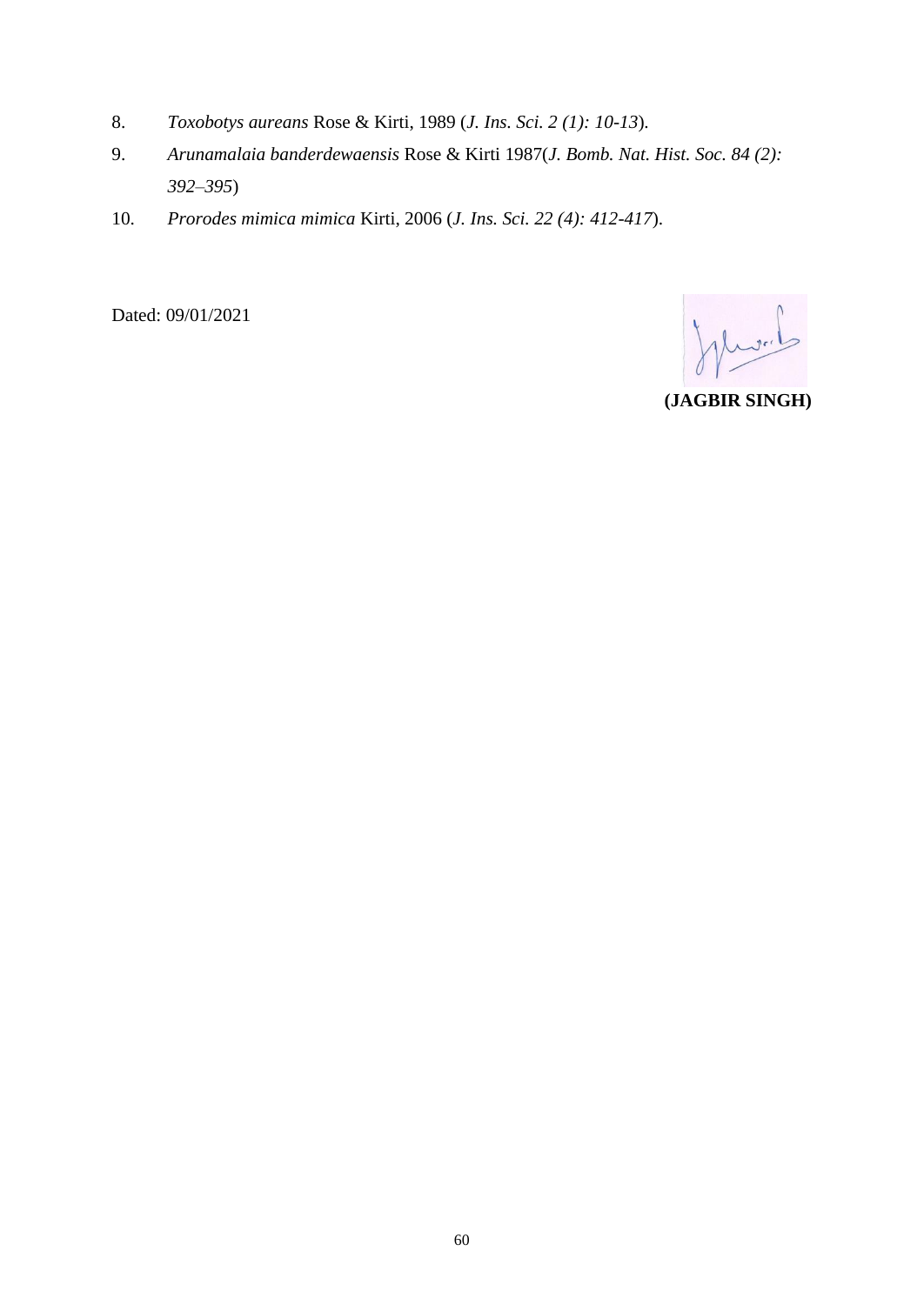8. *Toxobotys aureans* Rose & Kirti, 1989 (*J. Ins. Sci. 2 (1): 10-13*).
9. *Arunamalaia banderdewaensis* Rose & Kirti 1987(*J. Bomb. Nat. Hist. Soc. 84 (2): 392–395*)
10. *Prorodes mimica mimica* Kirti, 2006 (*J. Ins. Sci. 22 (4): 412-417*).

Dated: 09/01/2021

**(JAGBIR SINGH)**